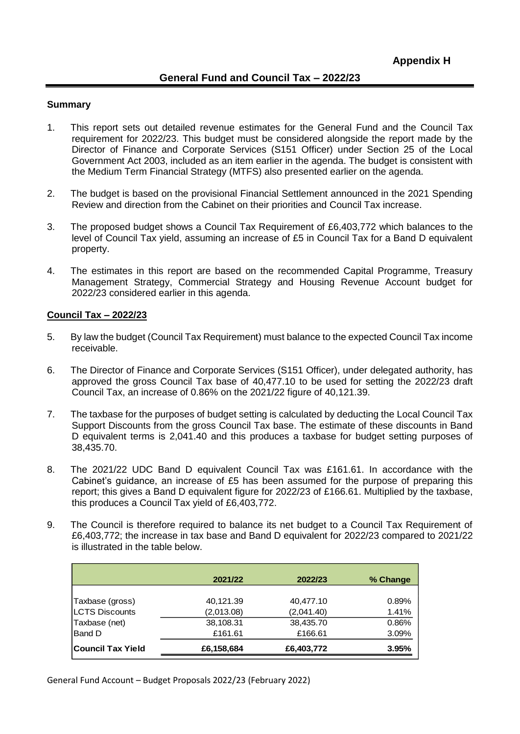**Appendix H**

## General Fund and Council Tax – 2022/23

### Summary

1. This report sets out detailed revenue estimates for the General Fund and the Council Tax requirement for 2022/23. This budget must be considered alongside the report made by the Director of Finance and Corporate Services (S151 Officer) under Section 25 of the Local Government Act 2003, included as an item earlier in the agenda. The budget is consistent with the Medium Term Financial Strategy (MTFS) also presented earlier on the agenda.

2. The budget is based on the provisional Financial Settlement announced in the 2021 Spending Review and direction from the Cabinet on their priorities and Council Tax increase.

3. The proposed budget shows a Council Tax Requirement of £6,403,772 which balances to the level of Council Tax yield, assuming an increase of £5 in Council Tax for a Band D equivalent property.

4. The estimates in this report are based on the recommended Capital Programme, Treasury Management Strategy, Commercial Strategy and Housing Revenue Account budget for 2022/23 considered earlier in this agenda.

### Council Tax – 2022/23

5. By law the budget (Council Tax Requirement) must balance to the expected Council Tax income receivable.

6. The Director of Finance and Corporate Services (S151 Officer), under delegated authority, has approved the gross Council Tax base of 40,477.10 to be used for setting the 2022/23 draft Council Tax, an increase of 0.86% on the 2021/22 figure of 40,121.39.

7. The taxbase for the purposes of budget setting is calculated by deducting the Local Council Tax Support Discounts from the gross Council Tax base. The estimate of these discounts in Band D equivalent terms is 2,041.40 and this produces a taxbase for budget setting purposes of 38,435.70.

8. The 2021/22 UDC Band D equivalent Council Tax was £161.61. In accordance with the Cabinet's guidance, an increase of £5 has been assumed for the purpose of preparing this report; this gives a Band D equivalent figure for 2022/23 of £166.61. Multiplied by the taxbase, this produces a Council Tax yield of £6,403,772.

9. The Council is therefore required to balance its net budget to a Council Tax Requirement of £6,403,772; the increase in tax base and Band D equivalent for 2022/23 compared to 2021/22 is illustrated in the table below.

| | 2021/22 | 2022/23 | % Change |
|---|---|---|---|
| Taxbase (gross) | 40,121.39 | 40,477.10 | 0.89% |
| LCTS Discounts | (2,013.08) | (2,041.40) | 1.41% |
| Taxbase (net) | 38,108.31 | 38,435.70 | 0.86% |
| Band D | £161.61 | £166.61 | 3.09% |
| **Council Tax Yield** | **£6,158,684** | **£6,403,772** | **3.95%** |

General Fund Account – Budget Proposals 2022/23 (February 2022)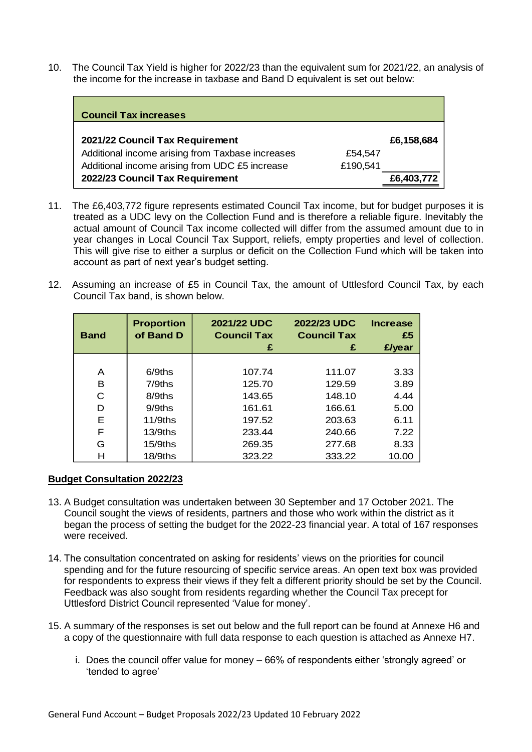10. The Council Tax Yield is higher for 2022/23 than the equivalent sum for 2021/22, an analysis of the income for the increase in taxbase and Band D equivalent is set out below:

| **Council Tax increases** | | |
|---|---|---|
| **2021/22 Council Tax Requirement** | | **£6,158,684** |
| Additional income arising from Taxbase increases | £54,547 | |
| Additional income arising from UDC £5 increase | £190,541 | |
| **2022/23 Council Tax Requirement** | | **£6,403,772** |

11. The £6,403,772 figure represents estimated Council Tax income, but for budget purposes it is treated as a UDC levy on the Collection Fund and is therefore a reliable figure. Inevitably the actual amount of Council Tax income collected will differ from the assumed amount due to in year changes in Local Council Tax Support, reliefs, empty properties and level of collection. This will give rise to either a surplus or deficit on the Collection Fund which will be taken into account as part of next year's budget setting.

12. Assuming an increase of £5 in Council Tax, the amount of Uttlesford Council Tax, by each Council Tax band, is shown below.

| **Band** | **Proportion of Band D** | **2021/22 UDC Council Tax £** | **2022/23 UDC Council Tax £** | **Increase £5 £/year** |
|---|---|---|---|---|
| A | 6/9ths | 107.74 | 111.07 | 3.33 |
| B | 7/9ths | 125.70 | 129.59 | 3.89 |
| C | 8/9ths | 143.65 | 148.10 | 4.44 |
| D | 9/9ths | 161.61 | 166.61 | 5.00 |
| E | 11/9ths | 197.52 | 203.63 | 6.11 |
| F | 13/9ths | 233.44 | 240.66 | 7.22 |
| G | 15/9ths | 269.35 | 277.68 | 8.33 |
| H | 18/9ths | 323.22 | 333.22 | 10.00 |

**Budget Consultation 2022/23**

13. A Budget consultation was undertaken between 30 September and 17 October 2021. The Council sought the views of residents, partners and those who work within the district as it began the process of setting the budget for the 2022-23 financial year. A total of 167 responses were received.

14. The consultation concentrated on asking for residents' views on the priorities for council spending and for the future resourcing of specific service areas. An open text box was provided for respondents to express their views if they felt a different priority should be set by the Council. Feedback was also sought from residents regarding whether the Council Tax precept for Uttlesford District Council represented 'Value for money'.

15. A summary of the responses is set out below and the full report can be found at Annexe H6 and a copy of the questionnaire with full data response to each question is attached as Annexe H7.

    i. Does the council offer value for money – 66% of respondents either 'strongly agreed' or 'tended to agree'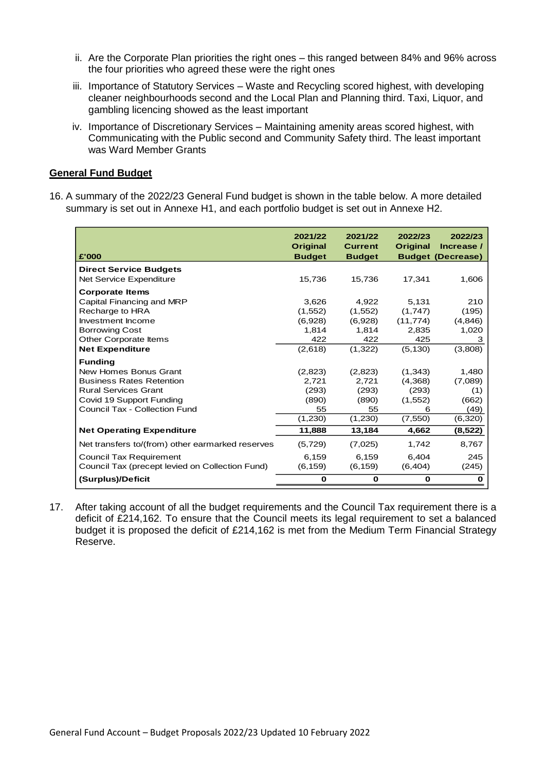ii. Are the Corporate Plan priorities the right ones – this ranged between 84% and 96% across the four priorities who agreed these were the right ones

iii. Importance of Statutory Services – Waste and Recycling scored highest, with developing cleaner neighbourhoods second and the Local Plan and Planning third. Taxi, Liquor, and gambling licencing showed as the least important

iv. Importance of Discretionary Services – Maintaining amenity areas scored highest, with Communicating with the Public second and Community Safety third. The least important was Ward Member Grants

**General Fund Budget**

16. A summary of the 2022/23 General Fund budget is shown in the table below. A more detailed summary is set out in Annexe H1, and each portfolio budget is set out in Annexe H2.

| £'000 | 2021/22 Original Budget | 2021/22 Current Budget | 2022/23 Original Budget | 2022/23 Increase / (Decrease) |
|---|---|---|---|---|
| **Direct Service Budgets** | | | | |
| Net Service Expenditure | 15,736 | 15,736 | 17,341 | 1,606 |
| **Corporate Items** | | | | |
| Capital Financing and MRP | 3,626 | 4,922 | 5,131 | 210 |
| Recharge to HRA | (1,552) | (1,552) | (1,747) | (195) |
| Investment Income | (6,928) | (6,928) | (11,774) | (4,846) |
| Borrowing Cost | 1,814 | 1,814 | 2,835 | 1,020 |
| Other Corporate Items | 422 | 422 | 425 | 3 |
| **Net Expenditure** | (2,618) | (1,322) | (5,130) | (3,808) |
| **Funding** | | | | |
| New Homes Bonus Grant | (2,823) | (2,823) | (1,343) | 1,480 |
| Business Rates Retention | 2,721 | 2,721 | (4,368) | (7,089) |
| Rural Services Grant | (293) | (293) | (293) | (1) |
| Covid 19 Support Funding | (890) | (890) | (1,552) | (662) |
| Council Tax - Collection Fund | 55 | 55 | 6 | (49) |
| | (1,230) | (1,230) | (7,550) | (6,320) |
| **Net Operating Expenditure** | **11,888** | **13,184** | **4,662** | **(8,522)** |
| Net transfers to/(from) other earmarked reserves | (5,729) | (7,025) | 1,742 | 8,767 |
| Council Tax Requirement | 6,159 | 6,159 | 6,404 | 245 |
| Council Tax (precept levied on Collection Fund) | (6,159) | (6,159) | (6,404) | (245) |
| **(Surplus)/Deficit** | **0** | **0** | **0** | **0** |

17. After taking account of all the budget requirements and the Council Tax requirement there is a deficit of £214,162. To ensure that the Council meets its legal requirement to set a balanced budget it is proposed the deficit of £214,162 is met from the Medium Term Financial Strategy Reserve.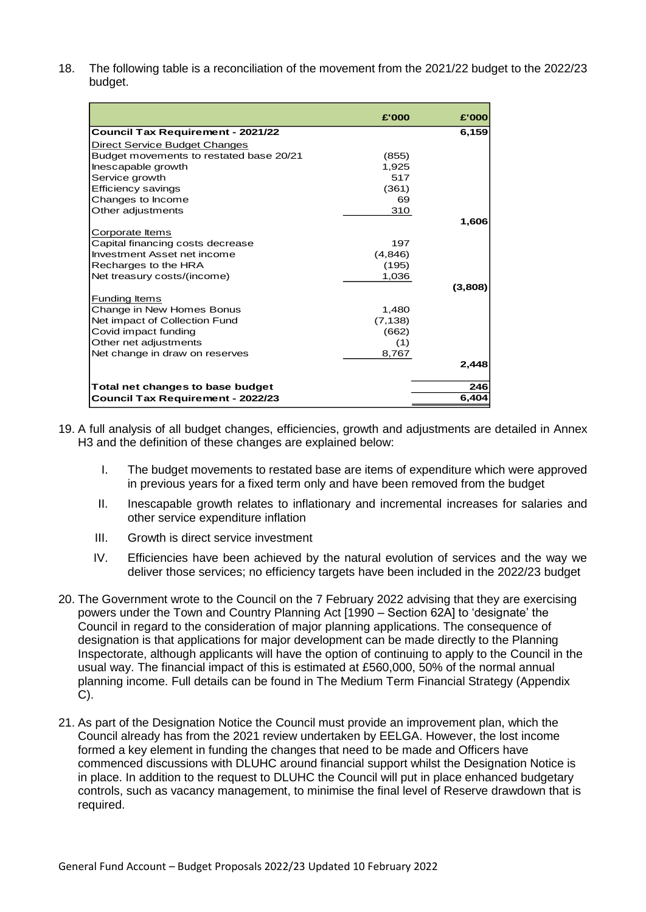18. The following table is a reconciliation of the movement from the 2021/22 budget to the 2022/23 budget.

| | £'000 | £'000 |
|---|---|---|
| **Council Tax Requirement - 2021/22** | | 6,159 |
| Direct Service Budget Changes | | |
| Budget movements to restated base 20/21 | (855) | |
| Inescapable growth | 1,925 | |
| Service growth | 517 | |
| Efficiency savings | (361) | |
| Changes to Income | 69 | |
| Other adjustments | 310 | |
| | | 1,606 |
| Corporate Items | | |
| Capital financing costs decrease | 197 | |
| Investment Asset net income | (4,846) | |
| Recharges to the HRA | (195) | |
| Net treasury costs/(income) | 1,036 | |
| | | (3,808) |
| Funding Items | | |
| Change in New Homes Bonus | 1,480 | |
| Net impact of Collection Fund | (7,138) | |
| Covid impact funding | (662) | |
| Other net adjustments | (1) | |
| Net change in draw on reserves | 8,767 | |
| | | 2,448 |
| **Total net changes to base budget** | | 246 |
| **Council Tax Requirement - 2022/23** | | 6,404 |

19. A full analysis of all budget changes, efficiencies, growth and adjustments are detailed in Annex H3 and the definition of these changes are explained below:

    I. The budget movements to restated base are items of expenditure which were approved in previous years for a fixed term only and have been removed from the budget

    II. Inescapable growth relates to inflationary and incremental increases for salaries and other service expenditure inflation

    III. Growth is direct service investment

    IV. Efficiencies have been achieved by the natural evolution of services and the way we deliver those services; no efficiency targets have been included in the 2022/23 budget

20. The Government wrote to the Council on the 7 February 2022 advising that they are exercising powers under the Town and Country Planning Act [1990 – Section 62A] to 'designate' the Council in regard to the consideration of major planning applications. The consequence of designation is that applications for major development can be made directly to the Planning Inspectorate, although applicants will have the option of continuing to apply to the Council in the usual way. The financial impact of this is estimated at £560,000, 50% of the normal annual planning income. Full details can be found in The Medium Term Financial Strategy (Appendix C).

21. As part of the Designation Notice the Council must provide an improvement plan, which the Council already has from the 2021 review undertaken by EELGA. However, the lost income formed a key element in funding the changes that need to be made and Officers have commenced discussions with DLUHC around financial support whilst the Designation Notice is in place. In addition to the request to DLUHC the Council will put in place enhanced budgetary controls, such as vacancy management, to minimise the final level of Reserve drawdown that is required.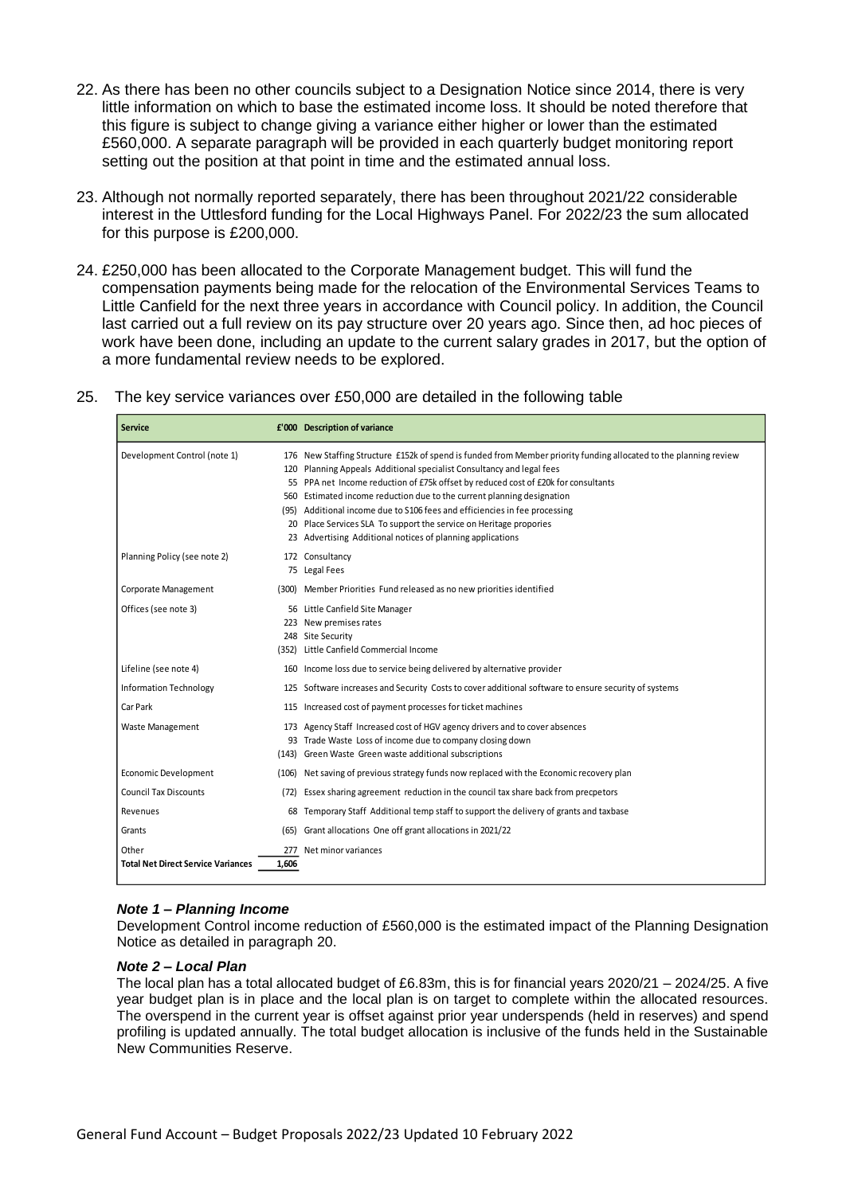22. As there has been no other councils subject to a Designation Notice since 2014, there is very little information on which to base the estimated income loss. It should be noted therefore that this figure is subject to change giving a variance either higher or lower than the estimated £560,000. A separate paragraph will be provided in each quarterly budget monitoring report setting out the position at that point in time and the estimated annual loss.

23. Although not normally reported separately, there has been throughout 2021/22 considerable interest in the Uttlesford funding for the Local Highways Panel. For 2022/23 the sum allocated for this purpose is £200,000.

24. £250,000 has been allocated to the Corporate Management budget. This will fund the compensation payments being made for the relocation of the Environmental Services Teams to Little Canfield for the next three years in accordance with Council policy. In addition, the Council last carried out a full review on its pay structure over 20 years ago. Since then, ad hoc pieces of work have been done, including an update to the current salary grades in 2017, but the option of a more fundamental review needs to be explored.

25. The key service variances over £50,000 are detailed in the following table

| Service | £'000 | Description of variance |
|---|---|---|
| Development Control (note 1) | 176 | New Staffing Structure £152k of spend is funded from Member priority funding allocated to the planning review |
| | 120 | Planning Appeals Additional specialist Consultancy and legal fees |
| | 55 | PPA net Income reduction of £75k offset by reduced cost of £20k for consultants |
| | 560 | Estimated income reduction due to the current planning designation |
| | (95) | Additional income due to S106 fees and efficiencies in fee processing |
| | 20 | Place Services SLA To support the service on Heritage propories |
| | 23 | Advertising Additional notices of planning applications |
| Planning Policy (see note 2) | 172 | Consultancy |
| | 75 | Legal Fees |
| Corporate Management | (300) | Member Priorities Fund released as no new priorities identified |
| Offices (see note 3) | 56 | Little Canfield Site Manager |
| | 223 | New premises rates |
| | 248 | Site Security |
| | (352) | Little Canfield Commercial Income |
| Lifeline (see note 4) | 160 | Income loss due to service being delivered by alternative provider |
| Information Technology | 125 | Software increases and Security Costs to cover additional software to ensure security of systems |
| Car Park | 115 | Increased cost of payment processes for ticket machines |
| Waste Management | 173 | Agency Staff Increased cost of HGV agency drivers and to cover absences |
| | 93 | Trade Waste Loss of income due to company closing down |
| | (143) | Green Waste Green waste additional subscriptions |
| Economic Development | (106) | Net saving of previous strategy funds now replaced with the Economic recovery plan |
| Council Tax Discounts | (72) | Essex sharing agreement reduction in the council tax share back from precpetors |
| Revenues | 68 | Temporary Staff Additional temp staff to support the delivery of grants and taxbase |
| Grants | (65) | Grant allocations One off grant allocations in 2021/22 |
| Other | 277 | Net minor variances |
| **Total Net Direct Service Variances** | **1,606** | |

***Note 1 – Planning Income***

Development Control income reduction of £560,000 is the estimated impact of the Planning Designation Notice as detailed in paragraph 20.

***Note 2 – Local Plan***

The local plan has a total allocated budget of £6.83m, this is for financial years 2020/21 – 2024/25. A five year budget plan is in place and the local plan is on target to complete within the allocated resources. The overspend in the current year is offset against prior year underspends (held in reserves) and spend profiling is updated annually. The total budget allocation is inclusive of the funds held in the Sustainable New Communities Reserve.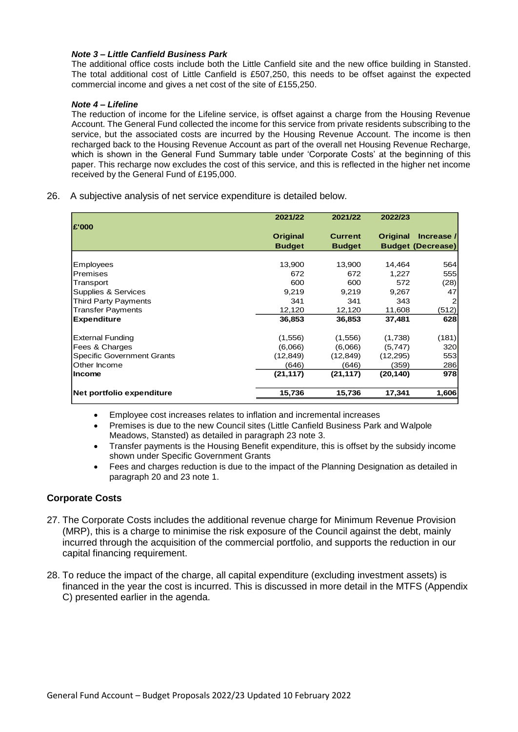***Note 3 – Little Canfield Business Park***

The additional office costs include both the Little Canfield site and the new office building in Stansted. The total additional cost of Little Canfield is £507,250, this needs to be offset against the expected commercial income and gives a net cost of the site of £155,250.

***Note 4 – Lifeline***

The reduction of income for the Lifeline service, is offset against a charge from the Housing Revenue Account. The General Fund collected the income for this service from private residents subscribing to the service, but the associated costs are incurred by the Housing Revenue Account. The income is then recharged back to the Housing Revenue Account as part of the overall net Housing Revenue Recharge, which is shown in the General Fund Summary table under 'Corporate Costs' at the beginning of this paper. This recharge now excludes the cost of this service, and this is reflected in the higher net income received by the General Fund of £195,000.

26. A subjective analysis of net service expenditure is detailed below.

| £'000 | 2021/22 Original Budget | 2021/22 Current Budget | 2022/23 Original Budget | Increase / (Decrease) |
|---|---|---|---|---|
| Employees | 13,900 | 13,900 | 14,464 | 564 |
| Premises | 672 | 672 | 1,227 | 555 |
| Transport | 600 | 600 | 572 | (28) |
| Supplies & Services | 9,219 | 9,219 | 9,267 | 47 |
| Third Party Payments | 341 | 341 | 343 | 2 |
| Transfer Payments | 12,120 | 12,120 | 11,608 | (512) |
| **Expenditure** | **36,853** | **36,853** | **37,481** | **628** |
| External Funding | (1,556) | (1,556) | (1,738) | (181) |
| Fees & Charges | (6,066) | (6,066) | (5,747) | 320 |
| Specific Government Grants | (12,849) | (12,849) | (12,295) | 553 |
| Other Income | (646) | (646) | (359) | 286 |
| **Income** | **(21,117)** | **(21,117)** | **(20,140)** | **978** |
| **Net portfolio expenditure** | **15,736** | **15,736** | **17,341** | **1,606** |

- Employee cost increases relates to inflation and incremental increases
- Premises is due to the new Council sites (Little Canfield Business Park and Walpole Meadows, Stansted) as detailed in paragraph 23 note 3.
- Transfer payments is the Housing Benefit expenditure, this is offset by the subsidy income shown under Specific Government Grants
- Fees and charges reduction is due to the impact of the Planning Designation as detailed in paragraph 20 and 23 note 1.

## Corporate Costs

27. The Corporate Costs includes the additional revenue charge for Minimum Revenue Provision (MRP), this is a charge to minimise the risk exposure of the Council against the debt, mainly incurred through the acquisition of the commercial portfolio, and supports the reduction in our capital financing requirement.

28. To reduce the impact of the charge, all capital expenditure (excluding investment assets) is financed in the year the cost is incurred. This is discussed in more detail in the MTFS (Appendix C) presented earlier in the agenda.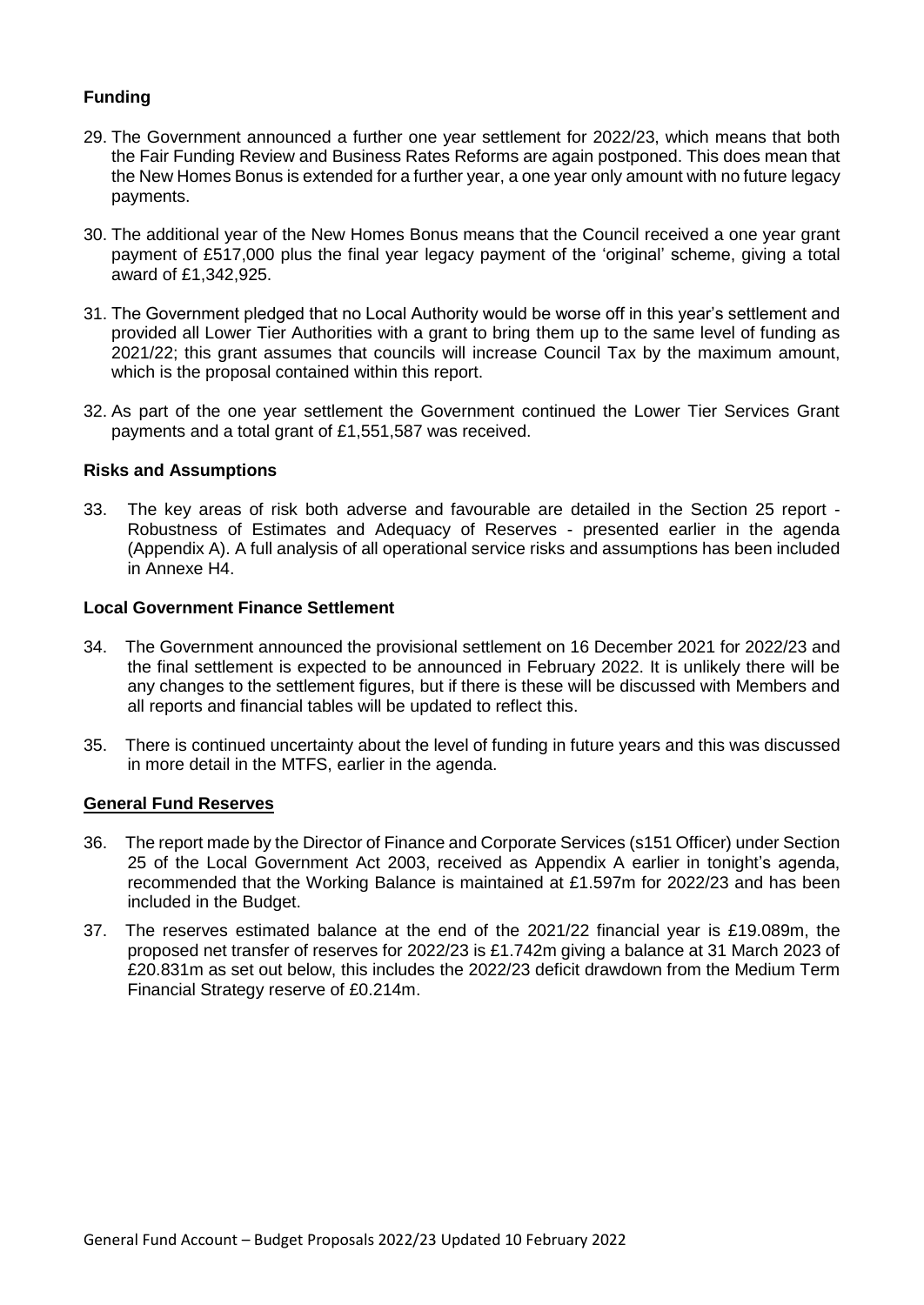**Funding**

29. The Government announced a further one year settlement for 2022/23, which means that both the Fair Funding Review and Business Rates Reforms are again postponed. This does mean that the New Homes Bonus is extended for a further year, a one year only amount with no future legacy payments.

30. The additional year of the New Homes Bonus means that the Council received a one year grant payment of £517,000 plus the final year legacy payment of the 'original' scheme, giving a total award of £1,342,925.

31. The Government pledged that no Local Authority would be worse off in this year's settlement and provided all Lower Tier Authorities with a grant to bring them up to the same level of funding as 2021/22; this grant assumes that councils will increase Council Tax by the maximum amount, which is the proposal contained within this report.

32. As part of the one year settlement the Government continued the Lower Tier Services Grant payments and a total grant of £1,551,587 was received.

**Risks and Assumptions**

33. The key areas of risk both adverse and favourable are detailed in the Section 25 report - Robustness of Estimates and Adequacy of Reserves - presented earlier in the agenda (Appendix A). A full analysis of all operational service risks and assumptions has been included in Annexe H4.

**Local Government Finance Settlement**

34. The Government announced the provisional settlement on 16 December 2021 for 2022/23 and the final settlement is expected to be announced in February 2022. It is unlikely there will be any changes to the settlement figures, but if there is these will be discussed with Members and all reports and financial tables will be updated to reflect this.

35. There is continued uncertainty about the level of funding in future years and this was discussed in more detail in the MTFS, earlier in the agenda.

**General Fund Reserves**

36. The report made by the Director of Finance and Corporate Services (s151 Officer) under Section 25 of the Local Government Act 2003, received as Appendix A earlier in tonight's agenda, recommended that the Working Balance is maintained at £1.597m for 2022/23 and has been included in the Budget.

37. The reserves estimated balance at the end of the 2021/22 financial year is £19.089m, the proposed net transfer of reserves for 2022/23 is £1.742m giving a balance at 31 March 2023 of £20.831m as set out below, this includes the 2022/23 deficit drawdown from the Medium Term Financial Strategy reserve of £0.214m.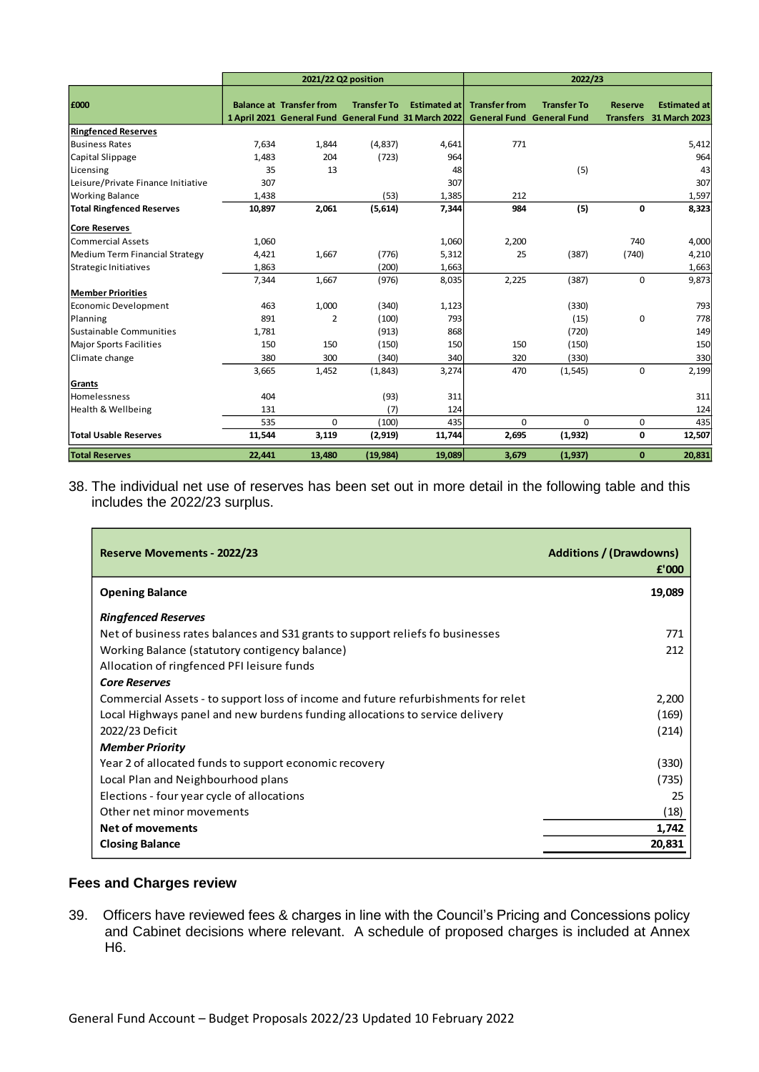| £000 | 2021/22 Q2 position | | | | 2022/23 | | | |
|---|---|---|---|---|---|---|---|---|
| | Balance at 1 April 2021 | Transfer from General Fund | Transfer To General Fund | Estimated at 31 March 2022 | Transfer from General Fund | Transfer To General Fund | Reserve Transfers | Estimated at 31 March 2023 |
| **Ringfenced Reserves** | | | | | | | | |
| Business Rates | 7,634 | 1,844 | (4,837) | 4,641 | 771 | | | 5,412 |
| Capital Slippage | 1,483 | 204 | (723) | 964 | | | | 964 |
| Licensing | 35 | 13 | | 48 | | (5) | | 43 |
| Leisure/Private Finance Initiative | 307 | | | 307 | | | | 307 |
| Working Balance | 1,438 | | (53) | 1,385 | 212 | | | 1,597 |
| **Total Ringfenced Reserves** | **10,897** | **2,061** | **(5,614)** | **7,344** | **984** | **(5)** | **0** | **8,323** |
| **Core Reserves** | | | | | | | | |
| Commercial Assets | 1,060 | | | 1,060 | 2,200 | | 740 | 4,000 |
| Medium Term Financial Strategy | 4,421 | 1,667 | (776) | 5,312 | 25 | (387) | (740) | 4,210 |
| Strategic Initiatives | 1,863 | | (200) | 1,663 | | | | 1,663 |
| | 7,344 | 1,667 | (976) | 8,035 | 2,225 | (387) | 0 | 9,873 |
| **Member Priorities** | | | | | | | | |
| Economic Development | 463 | 1,000 | (340) | 1,123 | | (330) | | 793 |
| Planning | 891 | 2 | (100) | 793 | | (15) | 0 | 778 |
| Sustainable Communities | 1,781 | | (913) | 868 | | (720) | | 149 |
| Major Sports Facilities | 150 | 150 | (150) | 150 | 150 | (150) | | 150 |
| Climate change | 380 | 300 | (340) | 340 | 320 | (330) | | 330 |
| | 3,665 | 1,452 | (1,843) | 3,274 | 470 | (1,545) | 0 | 2,199 |
| **Grants** | | | | | | | | |
| Homelessness | 404 | | (93) | 311 | | | | 311 |
| Health & Wellbeing | 131 | | (7) | 124 | | | | 124 |
| | 535 | 0 | (100) | 435 | 0 | 0 | 0 | 435 |
| **Total Usable Reserves** | **11,544** | **3,119** | **(2,919)** | **11,744** | **2,695** | **(1,932)** | **0** | **12,507** |
| **Total Reserves** | **22,441** | **13,480** | **(19,984)** | **19,089** | **3,679** | **(1,937)** | **0** | **20,831** |

38. The individual net use of reserves has been set out in more detail in the following table and this includes the 2022/23 surplus.

| Reserve Movements - 2022/23 | Additions / (Drawdowns) £'000 |
|---|---|
| **Opening Balance** | **19,089** |
| ***Ringfenced Reserves*** | |
| Net of business rates balances and S31 grants to support reliefs fo businesses | 771 |
| Working Balance (statutory contigency balance) | 212 |
| Allocation of ringfenced PFI leisure funds | |
| ***Core Reserves*** | |
| Commercial Assets - to support loss of income and future refurbishments for relet | 2,200 |
| Local Highways panel and new burdens funding allocations to service delivery | (169) |
| 2022/23 Deficit | (214) |
| ***Member Priority*** | |
| Year 2 of allocated funds to support economic recovery | (330) |
| Local Plan and Neighbourhood plans | (735) |
| Elections - four year cycle of allocations | 25 |
| Other net minor movements | (18) |
| **Net of movements** | **1,742** |
| **Closing Balance** | **20,831** |

## Fees and Charges review

39. Officers have reviewed fees & charges in line with the Council's Pricing and Concessions policy and Cabinet decisions where relevant. A schedule of proposed charges is included at Annex H6.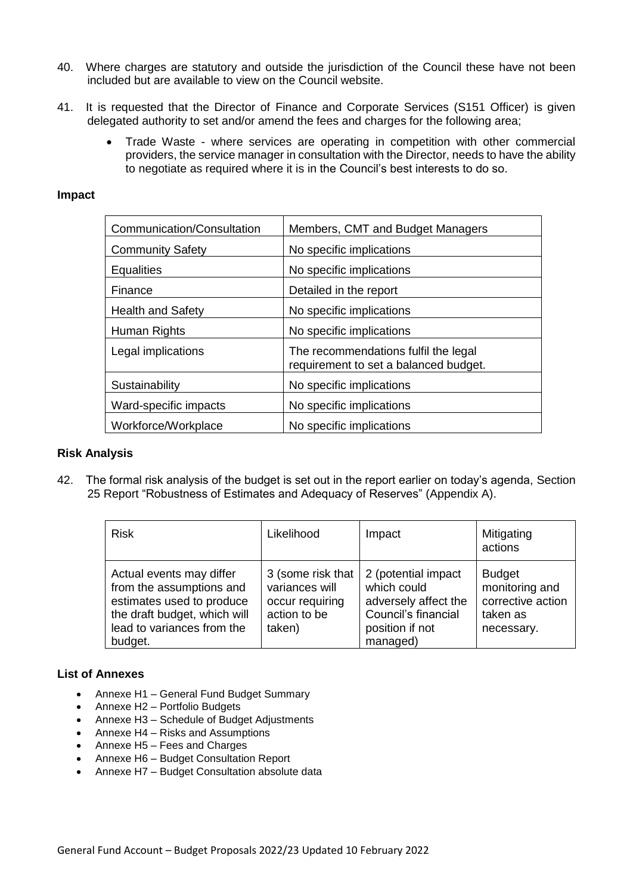40. Where charges are statutory and outside the jurisdiction of the Council these have not been included but are available to view on the Council website.

41. It is requested that the Director of Finance and Corporate Services (S151 Officer) is given delegated authority to set and/or amend the fees and charges for the following area;

    - Trade Waste - where services are operating in competition with other commercial providers, the service manager in consultation with the Director, needs to have the ability to negotiate as required where it is in the Council's best interests to do so.

**Impact**

| Communication/Consultation | Members, CMT and Budget Managers |
|---|---|
| Community Safety | No specific implications |
| Equalities | No specific implications |
| Finance | Detailed in the report |
| Health and Safety | No specific implications |
| Human Rights | No specific implications |
| Legal implications | The recommendations fulfil the legal requirement to set a balanced budget. |
| Sustainability | No specific implications |
| Ward-specific impacts | No specific implications |
| Workforce/Workplace | No specific implications |

**Risk Analysis**

42. The formal risk analysis of the budget is set out in the report earlier on today's agenda, Section 25 Report "Robustness of Estimates and Adequacy of Reserves" (Appendix A).

| Risk | Likelihood | Impact | Mitigating actions |
|---|---|---|---|
| Actual events may differ from the assumptions and estimates used to produce the draft budget, which will lead to variances from the budget. | 3 (some risk that variances will occur requiring action to be taken) | 2 (potential impact which could adversely affect the Council's financial position if not managed) | Budget monitoring and corrective action taken as necessary. |

**List of Annexes**

- Annexe H1 – General Fund Budget Summary
- Annexe H2 – Portfolio Budgets
- Annexe H3 – Schedule of Budget Adjustments
- Annexe H4 – Risks and Assumptions
- Annexe H5 – Fees and Charges
- Annexe H6 – Budget Consultation Report
- Annexe H7 – Budget Consultation absolute data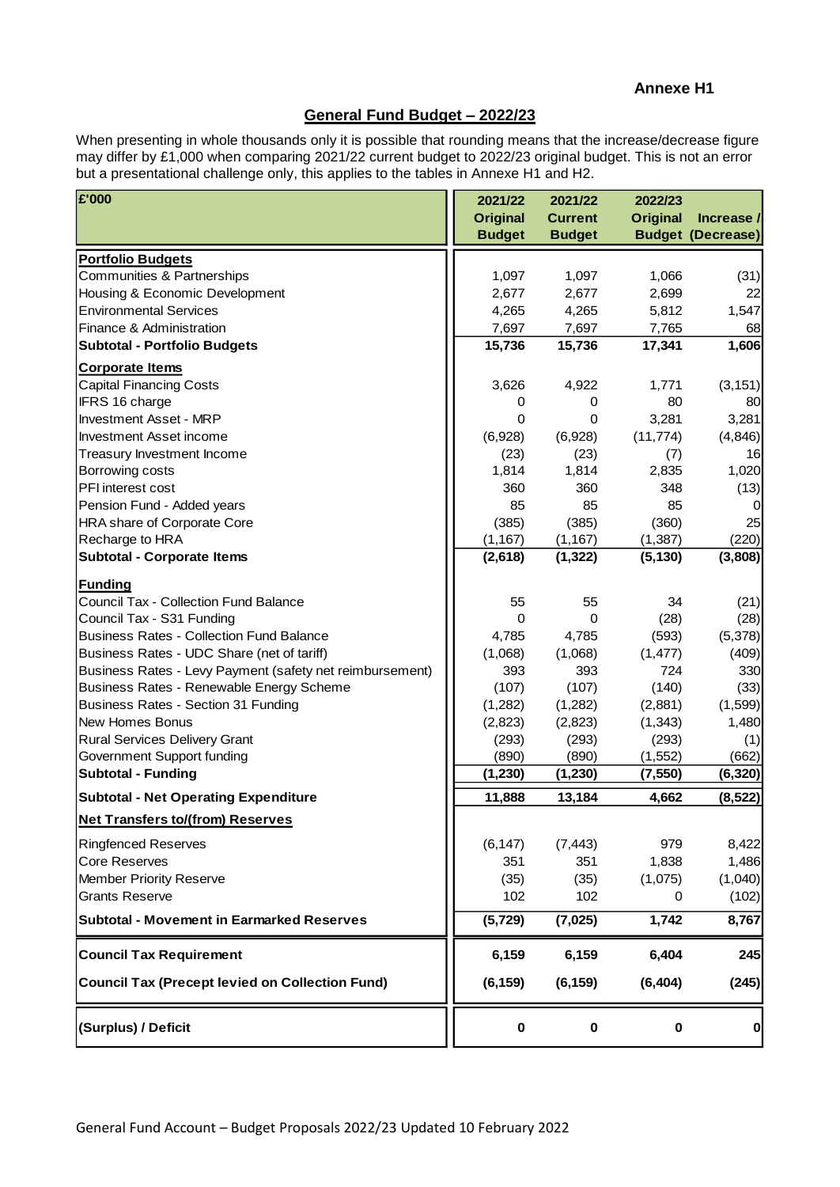**Annexe H1**

## General Fund Budget – 2022/23

When presenting in whole thousands only it is possible that rounding means that the increase/decrease figure may differ by £1,000 when comparing 2021/22 current budget to 2022/23 original budget. This is not an error but a presentational challenge only, this applies to the tables in Annexe H1 and H2.

| £'000 | 2021/22 Original Budget | 2021/22 Current Budget | 2022/23 Original Budget | Increase / (Decrease) |
|---|---|---|---|---|
| **Portfolio Budgets** | | | | |
| Communities & Partnerships | 1,097 | 1,097 | 1,066 | (31) |
| Housing & Economic Development | 2,677 | 2,677 | 2,699 | 22 |
| Environmental Services | 4,265 | 4,265 | 5,812 | 1,547 |
| Finance & Administration | 7,697 | 7,697 | 7,765 | 68 |
| **Subtotal - Portfolio Budgets** | **15,736** | **15,736** | **17,341** | **1,606** |
| **Corporate Items** | | | | |
| Capital Financing Costs | 3,626 | 4,922 | 1,771 | (3,151) |
| IFRS 16 charge | 0 | 0 | 80 | 80 |
| Investment Asset - MRP | 0 | 0 | 3,281 | 3,281 |
| Investment Asset income | (6,928) | (6,928) | (11,774) | (4,846) |
| Treasury Investment Income | (23) | (23) | (7) | 16 |
| Borrowing costs | 1,814 | 1,814 | 2,835 | 1,020 |
| PFI interest cost | 360 | 360 | 348 | (13) |
| Pension Fund - Added years | 85 | 85 | 85 | 0 |
| HRA share of Corporate Core | (385) | (385) | (360) | 25 |
| Recharge to HRA | (1,167) | (1,167) | (1,387) | (220) |
| **Subtotal - Corporate Items** | **(2,618)** | **(1,322)** | **(5,130)** | **(3,808)** |
| **Funding** | | | | |
| Council Tax - Collection Fund Balance | 55 | 55 | 34 | (21) |
| Council Tax - S31 Funding | 0 | 0 | (28) | (28) |
| Business Rates - Collection Fund Balance | 4,785 | 4,785 | (593) | (5,378) |
| Business Rates - UDC Share (net of tariff) | (1,068) | (1,068) | (1,477) | (409) |
| Business Rates - Levy Payment (safety net reimbursement) | 393 | 393 | 724 | 330 |
| Business Rates - Renewable Energy Scheme | (107) | (107) | (140) | (33) |
| Business Rates - Section 31 Funding | (1,282) | (1,282) | (2,881) | (1,599) |
| New Homes Bonus | (2,823) | (2,823) | (1,343) | 1,480 |
| Rural Services Delivery Grant | (293) | (293) | (293) | (1) |
| Government Support funding | (890) | (890) | (1,552) | (662) |
| **Subtotal - Funding** | **(1,230)** | **(1,230)** | **(7,550)** | **(6,320)** |
| **Subtotal - Net Operating Expenditure** | **11,888** | **13,184** | **4,662** | **(8,522)** |
| **Net Transfers to/(from) Reserves** | | | | |
| Ringfenced Reserves | (6,147) | (7,443) | 979 | 8,422 |
| Core Reserves | 351 | 351 | 1,838 | 1,486 |
| Member Priority Reserve | (35) | (35) | (1,075) | (1,040) |
| Grants Reserve | 102 | 102 | 0 | (102) |
| **Subtotal - Movement in Earmarked Reserves** | **(5,729)** | **(7,025)** | **1,742** | **8,767** |
| **Council Tax Requirement** | **6,159** | **6,159** | **6,404** | **245** |
| **Council Tax (Precept levied on Collection Fund)** | **(6,159)** | **(6,159)** | **(6,404)** | **(245)** |
| **(Surplus) / Deficit** | **0** | **0** | **0** | **0** |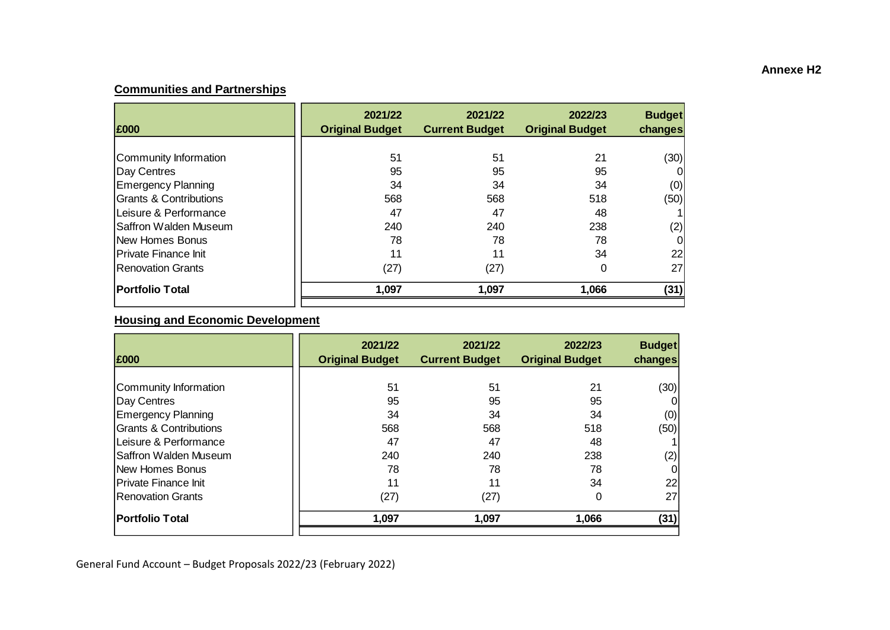**Annexe H2**

**Communities and Partnerships**

| £000 | 2021/22 Original Budget | 2021/22 Current Budget | 2022/23 Original Budget | Budget changes |
|---|---|---|---|---|
| Community Information | 51 | 51 | 21 | (30) |
| Day Centres | 95 | 95 | 95 | 0 |
| Emergency Planning | 34 | 34 | 34 | (0) |
| Grants & Contributions | 568 | 568 | 518 | (50) |
| Leisure & Performance | 47 | 47 | 48 | 1 |
| Saffron Walden Museum | 240 | 240 | 238 | (2) |
| New Homes Bonus | 78 | 78 | 78 | 0 |
| Private Finance Init | 11 | 11 | 34 | 22 |
| Renovation Grants | (27) | (27) | 0 | 27 |
| **Portfolio Total** | **1,097** | **1,097** | **1,066** | **(31)** |

**Housing and Economic Development**

| £000 | 2021/22 Original Budget | 2021/22 Current Budget | 2022/23 Original Budget | Budget changes |
|---|---|---|---|---|
| Community Information | 51 | 51 | 21 | (30) |
| Day Centres | 95 | 95 | 95 | 0 |
| Emergency Planning | 34 | 34 | 34 | (0) |
| Grants & Contributions | 568 | 568 | 518 | (50) |
| Leisure & Performance | 47 | 47 | 48 | 1 |
| Saffron Walden Museum | 240 | 240 | 238 | (2) |
| New Homes Bonus | 78 | 78 | 78 | 0 |
| Private Finance Init | 11 | 11 | 34 | 22 |
| Renovation Grants | (27) | (27) | 0 | 27 |
| **Portfolio Total** | **1,097** | **1,097** | **1,066** | **(31)** |

General Fund Account – Budget Proposals 2022/23 (February 2022)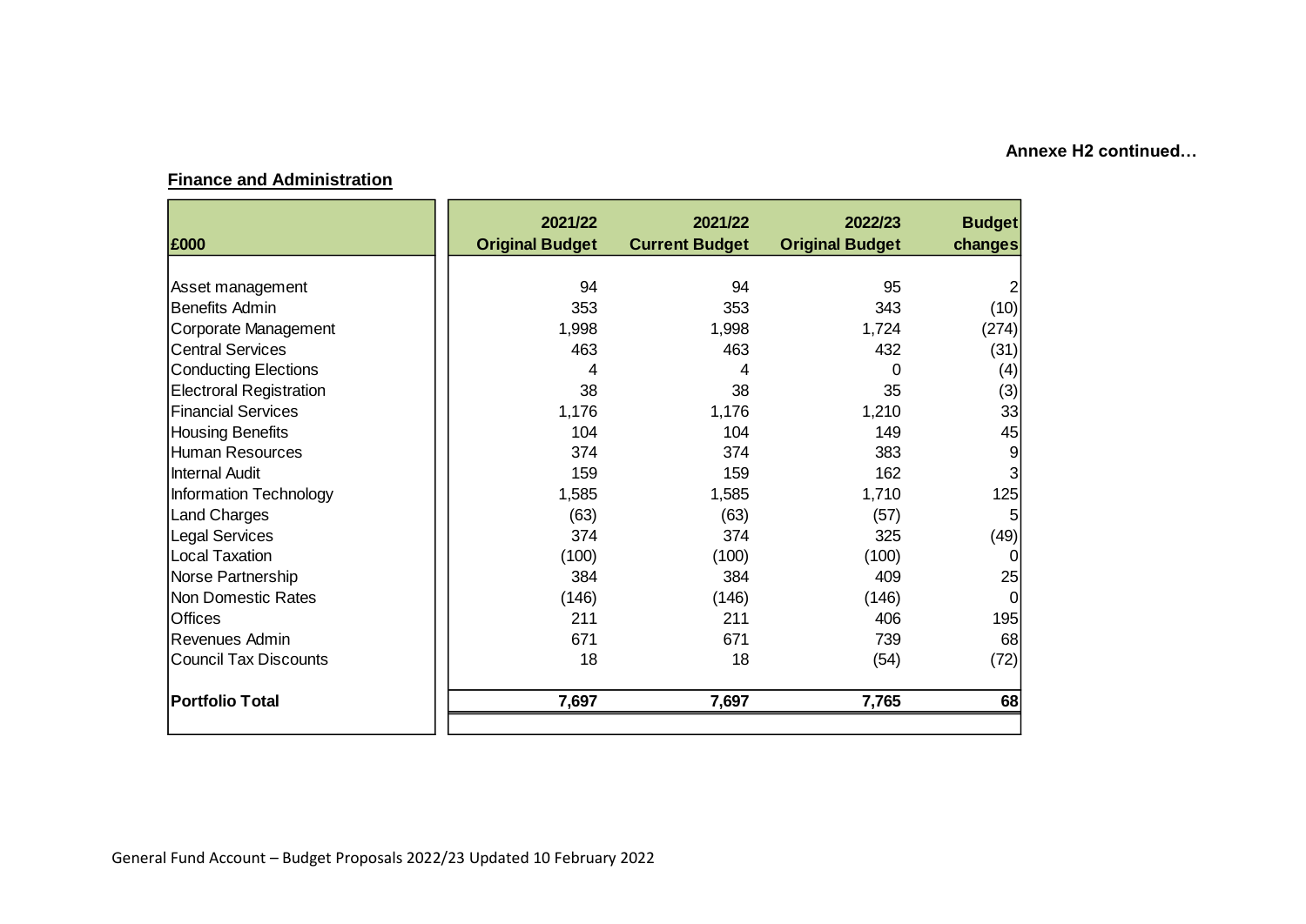**Annexe H2 continued…**

**Finance and Administration**

| £000 | 2021/22 Original Budget | 2021/22 Current Budget | 2022/23 Original Budget | Budget changes |
|---|---|---|---|---|
| Asset management | 94 | 94 | 95 | 2 |
| Benefits Admin | 353 | 353 | 343 | (10) |
| Corporate Management | 1,998 | 1,998 | 1,724 | (274) |
| Central Services | 463 | 463 | 432 | (31) |
| Conducting Elections | 4 | 4 | 0 | (4) |
| Electroral Registration | 38 | 38 | 35 | (3) |
| Financial Services | 1,176 | 1,176 | 1,210 | 33 |
| Housing Benefits | 104 | 104 | 149 | 45 |
| Human Resources | 374 | 374 | 383 | 9 |
| Internal Audit | 159 | 159 | 162 | 3 |
| Information Technology | 1,585 | 1,585 | 1,710 | 125 |
| Land Charges | (63) | (63) | (57) | 5 |
| Legal Services | 374 | 374 | 325 | (49) |
| Local Taxation | (100) | (100) | (100) | 0 |
| Norse Partnership | 384 | 384 | 409 | 25 |
| Non Domestic Rates | (146) | (146) | (146) | 0 |
| Offices | 211 | 211 | 406 | 195 |
| Revenues Admin | 671 | 671 | 739 | 68 |
| Council Tax Discounts | 18 | 18 | (54) | (72) |
| **Portfolio Total** | **7,697** | **7,697** | **7,765** | **68** |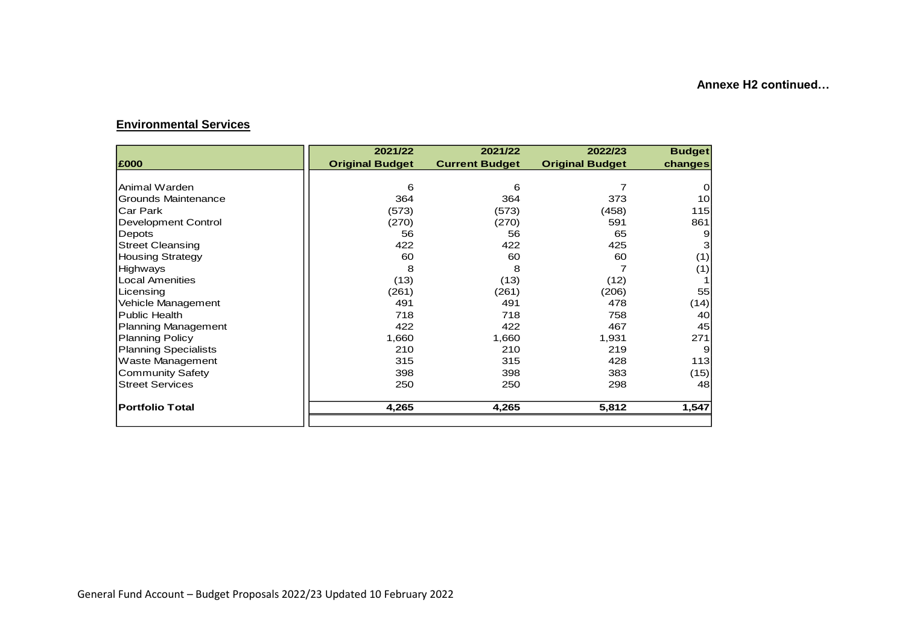**Annexe H2 continued…**

## Environmental Services

| £000 | 2021/22 Original Budget | 2021/22 Current Budget | 2022/23 Original Budget | Budget changes |
|---|---|---|---|---|
| Animal Warden | 6 | 6 | 7 | 0 |
| Grounds Maintenance | 364 | 364 | 373 | 10 |
| Car Park | (573) | (573) | (458) | 115 |
| Development Control | (270) | (270) | 591 | 861 |
| Depots | 56 | 56 | 65 | 9 |
| Street Cleansing | 422 | 422 | 425 | 3 |
| Housing Strategy | 60 | 60 | 60 | (1) |
| Highways | 8 | 8 | 7 | (1) |
| Local Amenities | (13) | (13) | (12) | 1 |
| Licensing | (261) | (261) | (206) | 55 |
| Vehicle Management | 491 | 491 | 478 | (14) |
| Public Health | 718 | 718 | 758 | 40 |
| Planning Management | 422 | 422 | 467 | 45 |
| Planning Policy | 1,660 | 1,660 | 1,931 | 271 |
| Planning Specialists | 210 | 210 | 219 | 9 |
| Waste Management | 315 | 315 | 428 | 113 |
| Community Safety | 398 | 398 | 383 | (15) |
| Street Services | 250 | 250 | 298 | 48 |
| **Portfolio Total** | **4,265** | **4,265** | **5,812** | **1,547** |

General Fund Account – Budget Proposals 2022/23 Updated 10 February 2022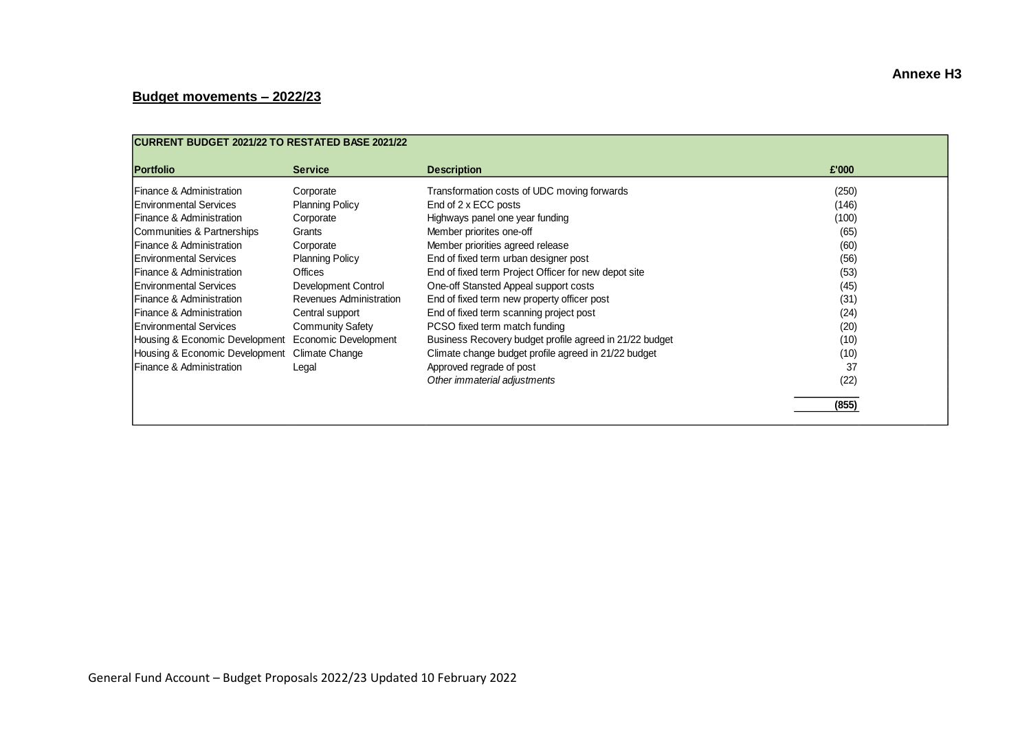Annexe H3

## Budget movements – 2022/23

| CURRENT BUDGET 2021/22 TO RESTATED BASE 2021/22 | | | |
|---|---|---|---|
| **Portfolio** | **Service** | **Description** | **£'000** |
| Finance & Administration | Corporate | Transformation costs of UDC moving forwards | (250) |
| Environmental Services | Planning Policy | End of 2 x ECC posts | (146) |
| Finance & Administration | Corporate | Highways panel one year funding | (100) |
| Communities & Partnerships | Grants | Member priorites one-off | (65) |
| Finance & Administration | Corporate | Member priorities agreed release | (60) |
| Environmental Services | Planning Policy | End of fixed term urban designer post | (56) |
| Finance & Administration | Offices | End of fixed term Project Officer for new depot site | (53) |
| Environmental Services | Development Control | One-off Stansted Appeal support costs | (45) |
| Finance & Administration | Revenues Administration | End of fixed term new property officer post | (31) |
| Finance & Administration | Central support | End of fixed term scanning project post | (24) |
| Environmental Services | Community Safety | PCSO fixed term match funding | (20) |
| Housing & Economic Development | Economic Development | Business Recovery budget profile agreed in 21/22 budget | (10) |
| Housing & Economic Development | Climate Change | Climate change budget profile agreed in 21/22 budget | (10) |
| Finance & Administration | Legal | Approved regrade of post | 37 |
| | | *Other immaterial adjustments* | (22) |
| | | | **(855)** |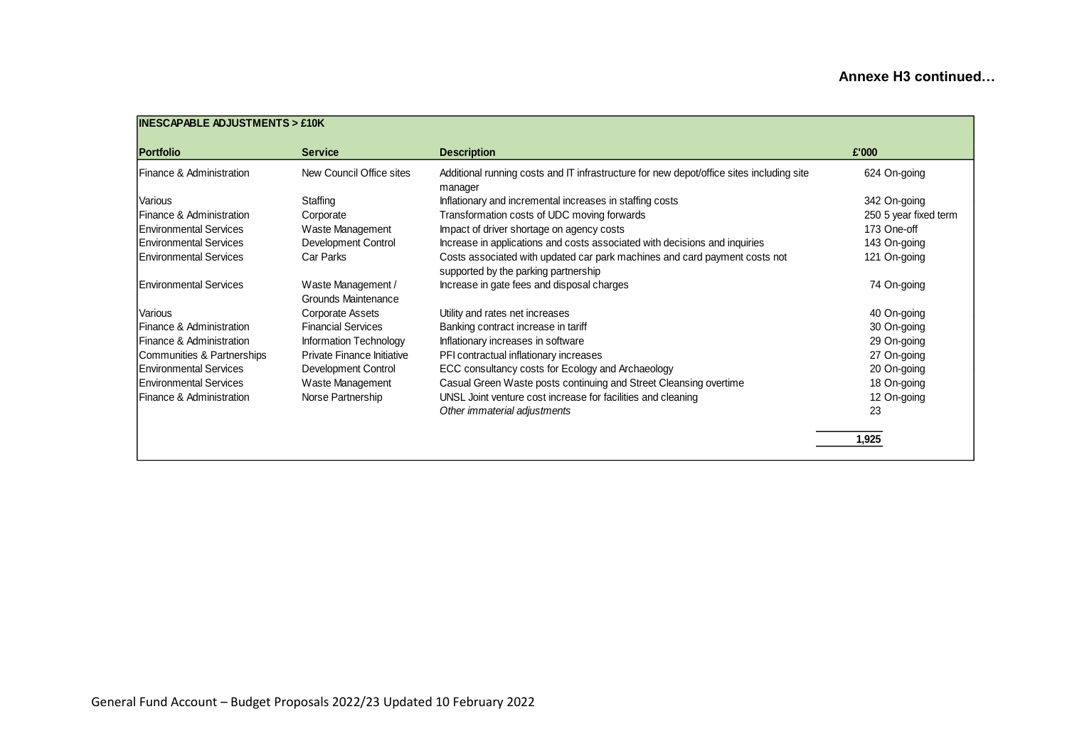**Annexe H3 continued…**

| INESCAPABLE ADJUSTMENTS > £10K | | | | |
|---|---|---|---|---|
| **Portfolio** | **Service** | **Description** | **£'000** | |
| Finance & Administration | New Council Office sites | Additional running costs and IT infrastructure for new depot/office sites including site manager | 624 | On-going |
| Various | Staffing | Inflationary and incremental increases in staffing costs | 342 | On-going |
| Finance & Administration | Corporate | Transformation costs of UDC moving forwards | 250 | 5 year fixed term |
| Environmental Services | Waste Management | Impact of driver shortage on agency costs | 173 | One-off |
| Environmental Services | Development Control | Increase in applications and costs associated with decisions and inquiries | 143 | On-going |
| Environmental Services | Car Parks | Costs associated with updated car park machines and card payment costs not supported by the parking partnership | 121 | On-going |
| Environmental Services | Waste Management / Grounds Maintenance | Increase in gate fees and disposal charges | 74 | On-going |
| Various | Corporate Assets | Utility and rates net increases | 40 | On-going |
| Finance & Administration | Financial Services | Banking contract increase in tariff | 30 | On-going |
| Finance & Administration | Information Technology | Inflationary increases in software | 29 | On-going |
| Communities & Partnerships | Private Finance Initiative | PFI contractual inflationary increases | 27 | On-going |
| Environmental Services | Development Control | ECC consultancy costs for Ecology and Archaeology | 20 | On-going |
| Environmental Services | Waste Management | Casual Green Waste posts continuing and Street Cleansing overtime | 18 | On-going |
| Finance & Administration | Norse Partnership | UNSL Joint venture cost increase for facilities and cleaning | 12 | On-going |
| | | *Other immaterial adjustments* | 23 | |
| | | | **1,925** | |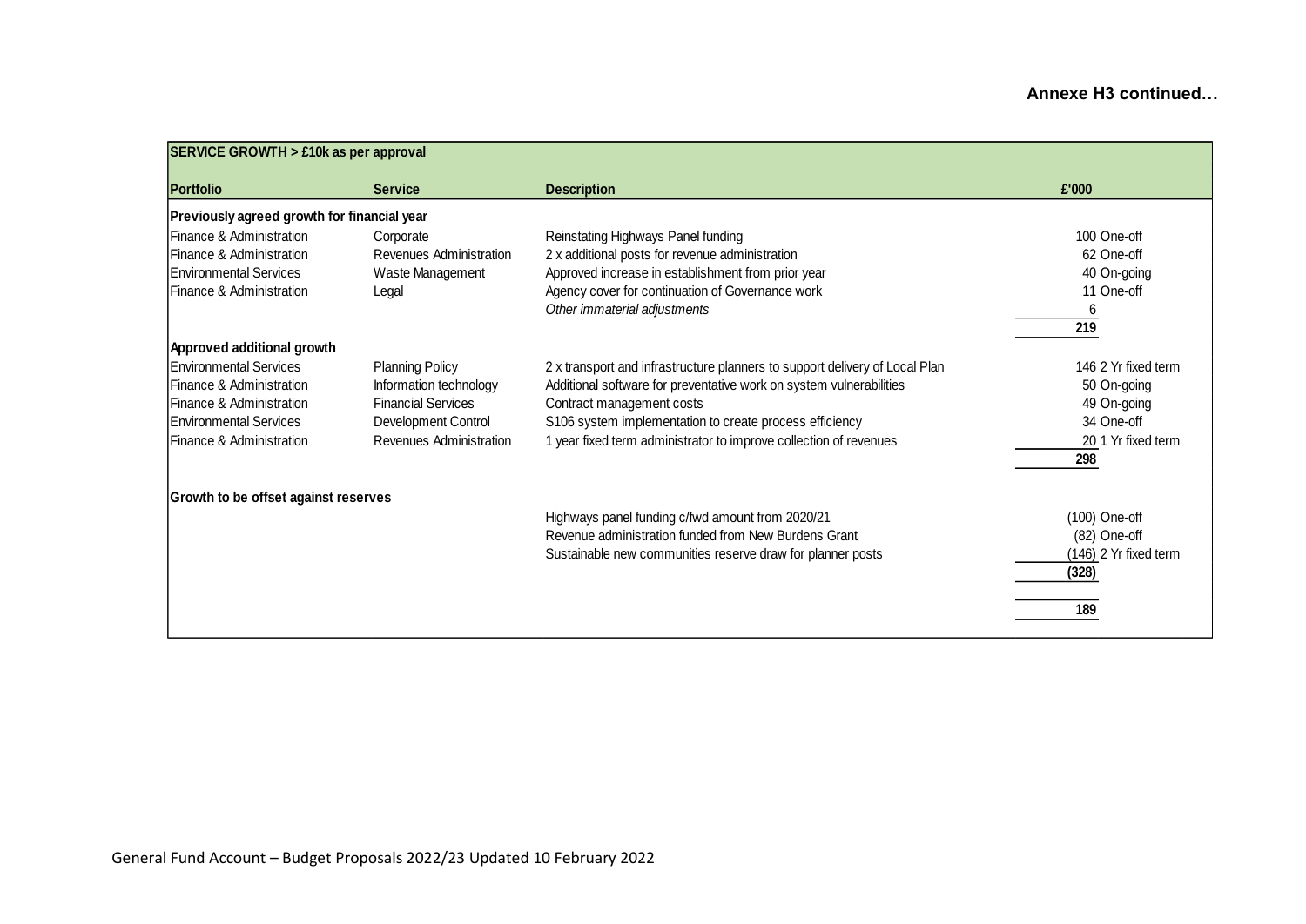**Annexe H3 continued…**

| SERVICE GROWTH > £10k as per approval | | | | |
|---|---|---|---|---|
| **Portfolio** | **Service** | **Description** | **£'000** | |
| **Previously agreed growth for financial year** | | | | |
| Finance & Administration | Corporate | Reinstating Highways Panel funding | 100 | One-off |
| Finance & Administration | Revenues Administration | 2 x additional posts for revenue administration | 62 | One-off |
| Environmental Services | Waste Management | Approved increase in establishment from prior year | 40 | On-going |
| Finance & Administration | Legal | Agency cover for continuation of Governance work | 11 | One-off |
| | | *Other immaterial adjustments* | 6 | |
| | | | **219** | |
| **Approved additional growth** | | | | |
| Environmental Services | Planning Policy | 2 x transport and infrastructure planners to support delivery of Local Plan | 146 | 2 Yr fixed term |
| Finance & Administration | Information technology | Additional software for preventative work on system vulnerabilities | 50 | On-going |
| Finance & Administration | Financial Services | Contract management costs | 49 | On-going |
| Environmental Services | Development Control | S106 system implementation to create process efficiency | 34 | One-off |
| Finance & Administration | Revenues Administration | 1 year fixed term administrator to improve collection of revenues | 20 | 1 Yr fixed term |
| | | | **298** | |
| **Growth to be offset against reserves** | | | | |
| | | Highways panel funding c/fwd amount from 2020/21 | (100) | One-off |
| | | Revenue administration funded from New Burdens Grant | (82) | One-off |
| | | Sustainable new communities reserve draw for planner posts | (146) | 2 Yr fixed term |
| | | | **(328)** | |
| | | | **189** | |

General Fund Account – Budget Proposals 2022/23 Updated 10 February 2022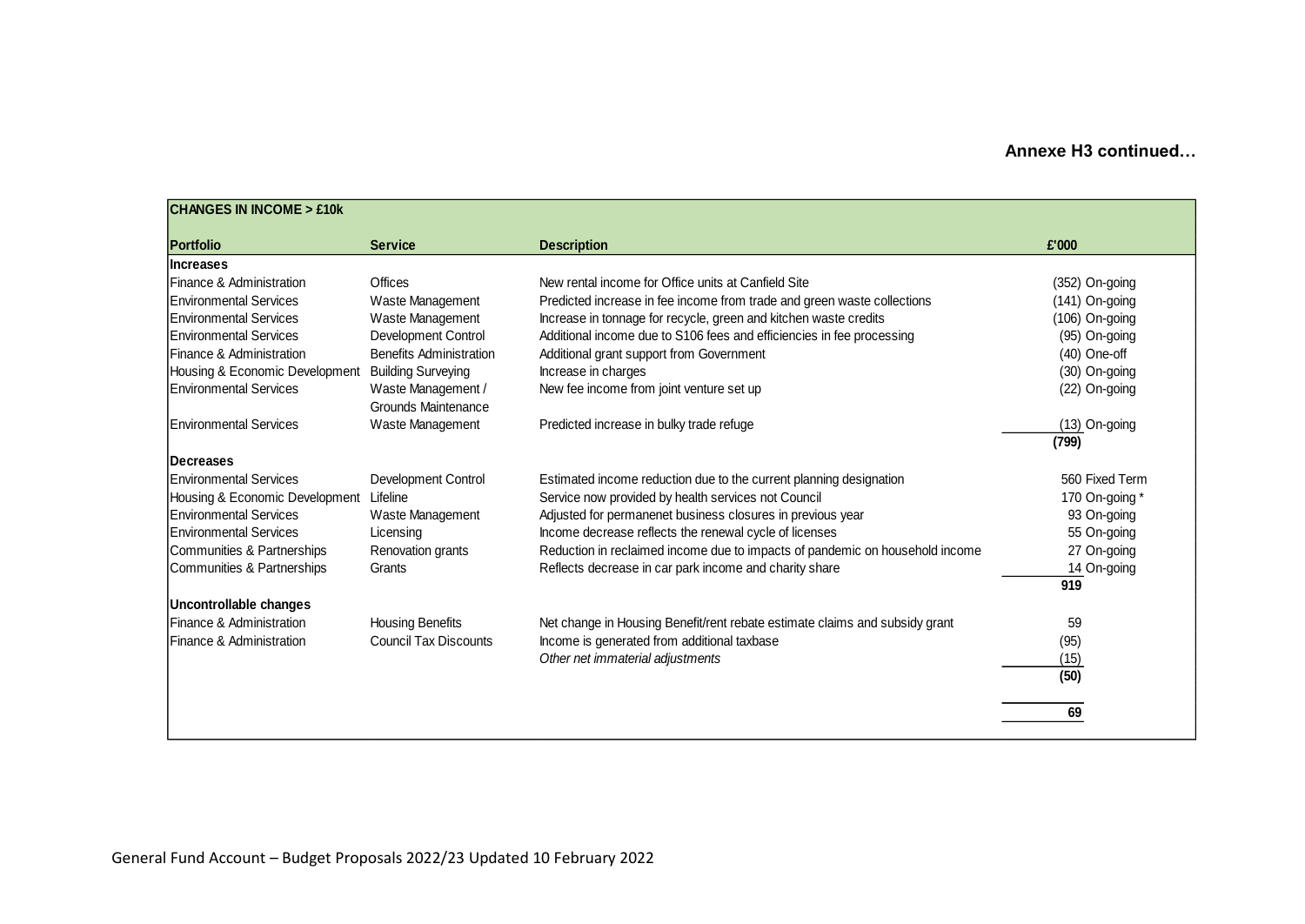**Annexe H3 continued…**

| CHANGES IN INCOME > £10k | | | | |
|---|---|---|---|---|
| **Portfolio** | **Service** | **Description** | **£'000** | |
| **Increases** | | | | |
| Finance & Administration | Offices | New rental income for Office units at Canfield Site | (352) | On-going |
| Environmental Services | Waste Management | Predicted increase in fee income from trade and green waste collections | (141) | On-going |
| Environmental Services | Waste Management | Increase in tonnage for recycle, green and kitchen waste credits | (106) | On-going |
| Environmental Services | Development Control | Additional income due to S106 fees and efficiencies in fee processing | (95) | On-going |
| Finance & Administration | Benefits Administration | Additional grant support from Government | (40) | One-off |
| Housing & Economic Development | Building Surveying | Increase in charges | (30) | On-going |
| Environmental Services | Waste Management / Grounds Maintenance | New fee income from joint venture set up | (22) | On-going |
| Environmental Services | Waste Management | Predicted increase in bulky trade refuge | (13) | On-going |
| | | | **(799)** | |
| **Decreases** | | | | |
| Environmental Services | Development Control | Estimated income reduction due to the current planning designation | 560 | Fixed Term |
| Housing & Economic Development | Lifeline | Service now provided by health services not Council | 170 | On-going * |
| Environmental Services | Waste Management | Adjusted for permanenet business closures in previous year | 93 | On-going |
| Environmental Services | Licensing | Income decrease reflects the renewal cycle of licenses | 55 | On-going |
| Communities & Partnerships | Renovation grants | Reduction in reclaimed income due to impacts of pandemic on household income | 27 | On-going |
| Communities & Partnerships | Grants | Reflects decrease in car park income and charity share | 14 | On-going |
| | | | **919** | |
| **Uncontrollable changes** | | | | |
| Finance & Administration | Housing Benefits | Net change in Housing Benefit/rent rebate estimate claims and subsidy grant | 59 | |
| Finance & Administration | Council Tax Discounts | Income is generated from additional taxbase | (95) | |
| | | *Other net immaterial adjustments* | (15) | |
| | | | **(50)** | |
| | | | **69** | |

General Fund Account – Budget Proposals 2022/23 Updated 10 February 2022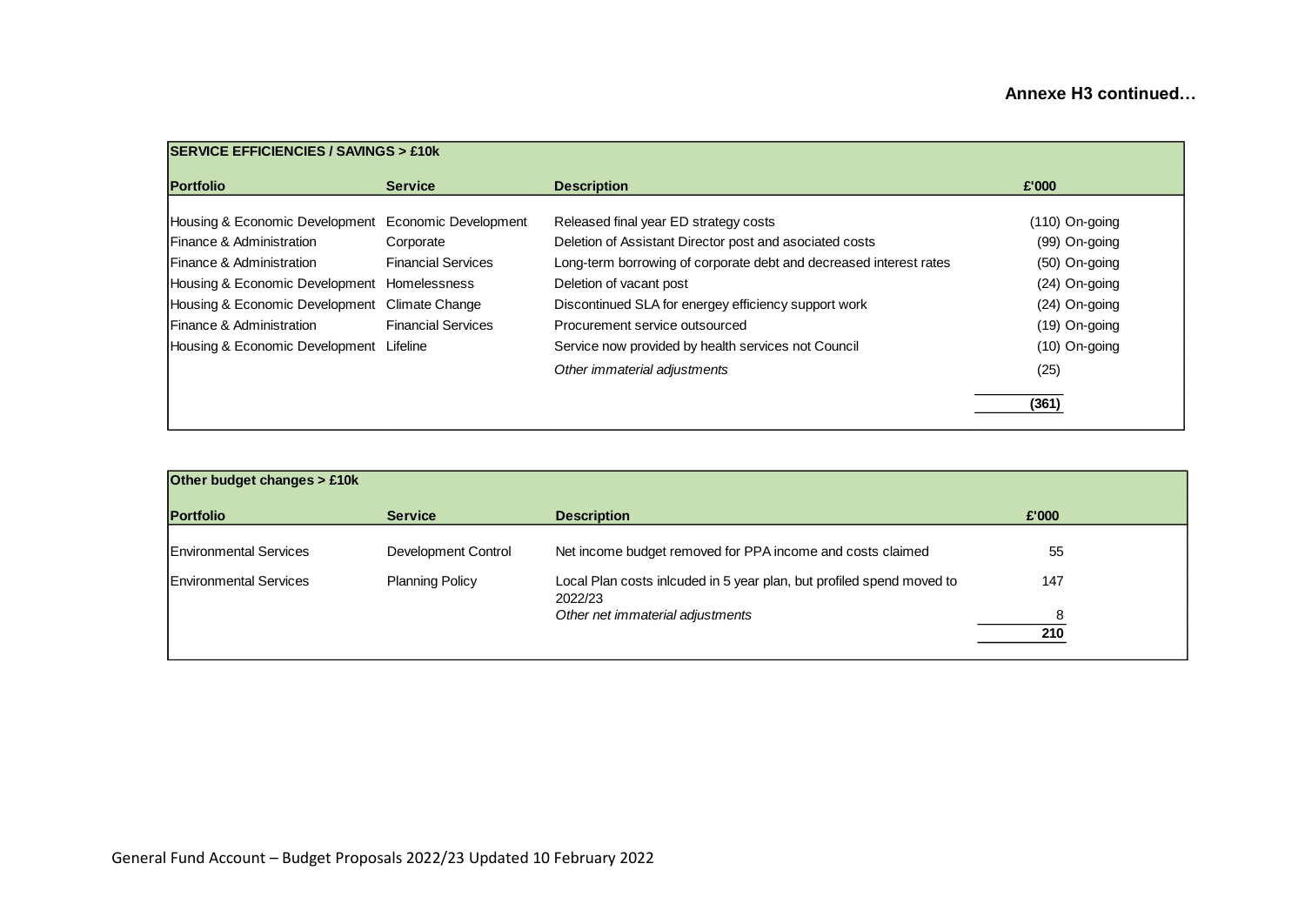**Annexe H3 continued…**

| SERVICE EFFICIENCIES / SAVINGS > £10k | | | | |
|---|---|---|---|---|
| **Portfolio** | **Service** | **Description** | **£'000** | |
| Housing & Economic Development | Economic Development | Released final year ED strategy costs | (110) | On-going |
| Finance & Administration | Corporate | Deletion of Assistant Director post and asociated costs | (99) | On-going |
| Finance & Administration | Financial Services | Long-term borrowing of corporate debt and decreased interest rates | (50) | On-going |
| Housing & Economic Development | Homelessness | Deletion of vacant post | (24) | On-going |
| Housing & Economic Development | Climate Change | Discontinued SLA for energey efficiency support work | (24) | On-going |
| Finance & Administration | Financial Services | Procurement service outsourced | (19) | On-going |
| Housing & Economic Development | Lifeline | Service now provided by health services not Council | (10) | On-going |
| | | *Other immaterial adjustments* | (25) | |
| | | | **(361)** | |

| Other budget changes > £10k | | | |
|---|---|---|---|
| **Portfolio** | **Service** | **Description** | **£'000** |
| Environmental Services | Development Control | Net income budget removed for PPA income and costs claimed | 55 |
| Environmental Services | Planning Policy | Local Plan costs inlcuded in 5 year plan, but profiled spend moved to 2022/23 | 147 |
| | | *Other net immaterial adjustments* | 8 |
| | | | **210** |

General Fund Account – Budget Proposals 2022/23 Updated 10 February 2022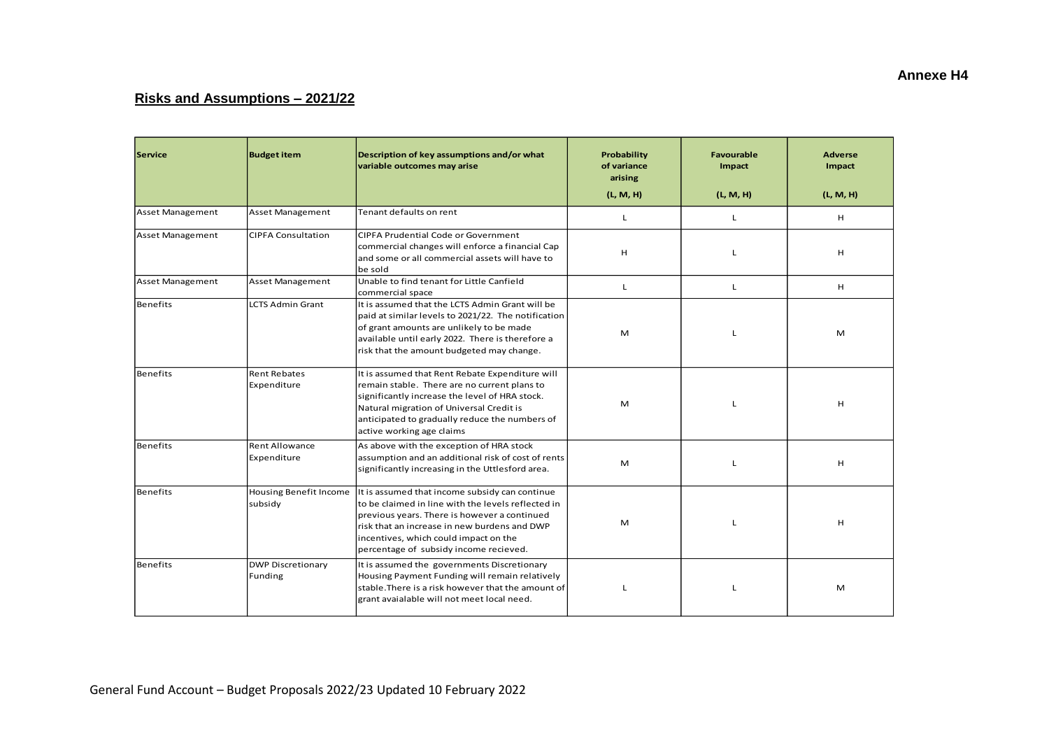**Annexe H4**

## Risks and Assumptions – 2021/22

| Service | Budget item | Description of key assumptions and/or what variable outcomes may arise | Probability of variance arising (L, M, H) | Favourable Impact (L, M, H) | Adverse Impact (L, M, H) |
|---|---|---|---|---|---|
| Asset Management | Asset Management | Tenant defaults on rent | L | L | H |
| Asset Management | CIPFA Consultation | CIPFA Prudential Code or Government commercial changes will enforce a financial Cap and some or all commercial assets will have to be sold | H | L | H |
| Asset Management | Asset Management | Unable to find tenant for Little Canfield commercial space | L | L | H |
| Benefits | LCTS Admin Grant | It is assumed that the LCTS Admin Grant will be paid at similar levels to 2021/22. The notification of grant amounts are unlikely to be made available until early 2022. There is therefore a risk that the amount budgeted may change. | M | L | M |
| Benefits | Rent Rebates Expenditure | It is assumed that Rent Rebate Expenditure will remain stable. There are no current plans to significantly increase the level of HRA stock. Natural migration of Universal Credit is anticipated to gradually reduce the numbers of active working age claims | M | L | H |
| Benefits | Rent Allowance Expenditure | As above with the exception of HRA stock assumption and an additional risk of cost of rents significantly increasing in the Uttlesford area. | M | L | H |
| Benefits | Housing Benefit Income subsidy | It is assumed that income subsidy can continue to be claimed in line with the levels reflected in previous years. There is however a continued risk that an increase in new burdens and DWP incentives, which could impact on the percentage of subsidy income recieved. | M | L | H |
| Benefits | DWP Discretionary Funding | It is assumed the governments Discretionary Housing Payment Funding will remain relatively stable.There is a risk however that the amount of grant avaialable will not meet local need. | L | L | M |

General Fund Account – Budget Proposals 2022/23 Updated 10 February 2022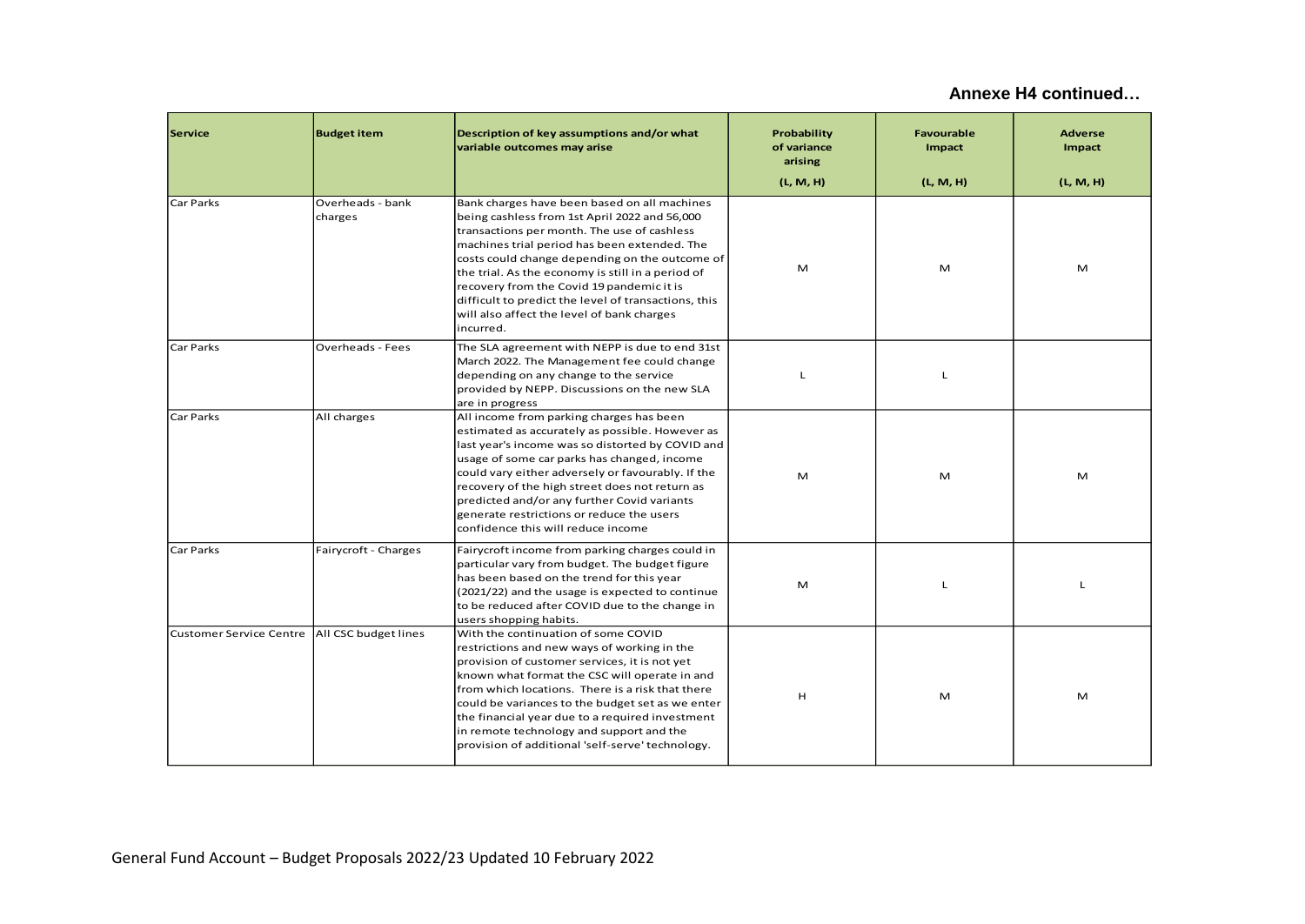**Annexe H4 continued…**

| Service | Budget item | Description of key assumptions and/or what variable outcomes may arise | Probability of variance arising (L, M, H) | Favourable Impact (L, M, H) | Adverse Impact (L, M, H) |
|---|---|---|---|---|---|
| Car Parks | Overheads - bank charges | Bank charges have been based on all machines being cashless from 1st April 2022 and 56,000 transactions per month. The use of cashless machines trial period has been extended. The costs could change depending on the outcome of the trial. As the economy is still in a period of recovery from the Covid 19 pandemic it is difficult to predict the level of transactions, this will also affect the level of bank charges incurred. | M | M | M |
| Car Parks | Overheads - Fees | The SLA agreement with NEPP is due to end 31st March 2022. The Management fee could change depending on any change to the service provided by NEPP. Discussions on the new SLA are in progress | L | L | |
| Car Parks | All charges | All income from parking charges has been estimated as accurately as possible. However as last year's income was so distorted by COVID and usage of some car parks has changed, income could vary either adversely or favourably. If the recovery of the high street does not return as predicted and/or any further Covid variants generate restrictions or reduce the users confidence this will reduce income | M | M | M |
| Car Parks | Fairycroft - Charges | Fairycroft income from parking charges could in particular vary from budget. The budget figure has been based on the trend for this year (2021/22) and the usage is expected to continue to be reduced after COVID due to the change in users shopping habits. | M | L | L |
| Customer Service Centre | All CSC budget lines | With the continuation of some COVID restrictions and new ways of working in the provision of customer services, it is not yet known what format the CSC will operate in and from which locations. There is a risk that there could be variances to the budget set as we enter the financial year due to a required investment in remote technology and support and the provision of additional 'self-serve' technology. | H | M | M |

General Fund Account – Budget Proposals 2022/23 Updated 10 February 2022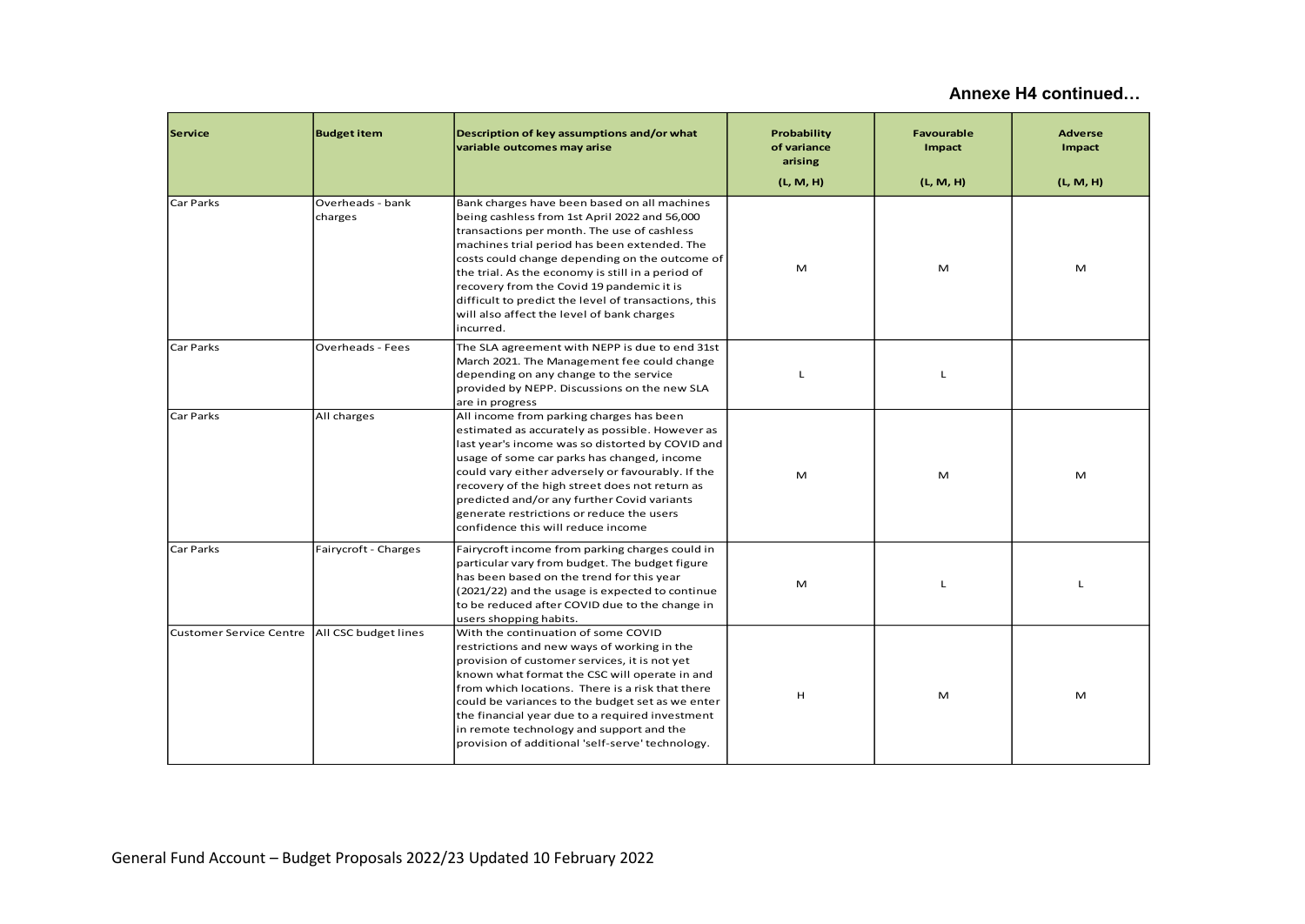**Annexe H4 continued…**

| Service | Budget item | Description of key assumptions and/or what variable outcomes may arise | Probability of variance arising (L, M, H) | Favourable Impact (L, M, H) | Adverse Impact (L, M, H) |
|---|---|---|---|---|---|
| Car Parks | Overheads - bank charges | Bank charges have been based on all machines being cashless from 1st April 2022 and 56,000 transactions per month. The use of cashless machines trial period has been extended. The costs could change depending on the outcome of the trial. As the economy is still in a period of recovery from the Covid 19 pandemic it is difficult to predict the level of transactions, this will also affect the level of bank charges incurred. | M | M | M |
| Car Parks | Overheads - Fees | The SLA agreement with NEPP is due to end 31st March 2021. The Management fee could change depending on any change to the service provided by NEPP. Discussions on the new SLA are in progress | L | L | |
| Car Parks | All charges | All income from parking charges has been estimated as accurately as possible. However as last year's income was so distorted by COVID and usage of some car parks has changed, income could vary either adversely or favourably. If the recovery of the high street does not return as predicted and/or any further Covid variants generate restrictions or reduce the users confidence this will reduce income | M | M | M |
| Car Parks | Fairycroft - Charges | Fairycroft income from parking charges could in particular vary from budget. The budget figure has been based on the trend for this year (2021/22) and the usage is expected to continue to be reduced after COVID due to the change in users shopping habits. | M | L | L |
| Customer Service Centre | All CSC budget lines | With the continuation of some COVID restrictions and new ways of working in the provision of customer services, it is not yet known what format the CSC will operate in and from which locations. There is a risk that there could be variances to the budget set as we enter the financial year due to a required investment in remote technology and support and the provision of additional 'self-serve' technology. | H | M | M |

General Fund Account – Budget Proposals 2022/23 Updated 10 February 2022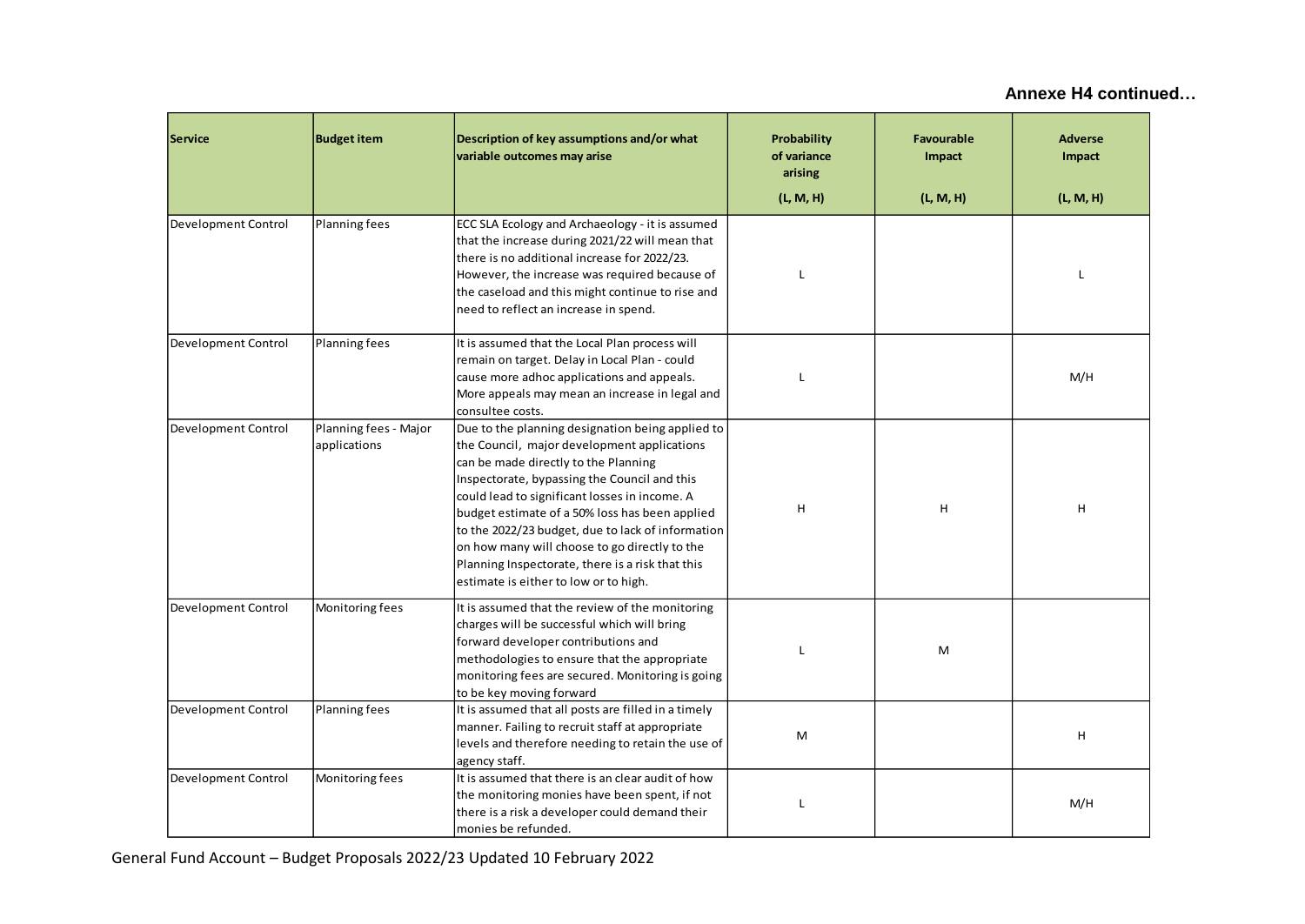**Annexe H4 continued…**

| Service | Budget item | Description of key assumptions and/or what variable outcomes may arise | Probability of variance arising (L, M, H) | Favourable Impact (L, M, H) | Adverse Impact (L, M, H) |
|---|---|---|---|---|---|
| Development Control | Planning fees | ECC SLA Ecology and Archaeology - it is assumed that the increase during 2021/22 will mean that there is no additional increase for 2022/23. However, the increase was required because of the caseload and this might continue to rise and need to reflect an increase in spend. | L | | L |
| Development Control | Planning fees | It is assumed that the Local Plan process will remain on target. Delay in Local Plan - could cause more adhoc applications and appeals. More appeals may mean an increase in legal and consultee costs. | L | | M/H |
| Development Control | Planning fees - Major applications | Due to the planning designation being applied to the Council, major development applications can be made directly to the Planning Inspectorate, bypassing the Council and this could lead to significant losses in income. A budget estimate of a 50% loss has been applied to the 2022/23 budget, due to lack of information on how many will choose to go directly to the Planning Inspectorate, there is a risk that this estimate is either to low or to high. | H | H | H |
| Development Control | Monitoring fees | It is assumed that the review of the monitoring charges will be successful which will bring forward developer contributions and methodologies to ensure that the appropriate monitoring fees are secured. Monitoring is going to be key moving forward | L | M | |
| Development Control | Planning fees | It is assumed that all posts are filled in a timely manner. Failing to recruit staff at appropriate levels and therefore needing to retain the use of agency staff. | M | | H |
| Development Control | Monitoring fees | It is assumed that there is an clear audit of how the monitoring monies have been spent, if not there is a risk a developer could demand their monies be refunded. | L | | M/H |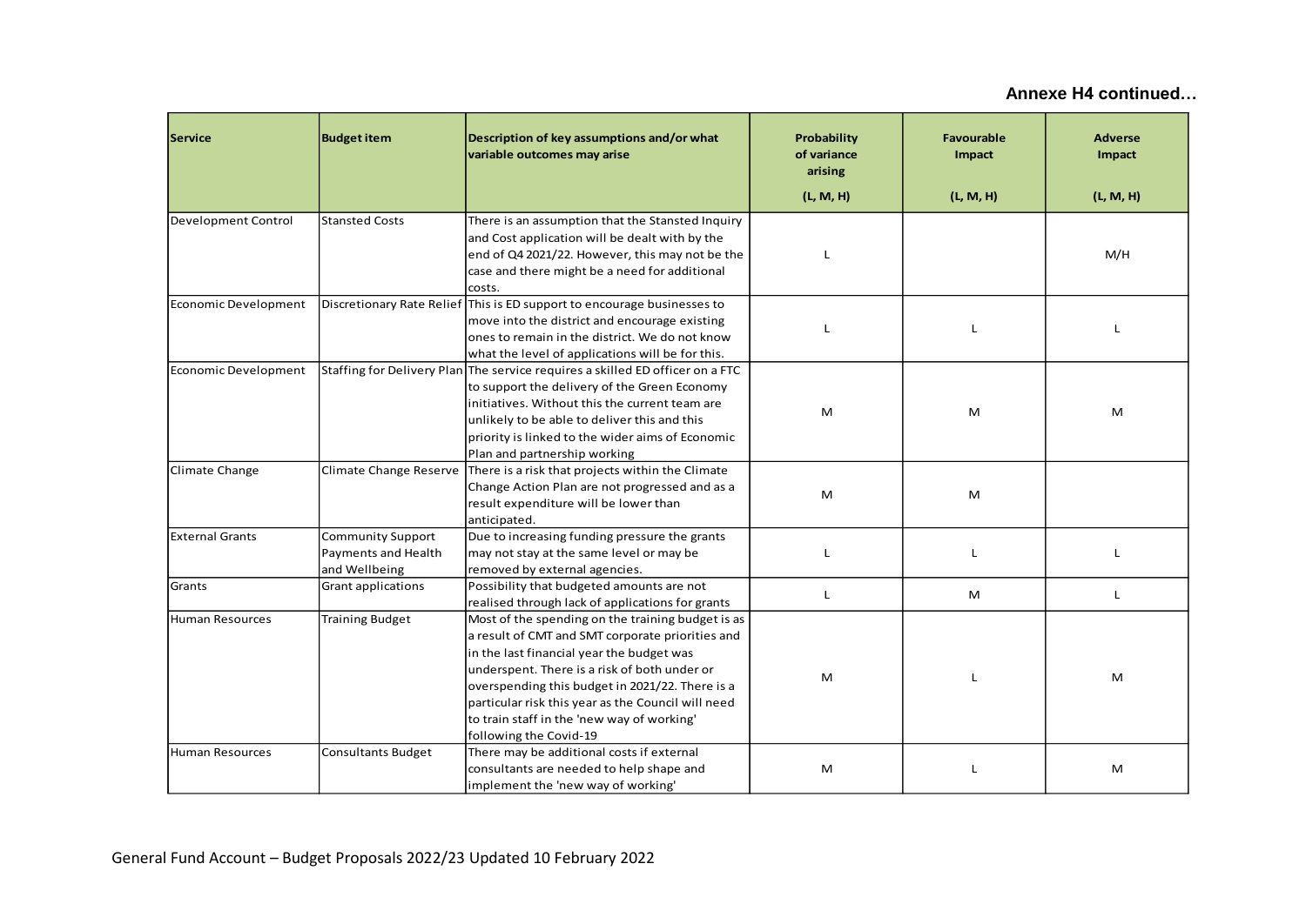**Annexe H4 continued…**

| Service | Budget item | Description of key assumptions and/or what variable outcomes may arise | Probability of variance arising (L, M, H) | Favourable Impact (L, M, H) | Adverse Impact (L, M, H) |
|---|---|---|---|---|---|
| Development Control | Stansted Costs | There is an assumption that the Stansted Inquiry and Cost application will be dealt with by the end of Q4 2021/22. However, this may not be the case and there might be a need for additional costs. | L | | M/H |
| Economic Development | Discretionary Rate Relief | This is ED support to encourage businesses to move into the district and encourage existing ones to remain in the district. We do not know what the level of applications will be for this. | L | L | L |
| Economic Development | Staffing for Delivery Plan | The service requires a skilled ED officer on a FTC to support the delivery of the Green Economy initiatives. Without this the current team are unlikely to be able to deliver this and this priority is linked to the wider aims of Economic Plan and partnership working | M | M | M |
| Climate Change | Climate Change Reserve | There is a risk that projects within the Climate Change Action Plan are not progressed and as a result expenditure will be lower than anticipated. | M | M | |
| External Grants | Community Support Payments and Health and Wellbeing | Due to increasing funding pressure the grants may not stay at the same level or may be removed by external agencies. | L | L | L |
| Grants | Grant applications | Possibility that budgeted amounts are not realised through lack of applications for grants | L | M | L |
| Human Resources | Training Budget | Most of the spending on the training budget is as a result of CMT and SMT corporate priorities and in the last financial year the budget was underspent. There is a risk of both under or overspending this budget in 2021/22. There is a particular risk this year as the Council will need to train staff in the 'new way of working' following the Covid-19 | M | L | M |
| Human Resources | Consultants Budget | There may be additional costs if external consultants are needed to help shape and implement the 'new way of working' | M | L | M |

General Fund Account – Budget Proposals 2022/23 Updated 10 February 2022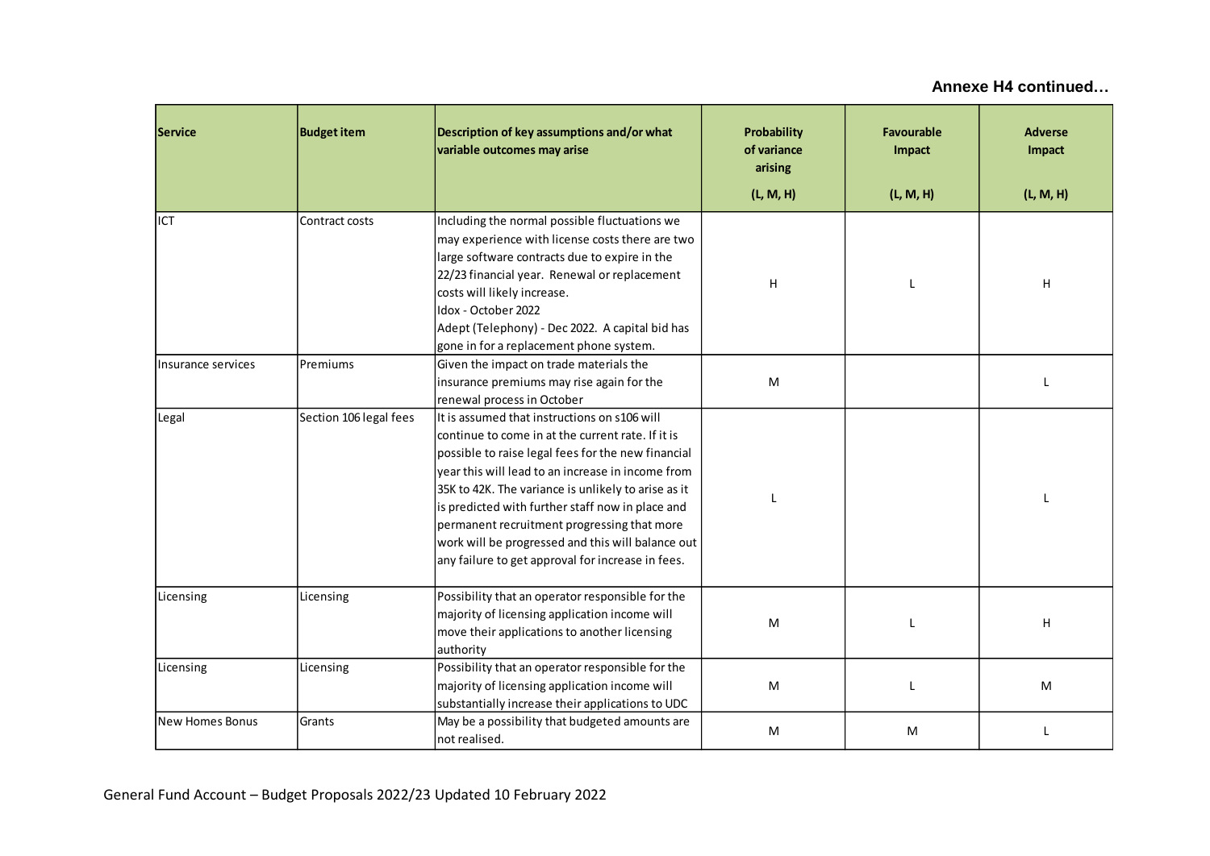**Annexe H4 continued…**

| Service | Budget item | Description of key assumptions and/or what variable outcomes may arise | Probability of variance arising (L, M, H) | Favourable Impact (L, M, H) | Adverse Impact (L, M, H) |
|---|---|---|---|---|---|
| ICT | Contract costs | Including the normal possible fluctuations we may experience with license costs there are two large software contracts due to expire in the 22/23 financial year. Renewal or replacement costs will likely increase.<br>Idox - October 2022<br>Adept (Telephony) - Dec 2022. A capital bid has gone in for a replacement phone system. | H | L | H |
| Insurance services | Premiums | Given the impact on trade materials the insurance premiums may rise again for the renewal process in October | M | | L |
| Legal | Section 106 legal fees | It is assumed that instructions on s106 will continue to come in at the current rate. If it is possible to raise legal fees for the new financial year this will lead to an increase in income from 35K to 42K. The variance is unlikely to arise as it is predicted with further staff now in place and permanent recruitment progressing that more work will be progressed and this will balance out any failure to get approval for increase in fees. | L | | L |
| Licensing | Licensing | Possibility that an operator responsible for the majority of licensing application income will move their applications to another licensing authority | M | L | H |
| Licensing | Licensing | Possibility that an operator responsible for the majority of licensing application income will substantially increase their applications to UDC | M | L | M |
| New Homes Bonus | Grants | May be a possibility that budgeted amounts are not realised. | M | M | L |

General Fund Account – Budget Proposals 2022/23 Updated 10 February 2022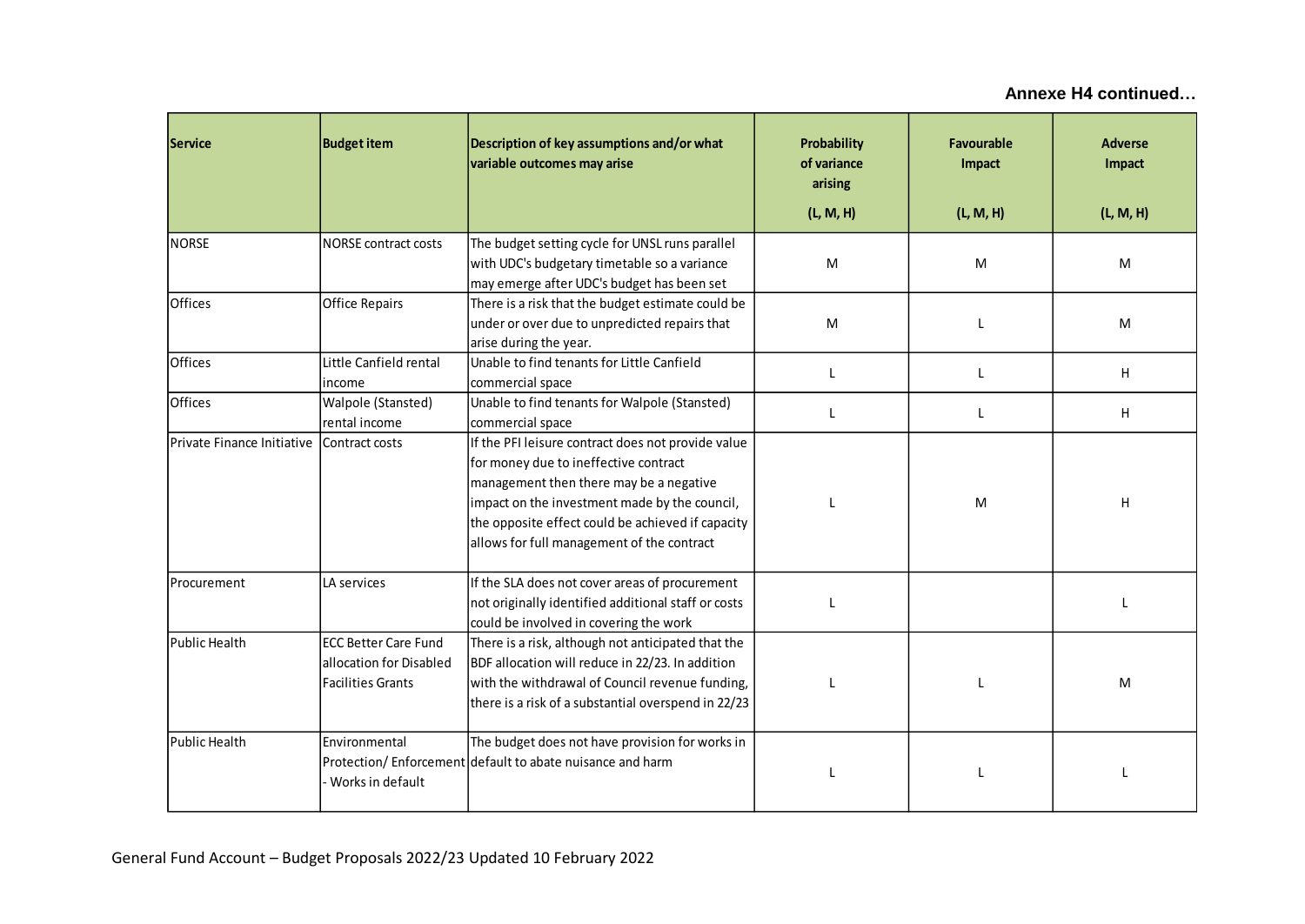**Annexe H4 continued…**

| Service | Budget item | Description of key assumptions and/or what variable outcomes may arise | Probability of variance arising (L, M, H) | Favourable Impact (L, M, H) | Adverse Impact (L, M, H) |
|---|---|---|---|---|---|
| NORSE | NORSE contract costs | The budget setting cycle for UNSL runs parallel with UDC's budgetary timetable so a variance may emerge after UDC's budget has been set | M | M | M |
| Offices | Office Repairs | There is a risk that the budget estimate could be under or over due to unpredicted repairs that arise during the year. | M | L | M |
| Offices | Little Canfield rental income | Unable to find tenants for Little Canfield commercial space | L | L | H |
| Offices | Walpole (Stansted) rental income | Unable to find tenants for Walpole (Stansted) commercial space | L | L | H |
| Private Finance Initiative | Contract costs | If the PFI leisure contract does not provide value for money due to ineffective contract management then there may be a negative impact on the investment made by the council, the opposite effect could be achieved if capacity allows for full management of the contract | L | M | H |
| Procurement | LA services | If the SLA does not cover areas of procurement not originally identified additional staff or costs could be involved in covering the work | L | | L |
| Public Health | ECC Better Care Fund allocation for Disabled Facilities Grants | There is a risk, although not anticipated that the BDF allocation will reduce in 22/23. In addition with the withdrawal of Council revenue funding, there is a risk of a substantial overspend in 22/23 | L | L | M |
| Public Health | Environmental Protection/ Enforcement - Works in default | The budget does not have provision for works in default to abate nuisance and harm | L | L | L |

General Fund Account – Budget Proposals 2022/23 Updated 10 February 2022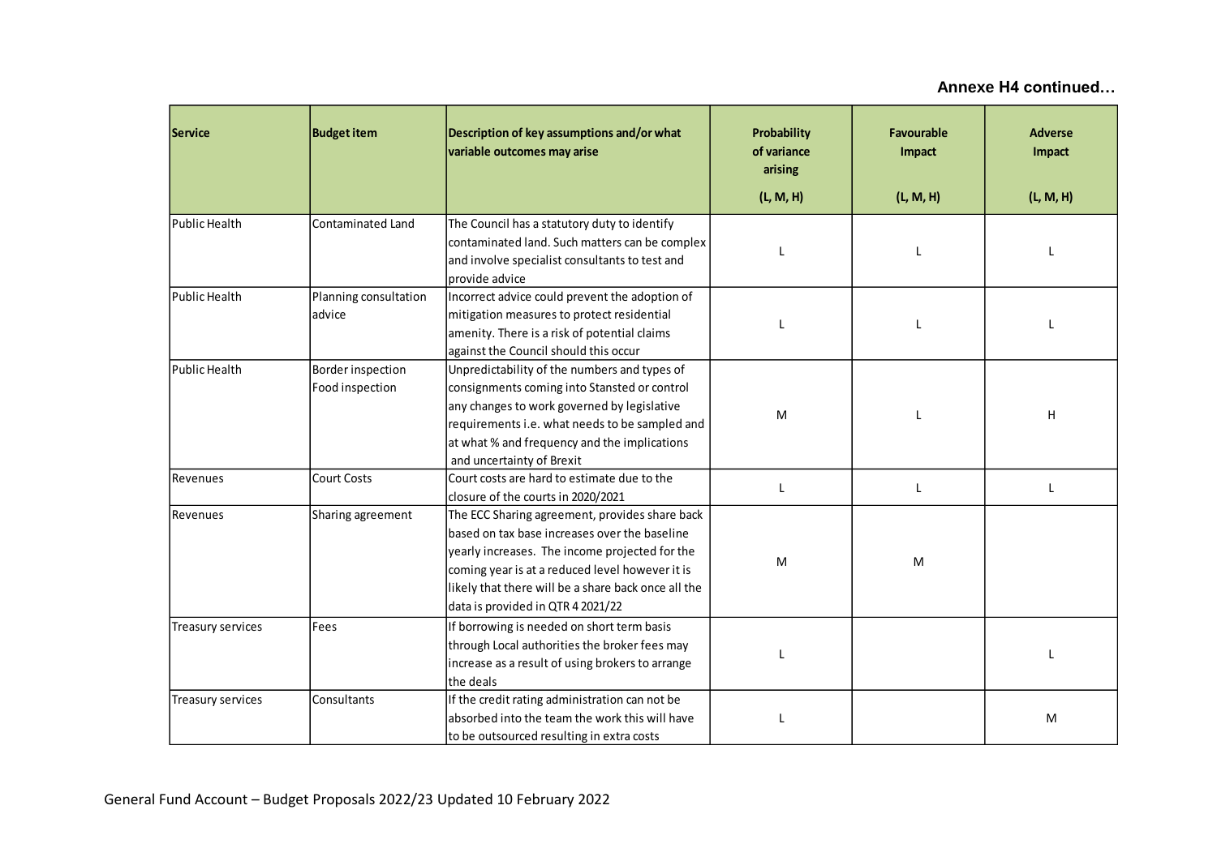**Annexe H4 continued…**

| Service | Budget item | Description of key assumptions and/or what variable outcomes may arise | Probability of variance arising (L, M, H) | Favourable Impact (L, M, H) | Adverse Impact (L, M, H) |
|---|---|---|---|---|---|
| Public Health | Contaminated Land | The Council has a statutory duty to identify contaminated land. Such matters can be complex and involve specialist consultants to test and provide advice | L | L | L |
| Public Health | Planning consultation advice | Incorrect advice could prevent the adoption of mitigation measures to protect residential amenity. There is a risk of potential claims against the Council should this occur | L | L | L |
| Public Health | Border inspection Food inspection | Unpredictability of the numbers and types of consignments coming into Stansted or control any changes to work governed by legislative requirements i.e. what needs to be sampled and at what % and frequency and the implications and uncertainty of Brexit | M | L | H |
| Revenues | Court Costs | Court costs are hard to estimate due to the closure of the courts in 2020/2021 | L | L | L |
| Revenues | Sharing agreement | The ECC Sharing agreement, provides share back based on tax base increases over the baseline yearly increases. The income projected for the coming year is at a reduced level however it is likely that there will be a share back once all the data is provided in QTR 4 2021/22 | M | M | |
| Treasury services | Fees | If borrowing is needed on short term basis through Local authorities the broker fees may increase as a result of using brokers to arrange the deals | L | | L |
| Treasury services | Consultants | If the credit rating administration can not be absorbed into the team the work this will have to be outsourced resulting in extra costs | L | | M |

General Fund Account – Budget Proposals 2022/23 Updated 10 February 2022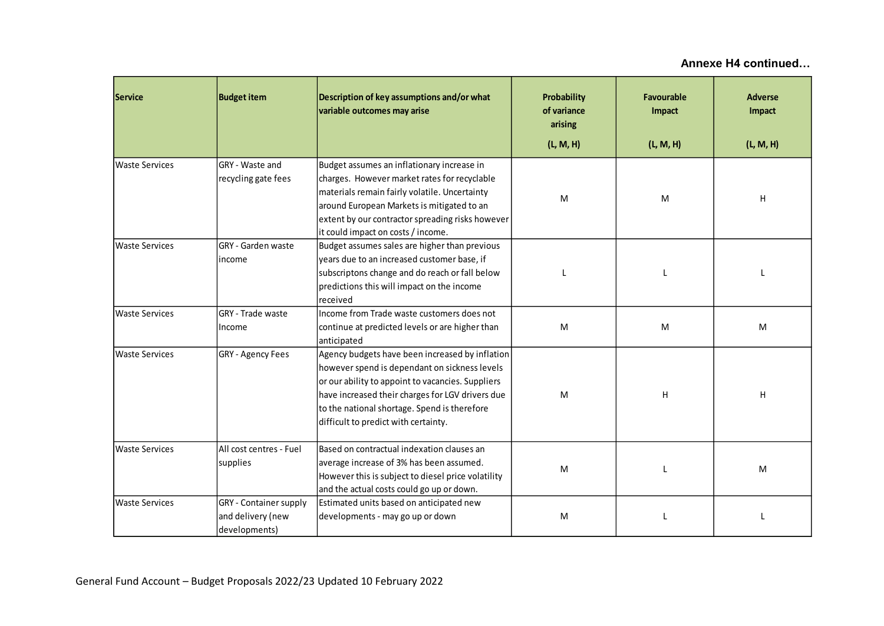**Annexe H4 continued…**

| Service | Budget item | Description of key assumptions and/or what variable outcomes may arise | Probability of variance arising (L, M, H) | Favourable Impact (L, M, H) | Adverse Impact (L, M, H) |
|---|---|---|---|---|---|
| Waste Services | GRY - Waste and recycling gate fees | Budget assumes an inflationary increase in charges. However market rates for recyclable materials remain fairly volatile. Uncertainty around European Markets is mitigated to an extent by our contractor spreading risks however it could impact on costs / income. | M | M | H |
| Waste Services | GRY - Garden waste income | Budget assumes sales are higher than previous years due to an increased customer base, if subscriptons change and do reach or fall below predictions this will impact on the income received | L | L | L |
| Waste Services | GRY - Trade waste Income | Income from Trade waste customers does not continue at predicted levels or are higher than anticipated | M | M | M |
| Waste Services | GRY - Agency Fees | Agency budgets have been increased by inflation however spend is dependant on sickness levels or our ability to appoint to vacancies. Suppliers have increased their charges for LGV drivers due to the national shortage. Spend is therefore difficult to predict with certainty. | M | H | H |
| Waste Services | All cost centres - Fuel supplies | Based on contractual indexation clauses an average increase of 3% has been assumed. However this is subject to diesel price volatility and the actual costs could go up or down. | M | L | M |
| Waste Services | GRY - Container supply and delivery (new developments) | Estimated units based on anticipated new developments - may go up or down | M | L | L |

General Fund Account – Budget Proposals 2022/23 Updated 10 February 2022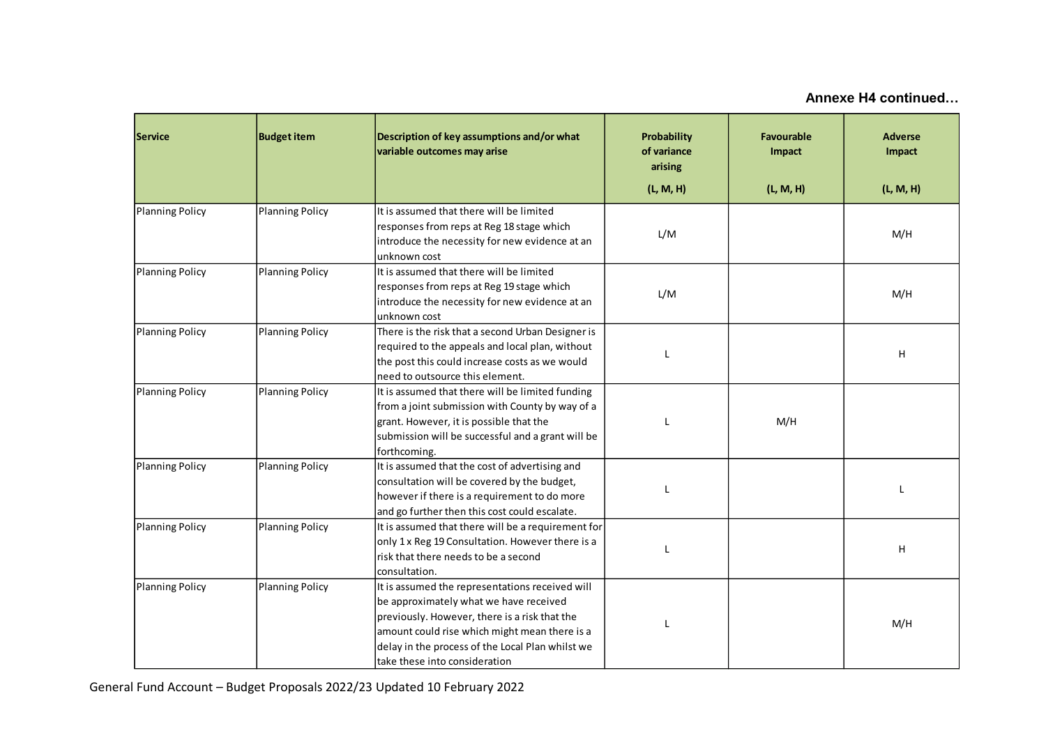**Annexe H4 continued…**

| Service | Budget item | Description of key assumptions and/or what variable outcomes may arise | Probability of variance arising (L, M, H) | Favourable Impact (L, M, H) | Adverse Impact (L, M, H) |
|---|---|---|---|---|---|
| Planning Policy | Planning Policy | It is assumed that there will be limited responses from reps at Reg 18 stage which introduce the necessity for new evidence at an unknown cost | L/M | | M/H |
| Planning Policy | Planning Policy | It is assumed that there will be limited responses from reps at Reg 19 stage which introduce the necessity for new evidence at an unknown cost | L/M | | M/H |
| Planning Policy | Planning Policy | There is the risk that a second Urban Designer is required to the appeals and local plan, without the post this could increase costs as we would need to outsource this element. | L | | H |
| Planning Policy | Planning Policy | It is assumed that there will be limited funding from a joint submission with County by way of a grant. However, it is possible that the submission will be successful and a grant will be forthcoming. | L | M/H | |
| Planning Policy | Planning Policy | It is assumed that the cost of advertising and consultation will be covered by the budget, however if there is a requirement to do more and go further then this cost could escalate. | L | | L |
| Planning Policy | Planning Policy | It is assumed that there will be a requirement for only 1 x Reg 19 Consultation. However there is a risk that there needs to be a second consultation. | L | | H |
| Planning Policy | Planning Policy | It is assumed the representations received will be approximately what we have received previously. However, there is a risk that the amount could rise which might mean there is a delay in the process of the Local Plan whilst we take these into consideration | L | | M/H |

General Fund Account – Budget Proposals 2022/23 Updated 10 February 2022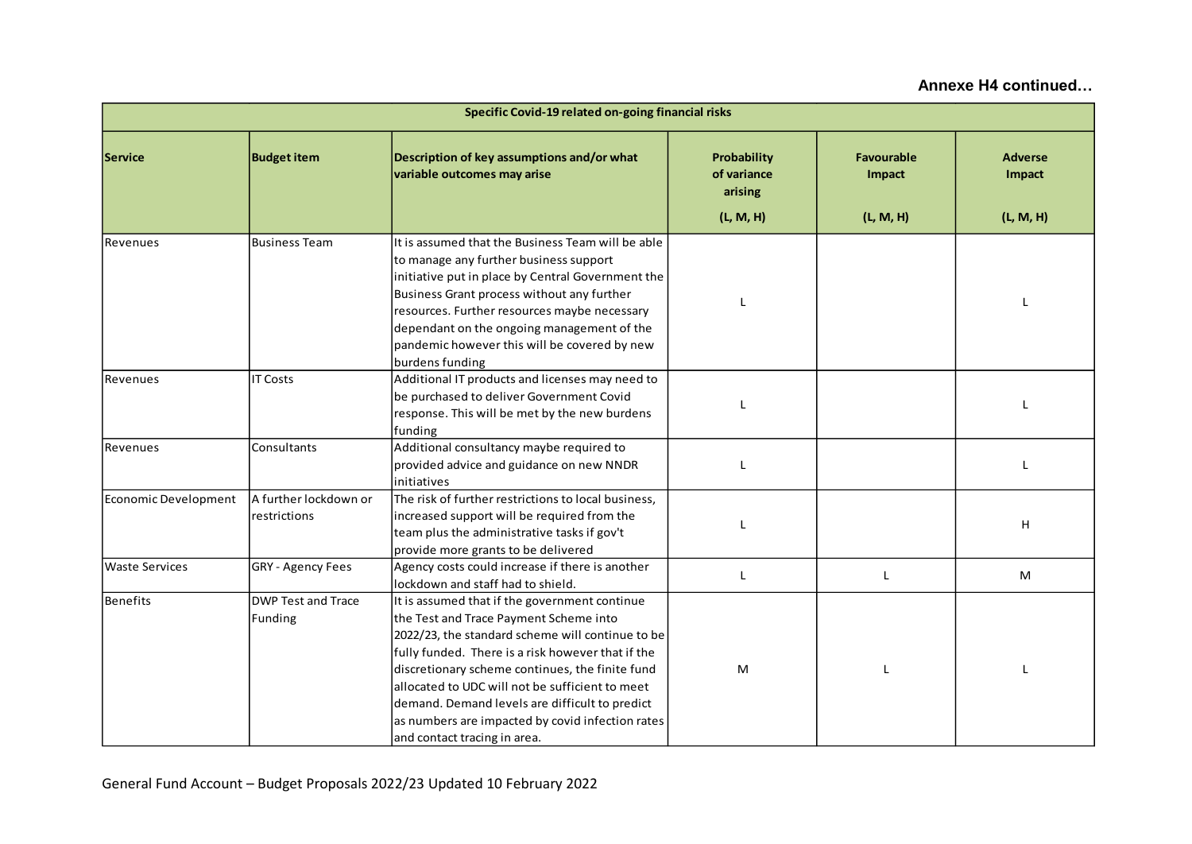**Annexe H4 continued…**

| Specific Covid-19 related on-going financial risks | | | | | |
|---|---|---|---|---|---|
| **Service** | **Budget item** | **Description of key assumptions and/or what variable outcomes may arise** | **Probability of variance arising (L, M, H)** | **Favourable Impact (L, M, H)** | **Adverse Impact (L, M, H)** |
| Revenues | Business Team | It is assumed that the Business Team will be able to manage any further business support initiative put in place by Central Government the Business Grant process without any further resources. Further resources maybe necessary dependant on the ongoing management of the pandemic however this will be covered by new burdens funding | L | | L |
| Revenues | IT Costs | Additional IT products and licenses may need to be purchased to deliver Government Covid response. This will be met by the new burdens funding | L | | L |
| Revenues | Consultants | Additional consultancy maybe required to provided advice and guidance on new NNDR initiatives | L | | L |
| Economic Development | A further lockdown or restrictions | The risk of further restrictions to local business, increased support will be required from the team plus the administrative tasks if gov't provide more grants to be delivered | L | | H |
| Waste Services | GRY - Agency Fees | Agency costs could increase if there is another lockdown and staff had to shield. | L | L | M |
| Benefits | DWP Test and Trace Funding | It is assumed that if the government continue the Test and Trace Payment Scheme into 2022/23, the standard scheme will continue to be fully funded. There is a risk however that if the discretionary scheme continues, the finite fund allocated to UDC will not be sufficient to meet demand. Demand levels are difficult to predict as numbers are impacted by covid infection rates and contact tracing in area. | M | L | L |

General Fund Account – Budget Proposals 2022/23 Updated 10 February 2022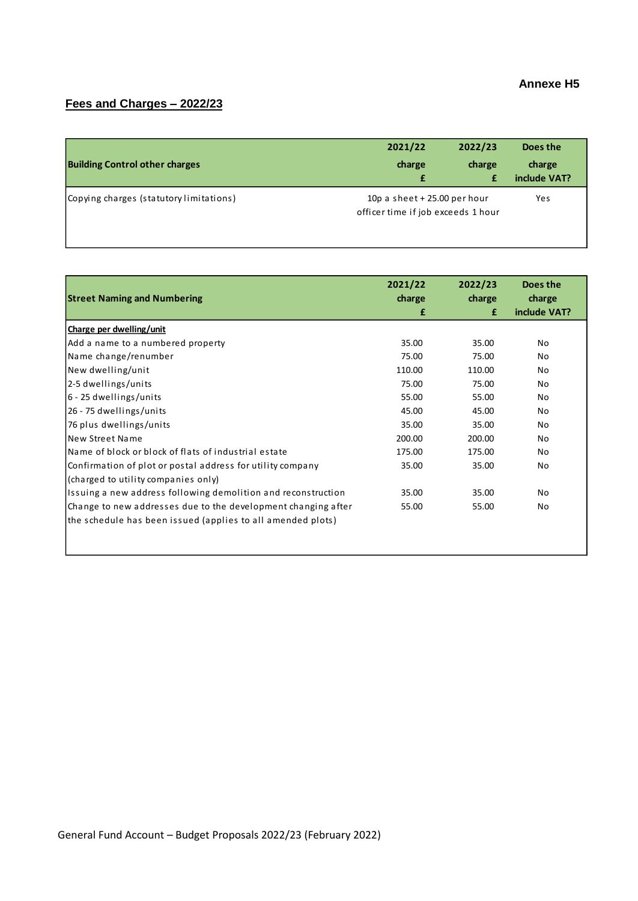Annexe H5

## Fees and Charges – 2022/23

| Building Control other charges | 2021/22 charge £ | 2022/23 charge £ | Does the charge include VAT? |
|---|---|---|---|
| Copying charges (statutory limitations) | 10p a sheet + 25.00 per hour officer time if job exceeds 1 hour | | Yes |

| Street Naming and Numbering | 2021/22 charge £ | 2022/23 charge £ | Does the charge include VAT? |
|---|---|---|---|
| **Charge per dwelling/unit** | | | |
| Add a name to a numbered property | 35.00 | 35.00 | No |
| Name change/renumber | 75.00 | 75.00 | No |
| New dwelling/unit | 110.00 | 110.00 | No |
| 2-5 dwellings/units | 75.00 | 75.00 | No |
| 6 - 25 dwellings/units | 55.00 | 55.00 | No |
| 26 - 75 dwellings/units | 45.00 | 45.00 | No |
| 76 plus dwellings/units | 35.00 | 35.00 | No |
| New Street Name | 200.00 | 200.00 | No |
| Name of block or block of flats of industrial estate | 175.00 | 175.00 | No |
| Confirmation of plot or postal address for utility company (charged to utility companies only) | 35.00 | 35.00 | No |
| Issuing a new address following demolition and reconstruction | 35.00 | 35.00 | No |
| Change to new addresses due to the development changing after the schedule has been issued (applies to all amended plots) | 55.00 | 55.00 | No |

General Fund Account – Budget Proposals 2022/23 (February 2022)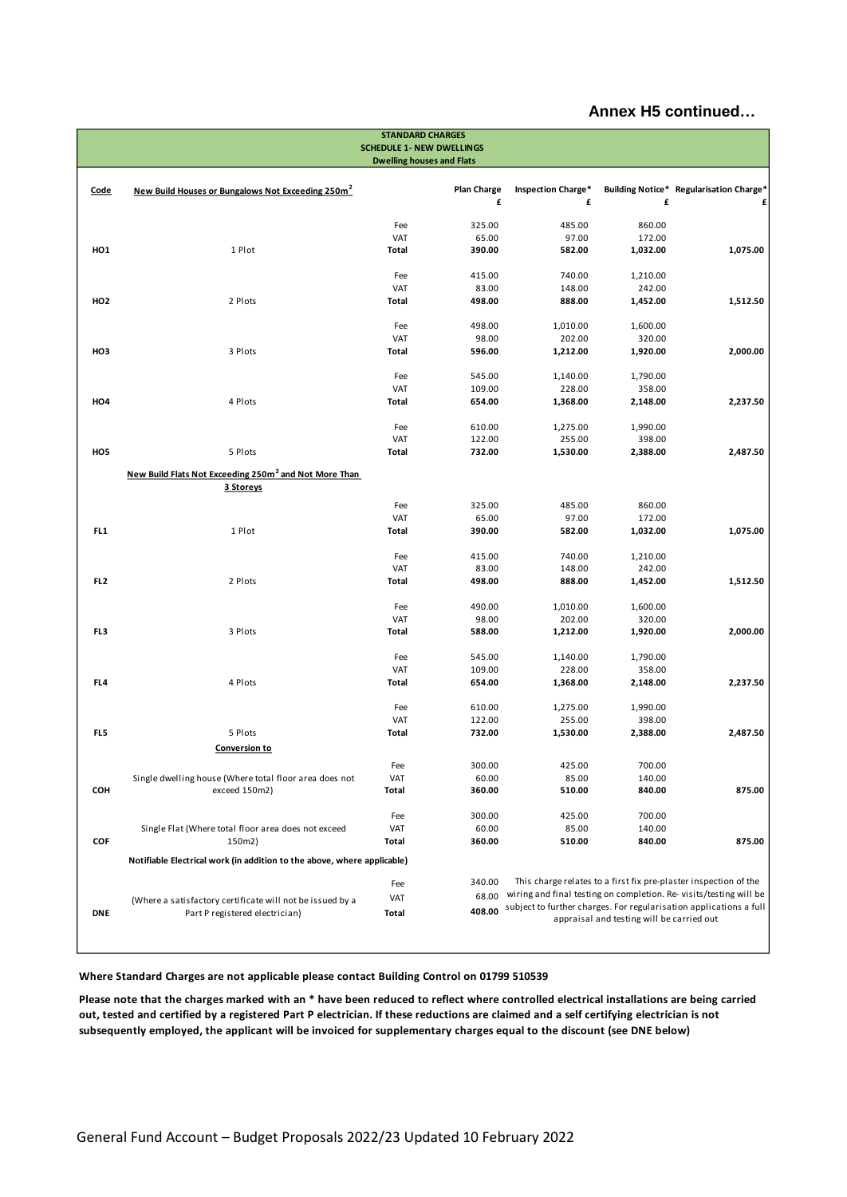**Annex H5 continued…**

| | | | | | | |
|---|---|---|---|---|---|---|
| | **STANDARD CHARGES** | | | | | |
| | **SCHEDULE 1- NEW DWELLINGS** | | | | | |
| | **Dwelling houses and Flats** | | | | | |
| **Code** | **New Build Houses or Bungalows Not Exceeding 250m²** | | **Plan Charge £** | **Inspection Charge* £** | **Building Notice* £** | **Regularisation Charge* £** |
| | | Fee | 325.00 | 485.00 | 860.00 | |
| | | VAT | 65.00 | 97.00 | 172.00 | |
| **HO1** | 1 Plot | **Total** | **390.00** | **582.00** | **1,032.00** | **1,075.00** |
| | | Fee | 415.00 | 740.00 | 1,210.00 | |
| | | VAT | 83.00 | 148.00 | 242.00 | |
| **HO2** | 2 Plots | **Total** | **498.00** | **888.00** | **1,452.00** | **1,512.50** |
| | | Fee | 498.00 | 1,010.00 | 1,600.00 | |
| | | VAT | 98.00 | 202.00 | 320.00 | |
| **HO3** | 3 Plots | **Total** | **596.00** | **1,212.00** | **1,920.00** | **2,000.00** |
| | | Fee | 545.00 | 1,140.00 | 1,790.00 | |
| | | VAT | 109.00 | 228.00 | 358.00 | |
| **HO4** | 4 Plots | **Total** | **654.00** | **1,368.00** | **2,148.00** | **2,237.50** |
| | | Fee | 610.00 | 1,275.00 | 1,990.00 | |
| | | VAT | 122.00 | 255.00 | 398.00 | |
| **HO5** | 5 Plots | **Total** | **732.00** | **1,530.00** | **2,388.00** | **2,487.50** |
| | **New Build Flats Not Exceeding 250m² and Not More Than 3 Storeys** | | | | | |
| | | Fee | 325.00 | 485.00 | 860.00 | |
| | | VAT | 65.00 | 97.00 | 172.00 | |
| **FL1** | 1 Plot | **Total** | **390.00** | **582.00** | **1,032.00** | **1,075.00** |
| | | Fee | 415.00 | 740.00 | 1,210.00 | |
| | | VAT | 83.00 | 148.00 | 242.00 | |
| **FL2** | 2 Plots | **Total** | **498.00** | **888.00** | **1,452.00** | **1,512.50** |
| | | Fee | 490.00 | 1,010.00 | 1,600.00 | |
| | | VAT | 98.00 | 202.00 | 320.00 | |
| **FL3** | 3 Plots | **Total** | **588.00** | **1,212.00** | **1,920.00** | **2,000.00** |
| | | Fee | 545.00 | 1,140.00 | 1,790.00 | |
| | | VAT | 109.00 | 228.00 | 358.00 | |
| **FL4** | 4 Plots | **Total** | **654.00** | **1,368.00** | **2,148.00** | **2,237.50** |
| | | Fee | 610.00 | 1,275.00 | 1,990.00 | |
| | | VAT | 122.00 | 255.00 | 398.00 | |
| **FL5** | 5 Plots | **Total** | **732.00** | **1,530.00** | **2,388.00** | **2,487.50** |
| | **Conversion to** | | | | | |
| | | Fee | 300.00 | 425.00 | 700.00 | |
| | Single dwelling house (Where total floor area does not exceed 150m2) | VAT | 60.00 | 85.00 | 140.00 | |
| **COH** | | **Total** | **360.00** | **510.00** | **840.00** | **875.00** |
| | | Fee | 300.00 | 425.00 | 700.00 | |
| | Single Flat (Where total floor area does not exceed 150m2) | VAT | 60.00 | 85.00 | 140.00 | |
| **COF** | | **Total** | **360.00** | **510.00** | **840.00** | **875.00** |
| | **Notifiable Electrical work (in addition to the above, where applicable)** | | | | | |
| | | Fee | 340.00 | This charge relates to a first fix pre-plaster inspection of the wiring and final testing on completion. Re- visits/testing will be subject to further charges. For regularisation applications a full appraisal and testing will be carried out | | |
| | (Where a satisfactory certificate will not be issued by a Part P registered electrician) | VAT | 68.00 | | | |
| **DNE** | | **Total** | **408.00** | | | |

**Where Standard Charges are not applicable please contact Building Control on 01799 510539**

**Please note that the charges marked with an * have been reduced to reflect where controlled electrical installations are being carried out, tested and certified by a registered Part P electrician. If these reductions are claimed and a self certifying electrician is not subsequently employed, the applicant will be invoiced for supplementary charges equal to the discount (see DNE below)**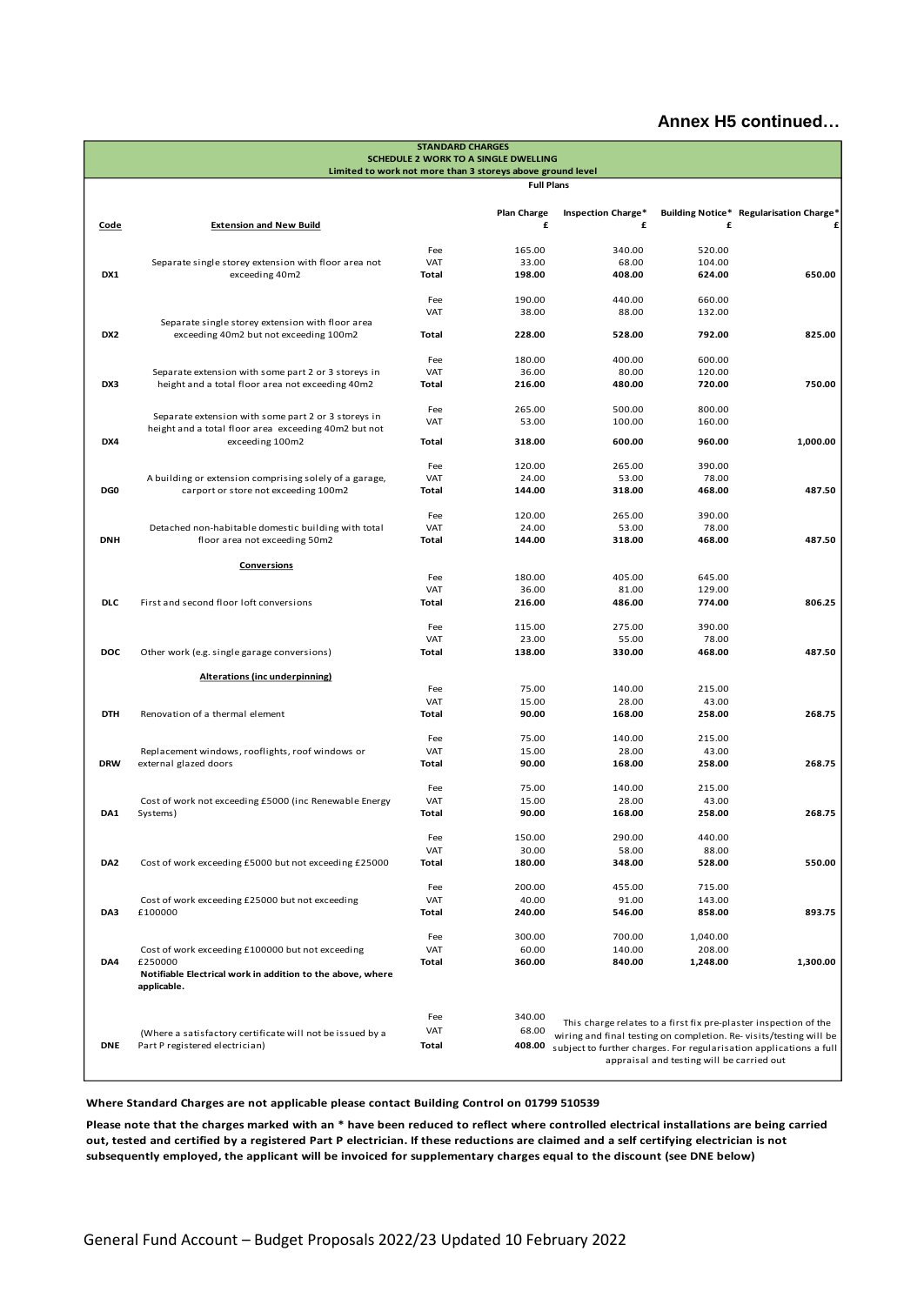## Annex H5 continued…

| STANDARD CHARGES<br>SCHEDULE 2 WORK TO A SINGLE DWELLING<br>Limited to work not more than 3 storeys above ground level | | | | | | |
|---|---|---|---|---|---|---|
| | | | **Full Plans** | | | |
| **Code** | **Extension and New Build** | | **Plan Charge £** | **Inspection Charge* £** | **Building Notice* £** | **Regularisation Charge* £** |
| | | Fee | 165.00 | 340.00 | 520.00 | |
| | Separate single storey extension with floor area not exceeding 40m2 | VAT | 33.00 | 68.00 | 104.00 | |
| **DX1** | | **Total** | **198.00** | **408.00** | **624.00** | **650.00** |
| | | Fee | 190.00 | 440.00 | 660.00 | |
| | Separate single storey extension with floor area exceeding 40m2 but not exceeding 100m2 | VAT | 38.00 | 88.00 | 132.00 | |
| **DX2** | | **Total** | **228.00** | **528.00** | **792.00** | **825.00** |
| | | Fee | 180.00 | 400.00 | 600.00 | |
| | Separate extension with some part 2 or 3 storeys in height and a total floor area not exceeding 40m2 | VAT | 36.00 | 80.00 | 120.00 | |
| **DX3** | | **Total** | **216.00** | **480.00** | **720.00** | **750.00** |
| | | Fee | 265.00 | 500.00 | 800.00 | |
| | Separate extension with some part 2 or 3 storeys in height and a total floor area exceeding 40m2 but not exceeding 100m2 | VAT | 53.00 | 100.00 | 160.00 | |
| **DX4** | | **Total** | **318.00** | **600.00** | **960.00** | **1,000.00** |
| | | Fee | 120.00 | 265.00 | 390.00 | |
| | A building or extension comprising solely of a garage, carport or store not exceeding 100m2 | VAT | 24.00 | 53.00 | 78.00 | |
| **DG0** | | **Total** | **144.00** | **318.00** | **468.00** | **487.50** |
| | | Fee | 120.00 | 265.00 | 390.00 | |
| | Detached non-habitable domestic building with total floor area not exceeding 50m2 | VAT | 24.00 | 53.00 | 78.00 | |
| **DNH** | | **Total** | **144.00** | **318.00** | **468.00** | **487.50** |
| | **Conversions** | | | | | |
| | | Fee | 180.00 | 405.00 | 645.00 | |
| | | VAT | 36.00 | 81.00 | 129.00 | |
| **DLC** | First and second floor loft conversions | **Total** | **216.00** | **486.00** | **774.00** | **806.25** |
| | | Fee | 115.00 | 275.00 | 390.00 | |
| | | VAT | 23.00 | 55.00 | 78.00 | |
| **DOC** | Other work (e.g. single garage conversions) | **Total** | **138.00** | **330.00** | **468.00** | **487.50** |
| | **Alterations (inc underpinning)** | | | | | |
| | | Fee | 75.00 | 140.00 | 215.00 | |
| | | VAT | 15.00 | 28.00 | 43.00 | |
| **DTH** | Renovation of a thermal element | **Total** | **90.00** | **168.00** | **258.00** | **268.75** |
| | | Fee | 75.00 | 140.00 | 215.00 | |
| | Replacement windows, rooflights, roof windows or external glazed doors | VAT | 15.00 | 28.00 | 43.00 | |
| **DRW** | | **Total** | **90.00** | **168.00** | **258.00** | **268.75** |
| | | Fee | 75.00 | 140.00 | 215.00 | |
| | Cost of work not exceeding £5000 (inc Renewable Energy Systems) | VAT | 15.00 | 28.00 | 43.00 | |
| **DA1** | | **Total** | **90.00** | **168.00** | **258.00** | **268.75** |
| | | Fee | 150.00 | 290.00 | 440.00 | |
| | | VAT | 30.00 | 58.00 | 88.00 | |
| **DA2** | Cost of work exceeding £5000 but not exceeding £25000 | **Total** | **180.00** | **348.00** | **528.00** | **550.00** |
| | | Fee | 200.00 | 455.00 | 715.00 | |
| | Cost of work exceeding £25000 but not exceeding £100000 | VAT | 40.00 | 91.00 | 143.00 | |
| **DA3** | | **Total** | **240.00** | **546.00** | **858.00** | **893.75** |
| | | Fee | 300.00 | 700.00 | 1,040.00 | |
| | Cost of work exceeding £100000 but not exceeding £250000 | VAT | 60.00 | 140.00 | 208.00 | |
| **DA4** | | **Total** | **360.00** | **840.00** | **1,248.00** | **1,300.00** |
| | **Notifiable Electrical work in addition to the above, where applicable.** | | | | | |
| | | Fee | 340.00 | This charge relates to a first fix pre-plaster inspection of the wiring and final testing on completion. Re-visits/testing will be subject to further charges. For regularisation applications a full appraisal and testing will be carried out | | |
| | (Where a satisfactory certificate will not be issued by a Part P registered electrician) | VAT | 68.00 | | | |
| **DNE** | | **Total** | **408.00** | | | |

**Where Standard Charges are not applicable please contact Building Control on 01799 510539**

**Please note that the charges marked with an * have been reduced to reflect where controlled electrical installations are being carried out, tested and certified by a registered Part P electrician. If these reductions are claimed and a self certifying electrician is not subsequently employed, the applicant will be invoiced for supplementary charges equal to the discount (see DNE below)**

General Fund Account – Budget Proposals 2022/23 Updated 10 February 2022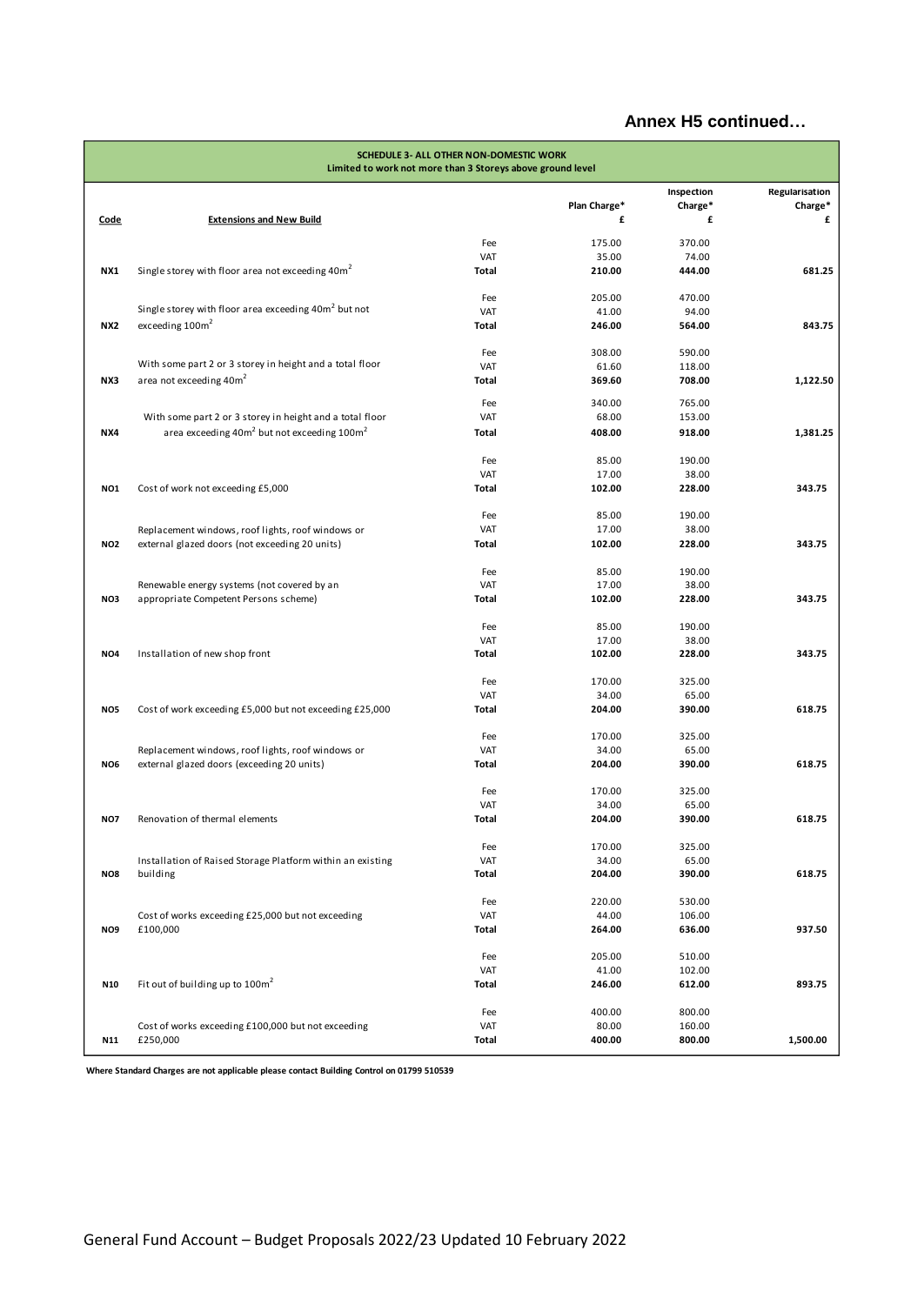## Annex H5 continued…

| SCHEDULE 3- ALL OTHER NON-DOMESTIC WORK<br>Limited to work not more than 3 Storeys above ground level | | | | | |
|---|---|---|---|---|---|
| **Code** | **Extensions and New Build** | | **Plan Charge* £** | **Inspection Charge* £** | **Regularisation Charge* £** |
| | | Fee | 175.00 | 370.00 | |
| | | VAT | 35.00 | 74.00 | |
| **NX1** | Single storey with floor area not exceeding 40m$^2$ | **Total** | **210.00** | **444.00** | **681.25** |
| | | Fee | 205.00 | 470.00 | |
| | | VAT | 41.00 | 94.00 | |
| **NX2** | Single storey with floor area exceeding 40m$^2$ but not exceeding 100m$^2$ | **Total** | **246.00** | **564.00** | **843.75** |
| | | Fee | 308.00 | 590.00 | |
| | | VAT | 61.60 | 118.00 | |
| **NX3** | With some part 2 or 3 storey in height and a total floor area not exceeding 40m$^2$ | **Total** | **369.60** | **708.00** | **1,122.50** |
| | | Fee | 340.00 | 765.00 | |
| | | VAT | 68.00 | 153.00 | |
| **NX4** | With some part 2 or 3 storey in height and a total floor area exceeding 40m$^2$ but not exceeding 100m$^2$ | **Total** | **408.00** | **918.00** | **1,381.25** |
| | | Fee | 85.00 | 190.00 | |
| | | VAT | 17.00 | 38.00 | |
| **NO1** | Cost of work not exceeding £5,000 | **Total** | **102.00** | **228.00** | **343.75** |
| | | Fee | 85.00 | 190.00 | |
| | | VAT | 17.00 | 38.00 | |
| **NO2** | Replacement windows, roof lights, roof windows or external glazed doors (not exceeding 20 units) | **Total** | **102.00** | **228.00** | **343.75** |
| | | Fee | 85.00 | 190.00 | |
| | | VAT | 17.00 | 38.00 | |
| **NO3** | Renewable energy systems (not covered by an appropriate Competent Persons scheme) | **Total** | **102.00** | **228.00** | **343.75** |
| | | Fee | 85.00 | 190.00 | |
| | | VAT | 17.00 | 38.00 | |
| **NO4** | Installation of new shop front | **Total** | **102.00** | **228.00** | **343.75** |
| | | Fee | 170.00 | 325.00 | |
| | | VAT | 34.00 | 65.00 | |
| **NO5** | Cost of work exceeding £5,000 but not exceeding £25,000 | **Total** | **204.00** | **390.00** | **618.75** |
| | | Fee | 170.00 | 325.00 | |
| | | VAT | 34.00 | 65.00 | |
| **NO6** | Replacement windows, roof lights, roof windows or external glazed doors (exceeding 20 units) | **Total** | **204.00** | **390.00** | **618.75** |
| | | Fee | 170.00 | 325.00 | |
| | | VAT | 34.00 | 65.00 | |
| **NO7** | Renovation of thermal elements | **Total** | **204.00** | **390.00** | **618.75** |
| | | Fee | 170.00 | 325.00 | |
| | | VAT | 34.00 | 65.00 | |
| **NO8** | Installation of Raised Storage Platform within an existing building | **Total** | **204.00** | **390.00** | **618.75** |
| | | Fee | 220.00 | 530.00 | |
| | | VAT | 44.00 | 106.00 | |
| **NO9** | Cost of works exceeding £25,000 but not exceeding £100,000 | **Total** | **264.00** | **636.00** | **937.50** |
| | | Fee | 205.00 | 510.00 | |
| | | VAT | 41.00 | 102.00 | |
| **N10** | Fit out of building up to 100m$^2$ | **Total** | **246.00** | **612.00** | **893.75** |
| | | Fee | 400.00 | 800.00 | |
| | | VAT | 80.00 | 160.00 | |
| **N11** | Cost of works exceeding £100,000 but not exceeding £250,000 | **Total** | **400.00** | **800.00** | **1,500.00** |

**Where Standard Charges are not applicable please contact Building Control on 01799 510539**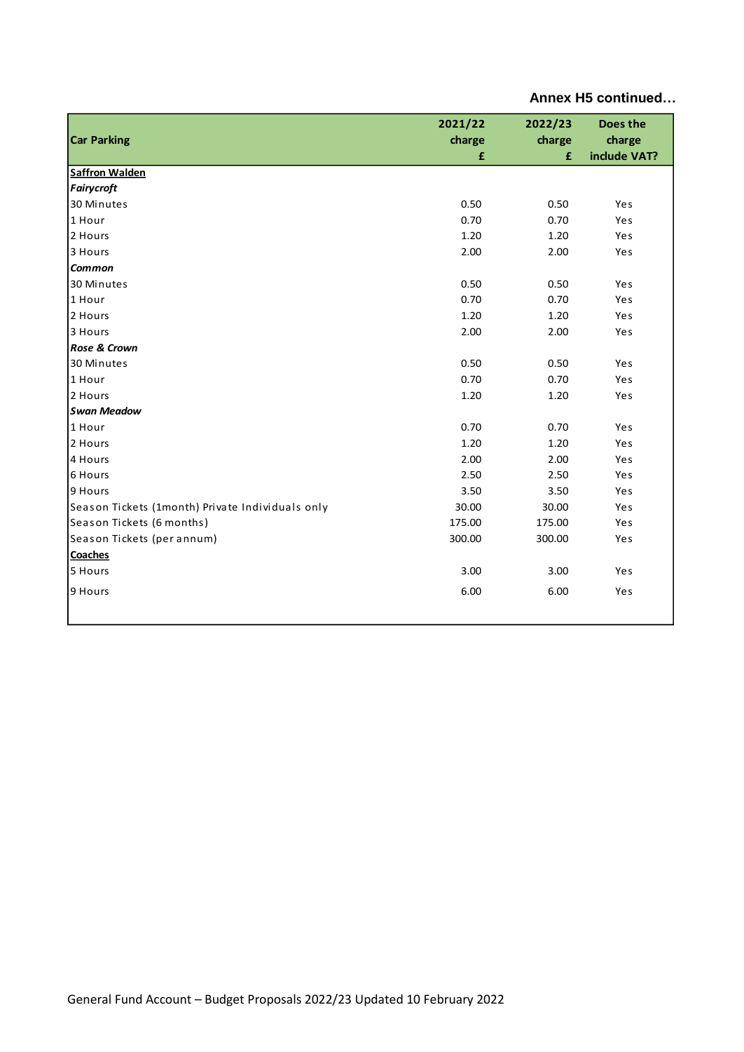**Annex H5 continued…**

| Car Parking | 2021/22 charge £ | 2022/23 charge £ | Does the charge include VAT? |
|---|---|---|---|
| **Saffron Walden** | | | |
| ***Fairycroft*** | | | |
| 30 Minutes | 0.50 | 0.50 | Yes |
| 1 Hour | 0.70 | 0.70 | Yes |
| 2 Hours | 1.20 | 1.20 | Yes |
| 3 Hours | 2.00 | 2.00 | Yes |
| ***Common*** | | | |
| 30 Minutes | 0.50 | 0.50 | Yes |
| 1 Hour | 0.70 | 0.70 | Yes |
| 2 Hours | 1.20 | 1.20 | Yes |
| 3 Hours | 2.00 | 2.00 | Yes |
| ***Rose & Crown*** | | | |
| 30 Minutes | 0.50 | 0.50 | Yes |
| 1 Hour | 0.70 | 0.70 | Yes |
| 2 Hours | 1.20 | 1.20 | Yes |
| ***Swan Meadow*** | | | |
| 1 Hour | 0.70 | 0.70 | Yes |
| 2 Hours | 1.20 | 1.20 | Yes |
| 4 Hours | 2.00 | 2.00 | Yes |
| 6 Hours | 2.50 | 2.50 | Yes |
| 9 Hours | 3.50 | 3.50 | Yes |
| Season Tickets (1month) Private Individuals only | 30.00 | 30.00 | Yes |
| Season Tickets (6 months) | 175.00 | 175.00 | Yes |
| Season Tickets (per annum) | 300.00 | 300.00 | Yes |
| **Coaches** | | | |
| 5 Hours | 3.00 | 3.00 | Yes |
| 9 Hours | 6.00 | 6.00 | Yes |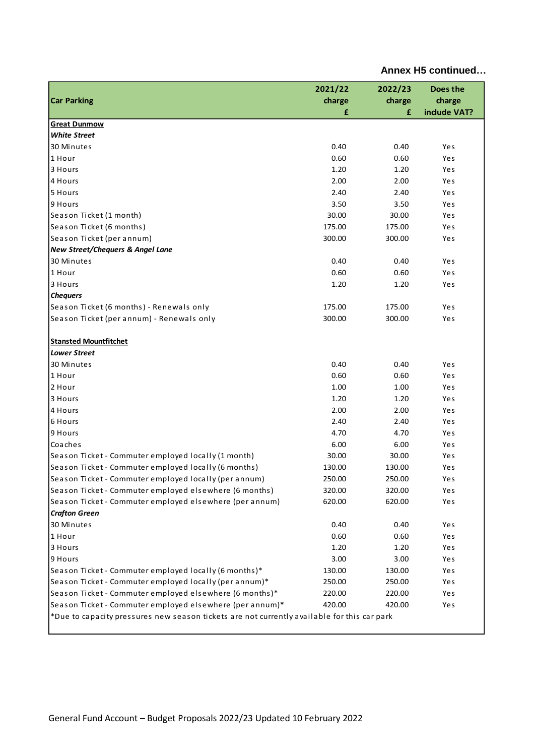**Annex H5 continued…**

| Car Parking | 2021/22 charge £ | 2022/23 charge £ | Does the charge include VAT? |
|---|---|---|---|
| **Great Dunmow** | | | |
| ***White Street*** | | | |
| 30 Minutes | 0.40 | 0.40 | Yes |
| 1 Hour | 0.60 | 0.60 | Yes |
| 3 Hours | 1.20 | 1.20 | Yes |
| 4 Hours | 2.00 | 2.00 | Yes |
| 5 Hours | 2.40 | 2.40 | Yes |
| 9 Hours | 3.50 | 3.50 | Yes |
| Season Ticket (1 month) | 30.00 | 30.00 | Yes |
| Season Ticket (6 months) | 175.00 | 175.00 | Yes |
| Season Ticket (per annum) | 300.00 | 300.00 | Yes |
| ***New Street/Chequers & Angel Lane*** | | | |
| 30 Minutes | 0.40 | 0.40 | Yes |
| 1 Hour | 0.60 | 0.60 | Yes |
| 3 Hours | 1.20 | 1.20 | Yes |
| ***Chequers*** | | | |
| Season Ticket (6 months) - Renewals only | 175.00 | 175.00 | Yes |
| Season Ticket (per annum) - Renewals only | 300.00 | 300.00 | Yes |
| | | | |
| **Stansted Mountfitchet** | | | |
| ***Lower Street*** | | | |
| 30 Minutes | 0.40 | 0.40 | Yes |
| 1 Hour | 0.60 | 0.60 | Yes |
| 2 Hour | 1.00 | 1.00 | Yes |
| 3 Hours | 1.20 | 1.20 | Yes |
| 4 Hours | 2.00 | 2.00 | Yes |
| 6 Hours | 2.40 | 2.40 | Yes |
| 9 Hours | 4.70 | 4.70 | Yes |
| Coaches | 6.00 | 6.00 | Yes |
| Season Ticket - Commuter employed locally (1 month) | 30.00 | 30.00 | Yes |
| Season Ticket - Commuter employed locally (6 months) | 130.00 | 130.00 | Yes |
| Season Ticket - Commuter employed locally (per annum) | 250.00 | 250.00 | Yes |
| Season Ticket - Commuter employed elsewhere (6 months) | 320.00 | 320.00 | Yes |
| Season Ticket - Commuter employed elsewhere (per annum) | 620.00 | 620.00 | Yes |
| ***Crafton Green*** | | | |
| 30 Minutes | 0.40 | 0.40 | Yes |
| 1 Hour | 0.60 | 0.60 | Yes |
| 3 Hours | 1.20 | 1.20 | Yes |
| 9 Hours | 3.00 | 3.00 | Yes |
| Season Ticket - Commuter employed locally (6 months)* | 130.00 | 130.00 | Yes |
| Season Ticket - Commuter employed locally (per annum)* | 250.00 | 250.00 | Yes |
| Season Ticket - Commuter employed elsewhere (6 months)* | 220.00 | 220.00 | Yes |
| Season Ticket - Commuter employed elsewhere (per annum)* | 420.00 | 420.00 | Yes |

*Due to capacity pressures new season tickets are not currently available for this car park

General Fund Account – Budget Proposals 2022/23 Updated 10 February 2022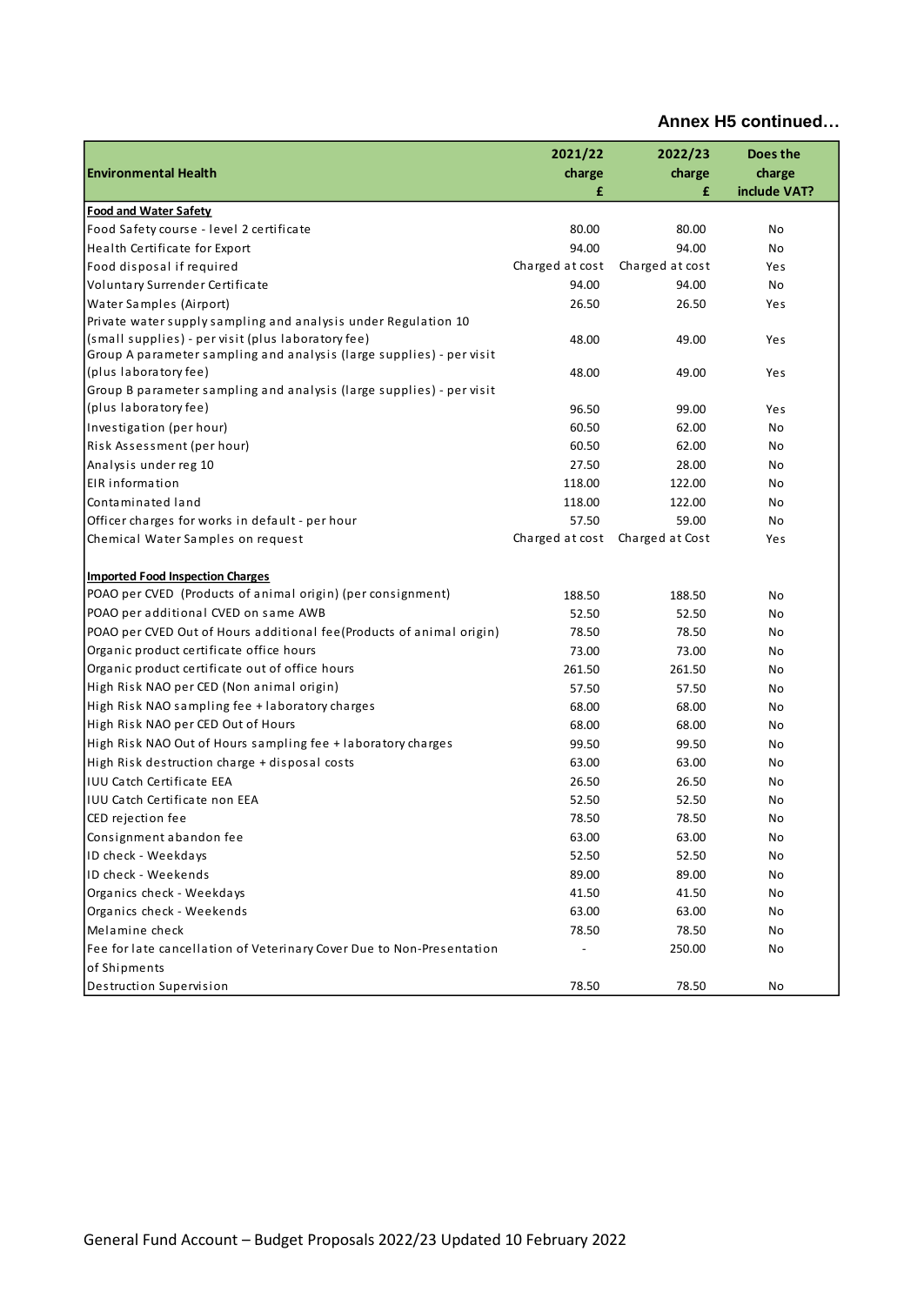**Annex H5 continued…**

| Environmental Health | 2021/22 charge £ | 2022/23 charge £ | Does the charge include VAT? |
|---|---|---|---|
| **Food and Water Safety** | | | |
| Food Safety course - level 2 certificate | 80.00 | 80.00 | No |
| Health Certificate for Export | 94.00 | 94.00 | No |
| Food disposal if required | Charged at cost | Charged at cost | Yes |
| Voluntary Surrender Certificate | 94.00 | 94.00 | No |
| Water Samples (Airport) | 26.50 | 26.50 | Yes |
| Private water supply sampling and analysis under Regulation 10 (small supplies) - per visit (plus laboratory fee) | 48.00 | 49.00 | Yes |
| Group A parameter sampling and analysis (large supplies) - per visit (plus laboratory fee) | 48.00 | 49.00 | Yes |
| Group B parameter sampling and analysis (large supplies) - per visit (plus laboratory fee) | 96.50 | 99.00 | Yes |
| Investigation (per hour) | 60.50 | 62.00 | No |
| Risk Assessment (per hour) | 60.50 | 62.00 | No |
| Analysis under reg 10 | 27.50 | 28.00 | No |
| EIR information | 118.00 | 122.00 | No |
| Contaminated land | 118.00 | 122.00 | No |
| Officer charges for works in default - per hour | 57.50 | 59.00 | No |
| Chemical Water Samples on request | Charged at cost | Charged at Cost | Yes |
| | | | |
| **Imported Food Inspection Charges** | | | |
| POAO per CVED (Products of animal origin) (per consignment) | 188.50 | 188.50 | No |
| POAO per additional CVED on same AWB | 52.50 | 52.50 | No |
| POAO per CVED Out of Hours additional fee(Products of animal origin) | 78.50 | 78.50 | No |
| Organic product certificate office hours | 73.00 | 73.00 | No |
| Organic product certificate out of office hours | 261.50 | 261.50 | No |
| High Risk NAO per CED (Non animal origin) | 57.50 | 57.50 | No |
| High Risk NAO sampling fee + laboratory charges | 68.00 | 68.00 | No |
| High Risk NAO per CED Out of Hours | 68.00 | 68.00 | No |
| High Risk NAO Out of Hours sampling fee + laboratory charges | 99.50 | 99.50 | No |
| High Risk destruction charge + disposal costs | 63.00 | 63.00 | No |
| IUU Catch Certificate EEA | 26.50 | 26.50 | No |
| IUU Catch Certificate non EEA | 52.50 | 52.50 | No |
| CED rejection fee | 78.50 | 78.50 | No |
| Consignment abandon fee | 63.00 | 63.00 | No |
| ID check - Weekdays | 52.50 | 52.50 | No |
| ID check - Weekends | 89.00 | 89.00 | No |
| Organics check - Weekdays | 41.50 | 41.50 | No |
| Organics check - Weekends | 63.00 | 63.00 | No |
| Melamine check | 78.50 | 78.50 | No |
| Fee for late cancellation of Veterinary Cover Due to Non-Presentation of Shipments | - | 250.00 | No |
| Destruction Supervision | 78.50 | 78.50 | No |

General Fund Account – Budget Proposals 2022/23 Updated 10 February 2022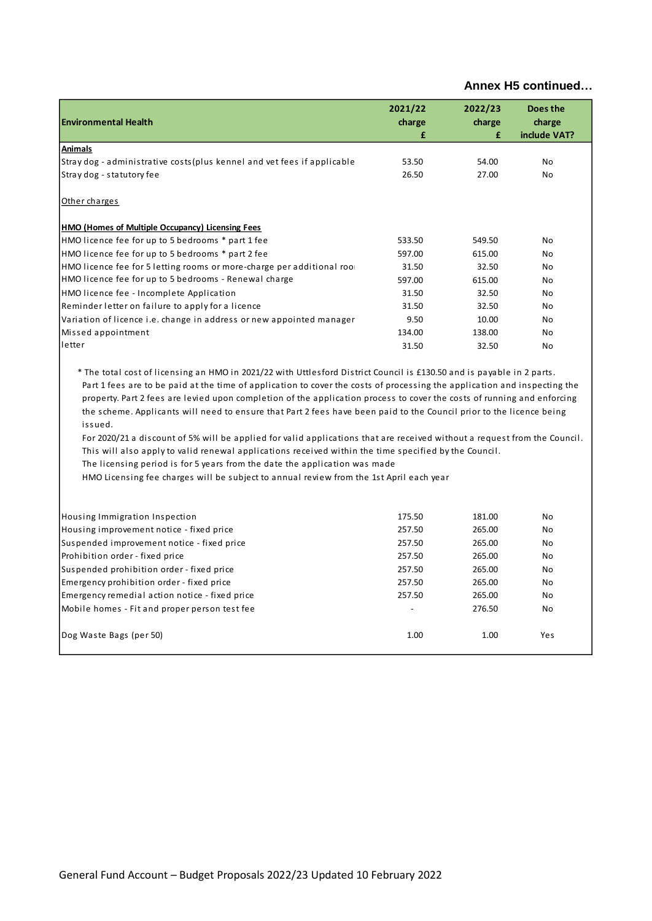**Annex H5 continued…**

| Environmental Health | 2021/22 charge £ | 2022/23 charge £ | Does the charge include VAT? |
|---|---|---|---|
| **Animals** | | | |
| Stray dog - administrative costs(plus kennel and vet fees if applicable | 53.50 | 54.00 | No |
| Stray dog - statutory fee | 26.50 | 27.00 | No |
| Other charges | | | |
| **HMO (Homes of Multiple Occupancy) Licensing Fees** | | | |
| HMO licence fee for up to 5 bedrooms * part 1 fee | 533.50 | 549.50 | No |
| HMO licence fee for up to 5 bedrooms * part 2 fee | 597.00 | 615.00 | No |
| HMO licence fee for 5 letting rooms or more-charge per additional roo | 31.50 | 32.50 | No |
| HMO licence fee for up to 5 bedrooms - Renewal charge | 597.00 | 615.00 | No |
| HMO licence fee - Incomplete Application | 31.50 | 32.50 | No |
| Reminder letter on failure to apply for a licence | 31.50 | 32.50 | No |
| Variation of licence i.e. change in address or new appointed manager | 9.50 | 10.00 | No |
| Missed appointment | 134.00 | 138.00 | No |
| letter | 31.50 | 32.50 | No |

\* The total cost of licensing an HMO in 2021/22 with Uttlesford District Council is £130.50 and is payable in 2 parts. Part 1 fees are to be paid at the time of application to cover the costs of processing the application and inspecting the property. Part 2 fees are levied upon completion of the application process to cover the costs of running and enforcing the scheme. Applicants will need to ensure that Part 2 fees have been paid to the Council prior to the licence being issued.

For 2020/21 a discount of 5% will be applied for valid applications that are received without a request from the Council. This will also apply to valid renewal applications received within the time specified by the Council.

The licensing period is for 5 years from the date the application was made

HMO Licensing fee charges will be subject to annual review from the 1st April each year

| Environmental Health | 2021/22 charge £ | 2022/23 charge £ | Does the charge include VAT? |
|---|---|---|---|
| Housing Immigration Inspection | 175.50 | 181.00 | No |
| Housing improvement notice - fixed price | 257.50 | 265.00 | No |
| Suspended improvement notice - fixed price | 257.50 | 265.00 | No |
| Prohibition order - fixed price | 257.50 | 265.00 | No |
| Suspended prohibition order - fixed price | 257.50 | 265.00 | No |
| Emergency prohibition order - fixed price | 257.50 | 265.00 | No |
| Emergency remedial action notice - fixed price | 257.50 | 265.00 | No |
| Mobile homes - Fit and proper person test fee | - | 276.50 | No |
| Dog Waste Bags (per 50) | 1.00 | 1.00 | Yes |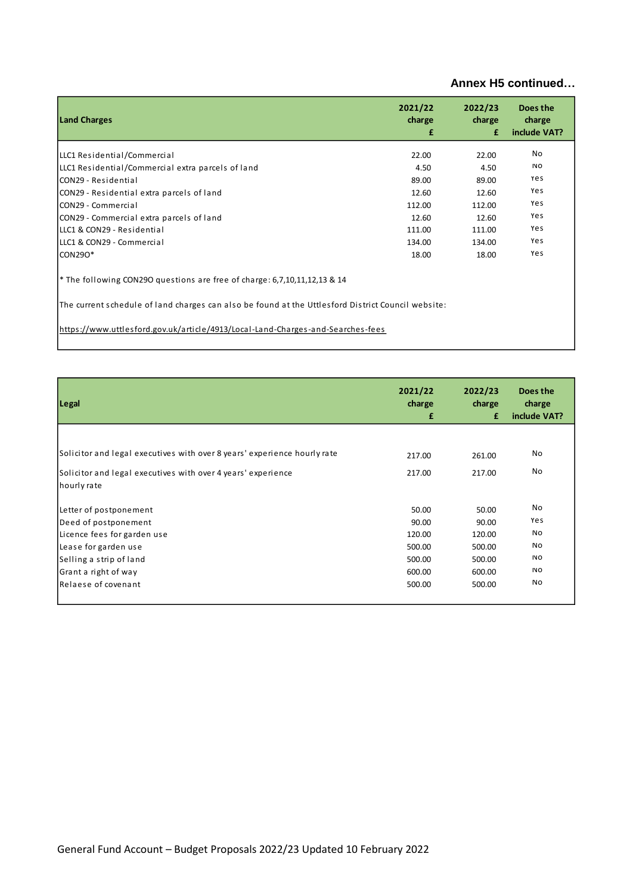**Annex H5 continued…**

| Land Charges | 2021/22 charge £ | 2022/23 charge £ | Does the charge include VAT? |
|---|---|---|---|
| LLC1 Residential/Commercial | 22.00 | 22.00 | No |
| LLC1 Residential/Commercial extra parcels of land | 4.50 | 4.50 | No |
| CON29 - Residential | 89.00 | 89.00 | Yes |
| CON29 - Residential extra parcels of land | 12.60 | 12.60 | Yes |
| CON29 - Commercial | 112.00 | 112.00 | Yes |
| CON29 - Commercial extra parcels of land | 12.60 | 12.60 | Yes |
| LLC1 & CON29 - Residential | 111.00 | 111.00 | Yes |
| LLC1 & CON29 - Commercial | 134.00 | 134.00 | Yes |
| CON29O* | 18.00 | 18.00 | Yes |

* The following CON29O questions are free of charge: 6,7,10,11,12,13 & 14

The current schedule of land charges can also be found at the Uttlesford District Council website:

https://www.uttlesford.gov.uk/article/4913/Local-Land-Charges-and-Searches-fees

| Legal | 2021/22 charge £ | 2022/23 charge £ | Does the charge include VAT? |
|---|---|---|---|
| Solicitor and legal executives with over 8 years' experience hourly rate | 217.00 | 261.00 | No |
| Solicitor and legal executives with over 4 years' experience hourly rate | 217.00 | 217.00 | No |
| Letter of postponement | 50.00 | 50.00 | No |
| Deed of postponement | 90.00 | 90.00 | Yes |
| Licence fees for garden use | 120.00 | 120.00 | No |
| Lease for garden use | 500.00 | 500.00 | No |
| Selling a strip of land | 500.00 | 500.00 | No |
| Grant a right of way | 600.00 | 600.00 | No |
| Relaese of covenant | 500.00 | 500.00 | No |

General Fund Account – Budget Proposals 2022/23 Updated 10 February 2022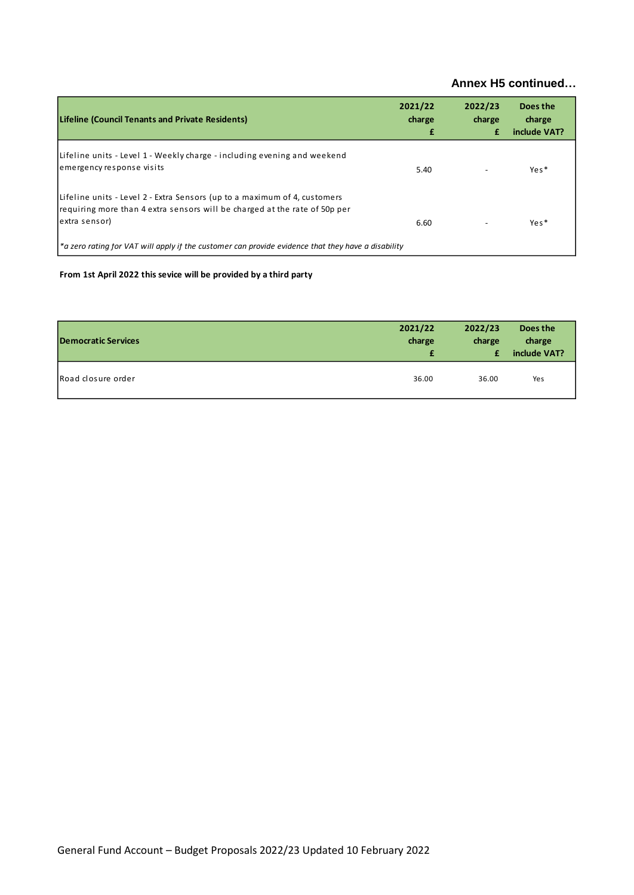**Annex H5 continued…**

| Lifeline (Council Tenants and Private Residents) | 2021/22 charge £ | 2022/23 charge £ | Does the charge include VAT? |
|---|---|---|---|
| Lifeline units - Level 1 - Weekly charge - including evening and weekend emergency response visits | 5.40 | - | Yes* |
| Lifeline units - Level 2 - Extra Sensors (up to a maximum of 4, customers requiring more than 4 extra sensors will be charged at the rate of 50p per extra sensor) | 6.60 | - | Yes* |
| *\*a zero rating for VAT will apply if the customer can provide evidence that they have a disability* | | | |

**From 1st April 2022 this sevice will be provided by a third party**

| Democratic Services | 2021/22 charge £ | 2022/23 charge £ | Does the charge include VAT? |
|---|---|---|---|
| Road closure order | 36.00 | 36.00 | Yes |

General Fund Account – Budget Proposals 2022/23 Updated 10 February 2022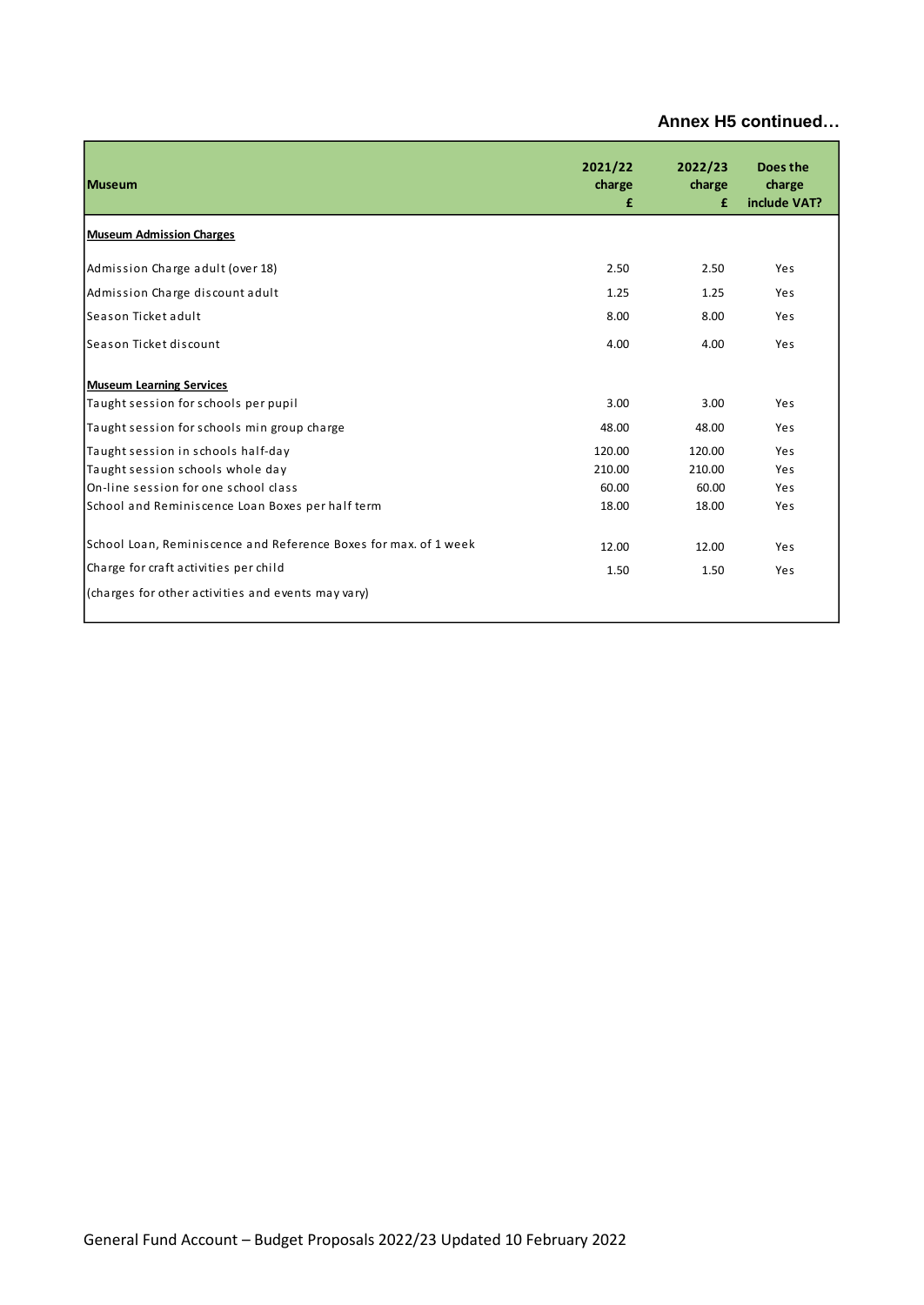**Annex H5 continued…**

| Museum | 2021/22 charge £ | 2022/23 charge £ | Does the charge include VAT? |
|---|---|---|---|
| **Museum Admission Charges** | | | |
| Admission Charge adult (over 18) | 2.50 | 2.50 | Yes |
| Admission Charge discount adult | 1.25 | 1.25 | Yes |
| Season Ticket adult | 8.00 | 8.00 | Yes |
| Season Ticket discount | 4.00 | 4.00 | Yes |
| **Museum Learning Services** | | | |
| Taught session for schools per pupil | 3.00 | 3.00 | Yes |
| Taught session for schools min group charge | 48.00 | 48.00 | Yes |
| Taught session in schools half-day | 120.00 | 120.00 | Yes |
| Taught session schools whole day | 210.00 | 210.00 | Yes |
| On-line session for one school class | 60.00 | 60.00 | Yes |
| School and Reminiscence Loan Boxes per half term | 18.00 | 18.00 | Yes |
| School Loan, Reminiscence and Reference Boxes for max. of 1 week | 12.00 | 12.00 | Yes |
| Charge for craft activities per child | 1.50 | 1.50 | Yes |
| (charges for other activities and events may vary) | | | |

General Fund Account – Budget Proposals 2022/23 Updated 10 February 2022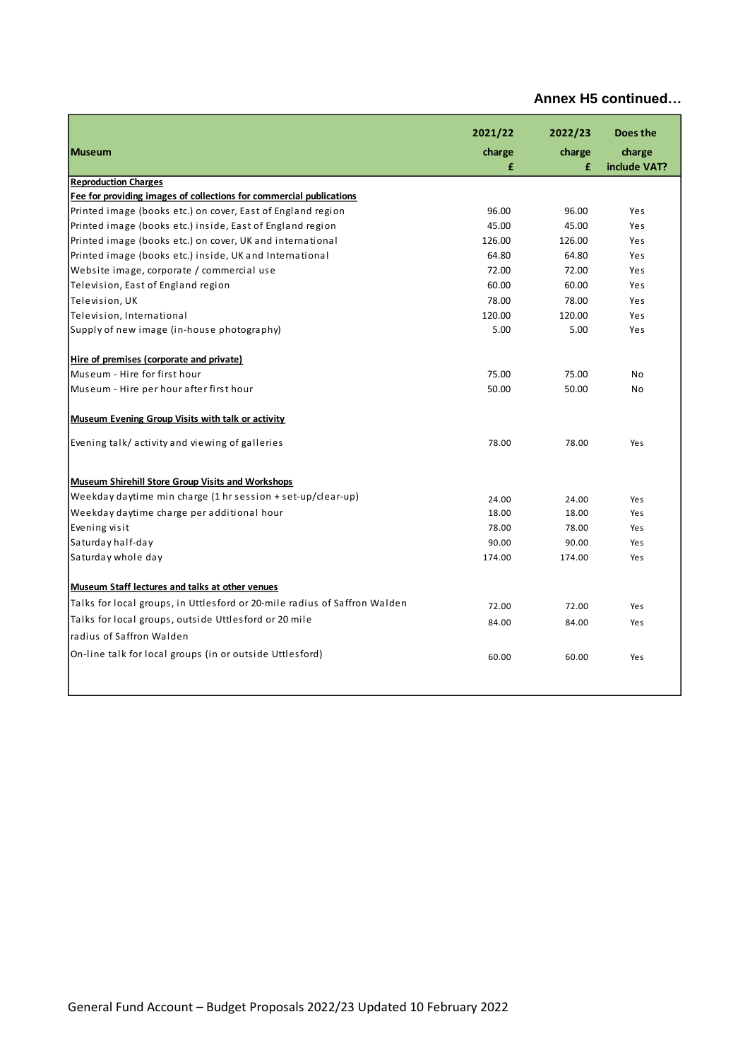**Annex H5 continued…**

| Museum | 2021/22 charge £ | 2022/23 charge £ | Does the charge include VAT? |
|---|---|---|---|
| **Reproduction Charges** | | | |
| **Fee for providing images of collections for commercial publications** | | | |
| Printed image (books etc.) on cover, East of England region | 96.00 | 96.00 | Yes |
| Printed image (books etc.) inside, East of England region | 45.00 | 45.00 | Yes |
| Printed image (books etc.) on cover, UK and international | 126.00 | 126.00 | Yes |
| Printed image (books etc.) inside, UK and International | 64.80 | 64.80 | Yes |
| Website image, corporate / commercial use | 72.00 | 72.00 | Yes |
| Television, East of England region | 60.00 | 60.00 | Yes |
| Television, UK | 78.00 | 78.00 | Yes |
| Television, International | 120.00 | 120.00 | Yes |
| Supply of new image (in-house photography) | 5.00 | 5.00 | Yes |
| | | | |
| **Hire of premises (corporate and private)** | | | |
| Museum - Hire for first hour | 75.00 | 75.00 | No |
| Museum - Hire per hour after first hour | 50.00 | 50.00 | No |
| | | | |
| **Museum Evening Group Visits with talk or activity** | | | |
| Evening talk/ activity and viewing of galleries | 78.00 | 78.00 | Yes |
| | | | |
| **Museum Shirehill Store Group Visits and Workshops** | | | |
| Weekday daytime min charge (1 hr session + set-up/clear-up) | 24.00 | 24.00 | Yes |
| Weekday daytime charge per additional hour | 18.00 | 18.00 | Yes |
| Evening visit | 78.00 | 78.00 | Yes |
| Saturday half-day | 90.00 | 90.00 | Yes |
| Saturday whole day | 174.00 | 174.00 | Yes |
| | | | |
| **Museum Staff lectures and talks at other venues** | | | |
| Talks for local groups, in Uttlesford or 20-mile radius of Saffron Walden | 72.00 | 72.00 | Yes |
| Talks for local groups, outside Uttlesford or 20 mile radius of Saffron Walden | 84.00 | 84.00 | Yes |
| On-line talk for local groups (in or outside Uttlesford) | 60.00 | 60.00 | Yes |

General Fund Account – Budget Proposals 2022/23 Updated 10 February 2022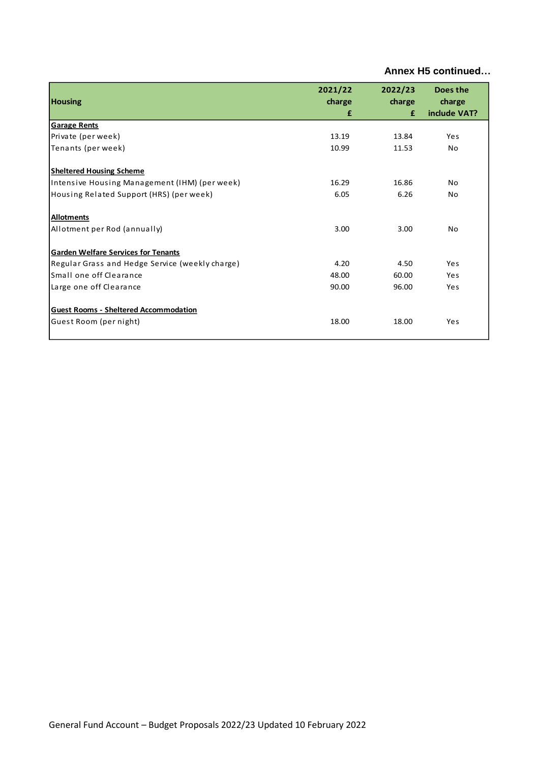**Annex H5 continued…**

| Housing | 2021/22 charge £ | 2022/23 charge £ | Does the charge include VAT? |
|---|---|---|---|
| **Garage Rents** | | | |
| Private (per week) | 13.19 | 13.84 | Yes |
| Tenants (per week) | 10.99 | 11.53 | No |
| | | | |
| **Sheltered Housing Scheme** | | | |
| Intensive Housing Management (IHM) (per week) | 16.29 | 16.86 | No |
| Housing Related Support (HRS) (per week) | 6.05 | 6.26 | No |
| | | | |
| **Allotments** | | | |
| Allotment per Rod (annually) | 3.00 | 3.00 | No |
| | | | |
| **Garden Welfare Services for Tenants** | | | |
| Regular Grass and Hedge Service (weekly charge) | 4.20 | 4.50 | Yes |
| Small one off Clearance | 48.00 | 60.00 | Yes |
| Large one off Clearance | 90.00 | 96.00 | Yes |
| | | | |
| **Guest Rooms - Sheltered Accommodation** | | | |
| Guest Room (per night) | 18.00 | 18.00 | Yes |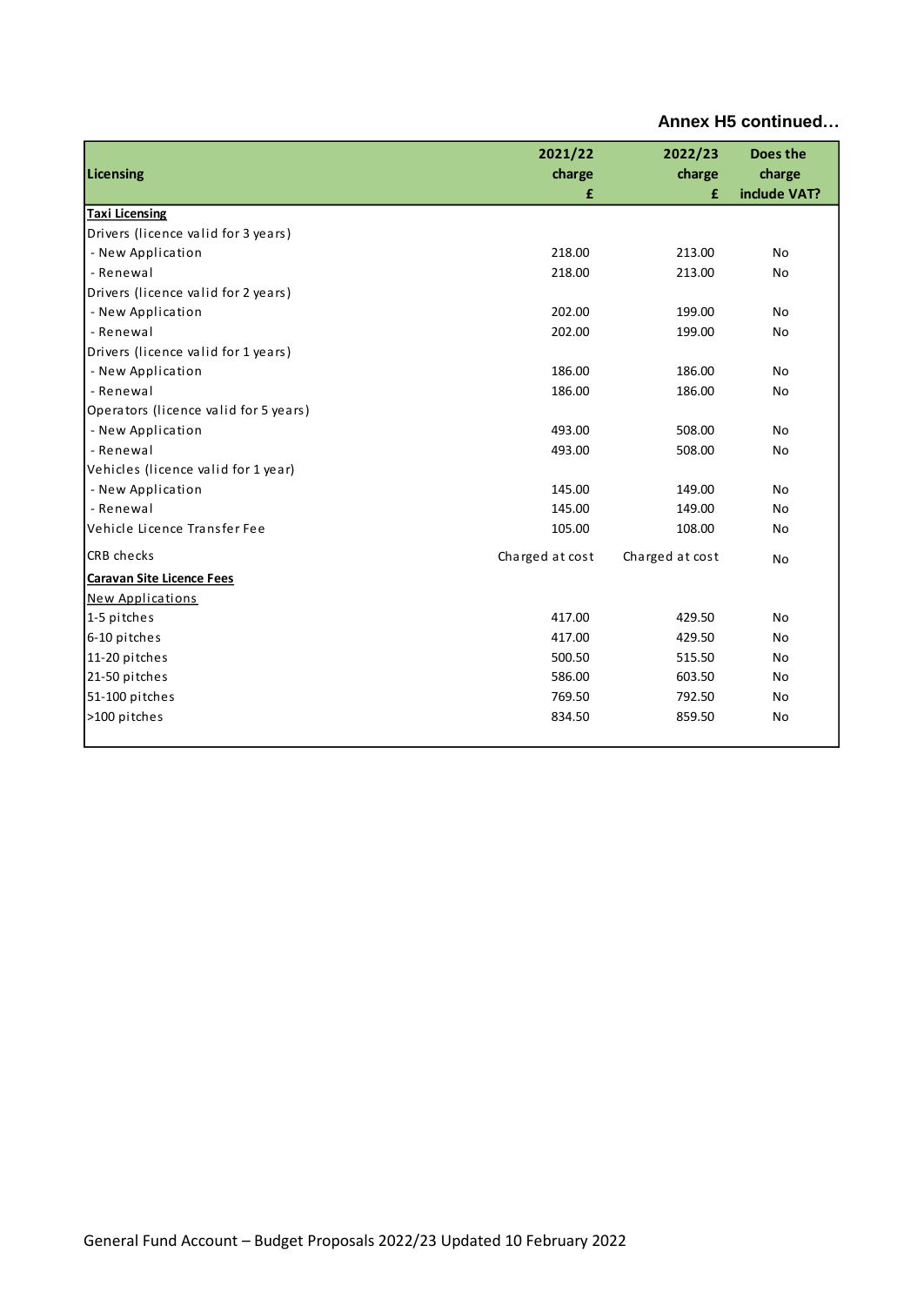**Annex H5 continued…**

| Licensing | 2021/22 charge £ | 2022/23 charge £ | Does the charge include VAT? |
|---|---|---|---|
| **<u>Taxi Licensing</u>** | | | |
| Drivers (licence valid for 3 years) | | | |
| - New Application | 218.00 | 213.00 | No |
| - Renewal | 218.00 | 213.00 | No |
| Drivers (licence valid for 2 years) | | | |
| - New Application | 202.00 | 199.00 | No |
| - Renewal | 202.00 | 199.00 | No |
| Drivers (licence valid for 1 years) | | | |
| - New Application | 186.00 | 186.00 | No |
| - Renewal | 186.00 | 186.00 | No |
| Operators (licence valid for 5 years) | | | |
| - New Application | 493.00 | 508.00 | No |
| - Renewal | 493.00 | 508.00 | No |
| Vehicles (licence valid for 1 year) | | | |
| - New Application | 145.00 | 149.00 | No |
| - Renewal | 145.00 | 149.00 | No |
| Vehicle Licence Transfer Fee | 105.00 | 108.00 | No |
| CRB checks | Charged at cost | Charged at cost | No |
| **<u>Caravan Site Licence Fees</u>** | | | |
| <u>New Applications</u> | | | |
| 1-5 pitches | 417.00 | 429.50 | No |
| 6-10 pitches | 417.00 | 429.50 | No |
| 11-20 pitches | 500.50 | 515.50 | No |
| 21-50 pitches | 586.00 | 603.50 | No |
| 51-100 pitches | 769.50 | 792.50 | No |
| >100 pitches | 834.50 | 859.50 | No |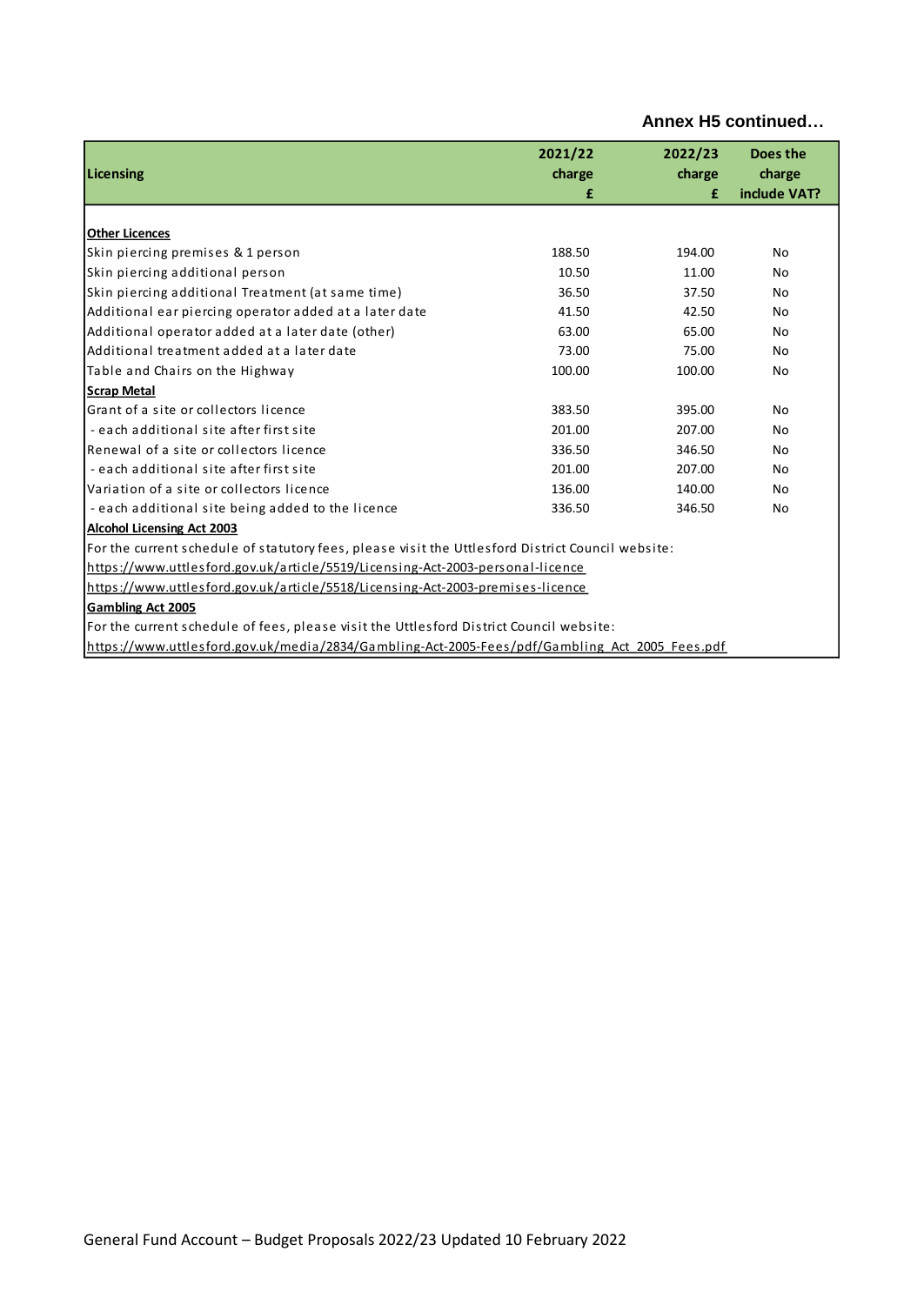**Annex H5 continued…**

| Licensing | 2021/22 charge £ | 2022/23 charge £ | Does the charge include VAT? |
|---|---|---|---|
| **Other Licences** | | | |
| Skin piercing premises & 1 person | 188.50 | 194.00 | No |
| Skin piercing additional person | 10.50 | 11.00 | No |
| Skin piercing additional Treatment (at same time) | 36.50 | 37.50 | No |
| Additional ear piercing operator added at a later date | 41.50 | 42.50 | No |
| Additional operator added at a later date (other) | 63.00 | 65.00 | No |
| Additional treatment added at a later date | 73.00 | 75.00 | No |
| Table and Chairs on the Highway | 100.00 | 100.00 | No |
| **Scrap Metal** | | | |
| Grant of a site or collectors licence | 383.50 | 395.00 | No |
| - each additional site after first site | 201.00 | 207.00 | No |
| Renewal of a site or collectors licence | 336.50 | 346.50 | No |
| - each additional site after first site | 201.00 | 207.00 | No |
| Variation of a site or collectors licence | 136.00 | 140.00 | No |
| - each additional site being added to the licence | 336.50 | 346.50 | No |
| **Alcohol Licensing Act 2003** | | | |
| For the current schedule of statutory fees, please visit the Uttlesford District Council website: | | | |
| https://www.uttlesford.gov.uk/article/5519/Licensing-Act-2003-personal-licence | | | |
| https://www.uttlesford.gov.uk/article/5518/Licensing-Act-2003-premises-licence | | | |
| **Gambling Act 2005** | | | |
| For the current schedule of fees, please visit the Uttlesford District Council website: | | | |
| https://www.uttlesford.gov.uk/media/2834/Gambling-Act-2005-Fees/pdf/Gambling_Act_2005_Fees.pdf | | | |

General Fund Account – Budget Proposals 2022/23 Updated 10 February 2022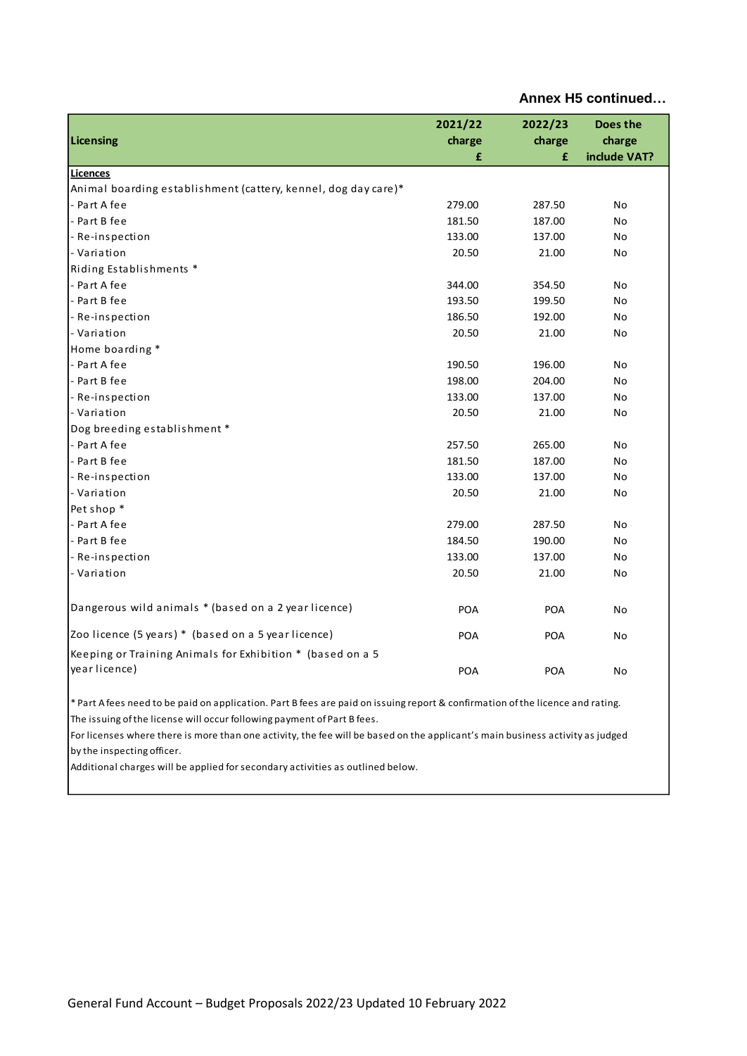**Annex H5 continued…**

| Licensing | 2021/22 charge £ | 2022/23 charge £ | Does the charge include VAT? |
|---|---|---|---|
| **Licences** | | | |
| Animal boarding establishment (cattery, kennel, dog day care)* | | | |
| - Part A fee | 279.00 | 287.50 | No |
| - Part B fee | 181.50 | 187.00 | No |
| - Re-inspection | 133.00 | 137.00 | No |
| - Variation | 20.50 | 21.00 | No |
| Riding Establishments * | | | |
| - Part A fee | 344.00 | 354.50 | No |
| - Part B fee | 193.50 | 199.50 | No |
| - Re-inspection | 186.50 | 192.00 | No |
| - Variation | 20.50 | 21.00 | No |
| Home boarding * | | | |
| - Part A fee | 190.50 | 196.00 | No |
| - Part B fee | 198.00 | 204.00 | No |
| - Re-inspection | 133.00 | 137.00 | No |
| - Variation | 20.50 | 21.00 | No |
| Dog breeding establishment * | | | |
| - Part A fee | 257.50 | 265.00 | No |
| - Part B fee | 181.50 | 187.00 | No |
| - Re-inspection | 133.00 | 137.00 | No |
| - Variation | 20.50 | 21.00 | No |
| Pet shop * | | | |
| - Part A fee | 279.00 | 287.50 | No |
| - Part B fee | 184.50 | 190.00 | No |
| - Re-inspection | 133.00 | 137.00 | No |
| - Variation | 20.50 | 21.00 | No |
| Dangerous wild animals * (based on a 2 year licence) | POA | POA | No |
| Zoo licence (5 years) * (based on a 5 year licence) | POA | POA | No |
| Keeping or Training Animals for Exhibition * (based on a 5 year licence) | POA | POA | No |

* Part A fees need to be paid on application. Part B fees are paid on issuing report & confirmation of the licence and rating.
The issuing of the license will occur following payment of Part B fees.
For licenses where there is more than one activity, the fee will be based on the applicant's main business activity as judged by the inspecting officer.
Additional charges will be applied for secondary activities as outlined below.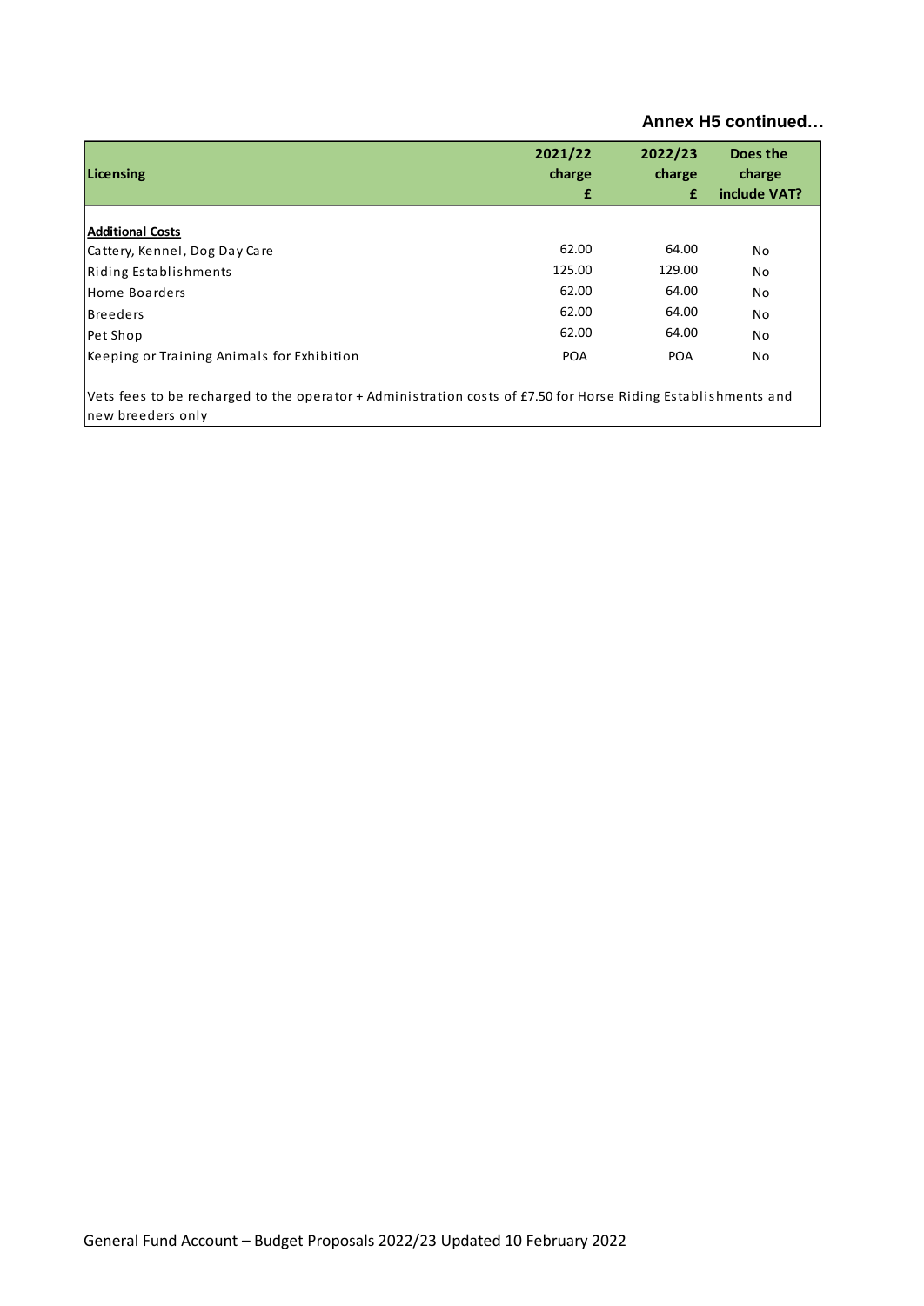**Annex H5 continued…**

| Licensing | 2021/22 charge £ | 2022/23 charge £ | Does the charge include VAT? |
|---|---|---|---|
| **Additional Costs** | | | |
| Cattery, Kennel, Dog Day Care | 62.00 | 64.00 | No |
| Riding Establishments | 125.00 | 129.00 | No |
| Home Boarders | 62.00 | 64.00 | No |
| Breeders | 62.00 | 64.00 | No |
| Pet Shop | 62.00 | 64.00 | No |
| Keeping or Training Animals for Exhibition | POA | POA | No |
| Vets fees to be recharged to the operator + Administration costs of £7.50 for Horse Riding Establishments and new breeders only | | | |

General Fund Account – Budget Proposals 2022/23 Updated 10 February 2022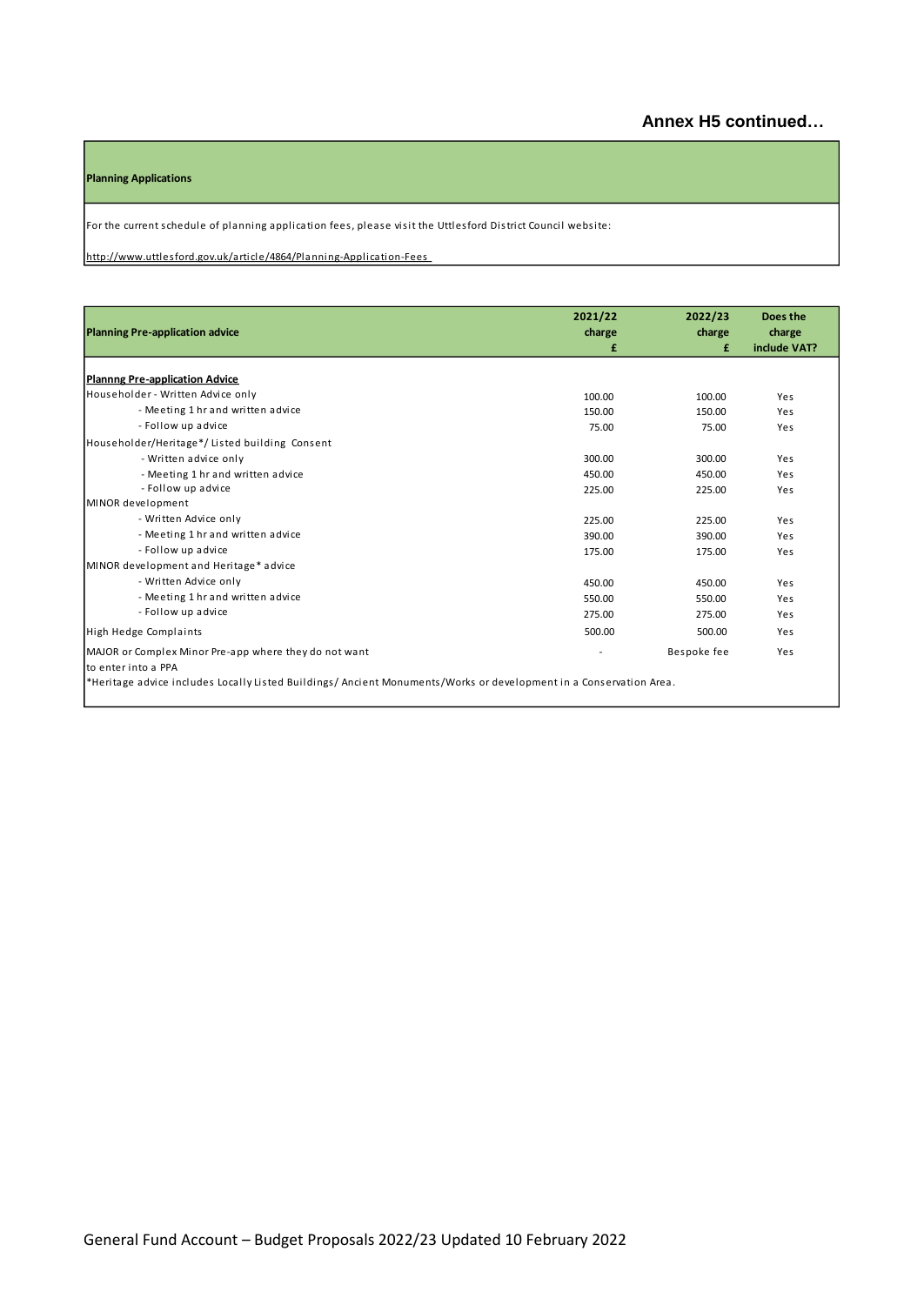**Annex H5 continued…**

| Planning Applications |
|---|
| For the current schedule of planning application fees, please visit the Uttlesford District Council website: |
| http://www.uttlesford.gov.uk/article/4864/Planning-Application-Fees |

| Planning Pre-application advice | 2021/22 charge £ | 2022/23 charge £ | Does the charge include VAT? |
|---|---|---|---|
| **Plannng Pre-application Advice** | | | |
| Householder - Written Advice only | 100.00 | 100.00 | Yes |
| - Meeting 1 hr and written advice | 150.00 | 150.00 | Yes |
| - Follow up advice | 75.00 | 75.00 | Yes |
| Householder/Heritage*/ Listed building Consent | | | |
| - Written advice only | 300.00 | 300.00 | Yes |
| - Meeting 1 hr and written advice | 450.00 | 450.00 | Yes |
| - Follow up advice | 225.00 | 225.00 | Yes |
| MINOR development | | | |
| - Written Advice only | 225.00 | 225.00 | Yes |
| - Meeting 1 hr and written advice | 390.00 | 390.00 | Yes |
| - Follow up advice | 175.00 | 175.00 | Yes |
| MINOR development and Heritage* advice | | | |
| - Written Advice only | 450.00 | 450.00 | Yes |
| - Meeting 1 hr and written advice | 550.00 | 550.00 | Yes |
| - Follow up advice | 275.00 | 275.00 | Yes |
| High Hedge Complaints | 500.00 | 500.00 | Yes |
| MAJOR or Complex Minor Pre-app where they do not want to enter into a PPA | - | Bespoke fee | Yes |

*Heritage advice includes Locally Listed Buildings/ Ancient Monuments/Works or development in a Conservation Area.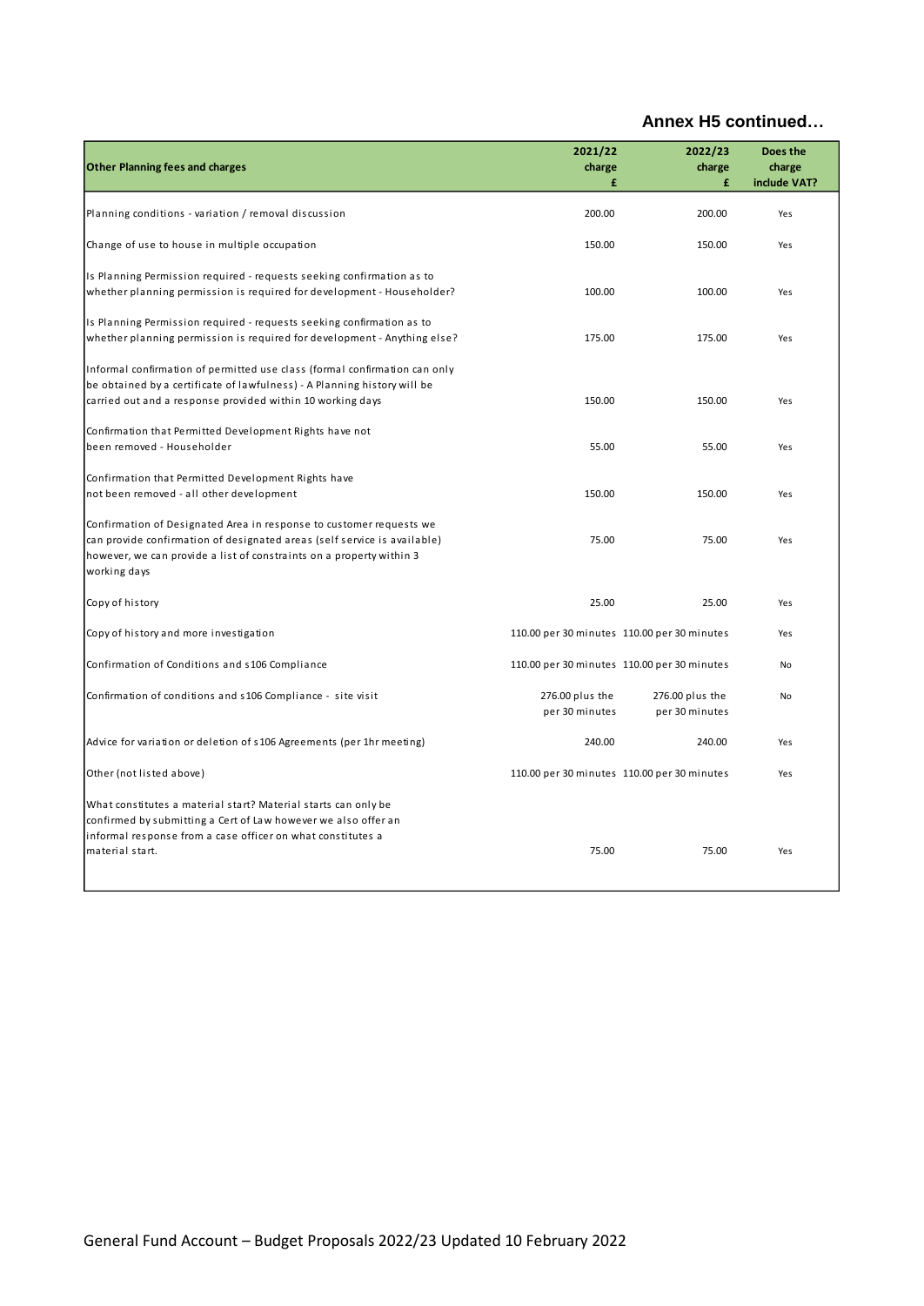**Annex H5 continued…**

| Other Planning fees and charges | 2021/22 charge £ | 2022/23 charge £ | Does the charge include VAT? |
|---|---|---|---|
| Planning conditions - variation / removal discussion | 200.00 | 200.00 | Yes |
| Change of use to house in multiple occupation | 150.00 | 150.00 | Yes |
| Is Planning Permission required - requests seeking confirmation as to whether planning permission is required for development - Householder? | 100.00 | 100.00 | Yes |
| Is Planning Permission required - requests seeking confirmation as to whether planning permission is required for development - Anything else? | 175.00 | 175.00 | Yes |
| Informal confirmation of permitted use class (formal confirmation can only be obtained by a certificate of lawfulness) - A Planning history will be carried out and a response provided within 10 working days | 150.00 | 150.00 | Yes |
| Confirmation that Permitted Development Rights have not been removed - Householder | 55.00 | 55.00 | Yes |
| Confirmation that Permitted Development Rights have not been removed - all other development | 150.00 | 150.00 | Yes |
| Confirmation of Designated Area in response to customer requests we can provide confirmation of designated areas (self service is available) however, we can provide a list of constraints on a property within 3 working days | 75.00 | 75.00 | Yes |
| Copy of history | 25.00 | 25.00 | Yes |
| Copy of history and more investigation | 110.00 per 30 minutes | 110.00 per 30 minutes | Yes |
| Confirmation of Conditions and s106 Compliance | 110.00 per 30 minutes | 110.00 per 30 minutes | No |
| Confirmation of conditions and s106 Compliance - site visit | 276.00 plus the per 30 minutes | 276.00 plus the per 30 minutes | No |
| Advice for variation or deletion of s106 Agreements (per 1hr meeting) | 240.00 | 240.00 | Yes |
| Other (not listed above) | 110.00 per 30 minutes | 110.00 per 30 minutes | Yes |
| What constitutes a material start? Material starts can only be confirmed by submitting a Cert of Law however we also offer an informal response from a case officer on what constitutes a material start. | 75.00 | 75.00 | Yes |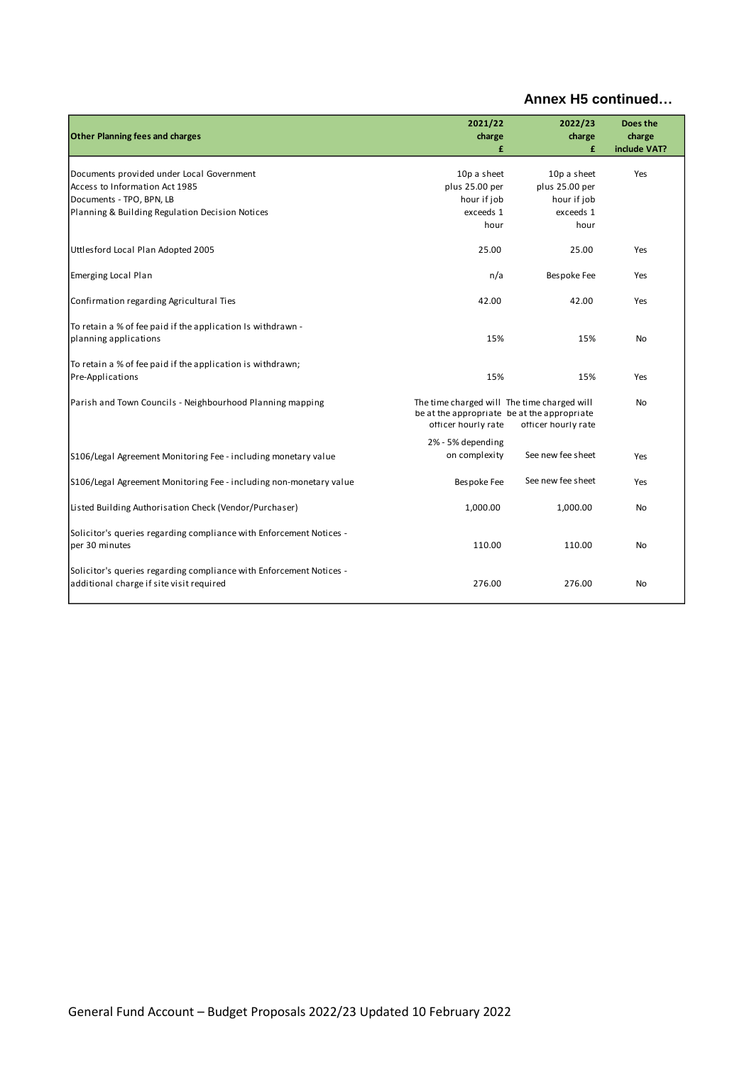## Annex H5 continued…

| Other Planning fees and charges | 2021/22 charge £ | 2022/23 charge £ | Does the charge include VAT? |
|---|---|---|---|
| Documents provided under Local Government Access to Information Act 1985 Documents - TPO, BPN, LB Planning & Building Regulation Decision Notices | 10p a sheet plus 25.00 per hour if job exceeds 1 hour | 10p a sheet plus 25.00 per hour if job exceeds 1 hour | Yes |
| Uttlesford Local Plan Adopted 2005 | 25.00 | 25.00 | Yes |
| Emerging Local Plan | n/a | Bespoke Fee | Yes |
| Confirmation regarding Agricultural Ties | 42.00 | 42.00 | Yes |
| To retain a % of fee paid if the application Is withdrawn - planning applications | 15% | 15% | No |
| To retain a % of fee paid if the application is withdrawn; Pre-Applications | 15% | 15% | Yes |
| Parish and Town Councils - Neighbourhood Planning mapping | The time charged will be at the appropriate officer hourly rate | The time charged will be at the appropriate officer hourly rate | No |
| S106/Legal Agreement Monitoring Fee - including monetary value | 2% - 5% depending on complexity | See new fee sheet | Yes |
| S106/Legal Agreement Monitoring Fee - including non-monetary value | Bespoke Fee | See new fee sheet | Yes |
| Listed Building Authorisation Check (Vendor/Purchaser) | 1,000.00 | 1,000.00 | No |
| Solicitor's queries regarding compliance with Enforcement Notices - per 30 minutes | 110.00 | 110.00 | No |
| Solicitor's queries regarding compliance with Enforcement Notices - additional charge if site visit required | 276.00 | 276.00 | No |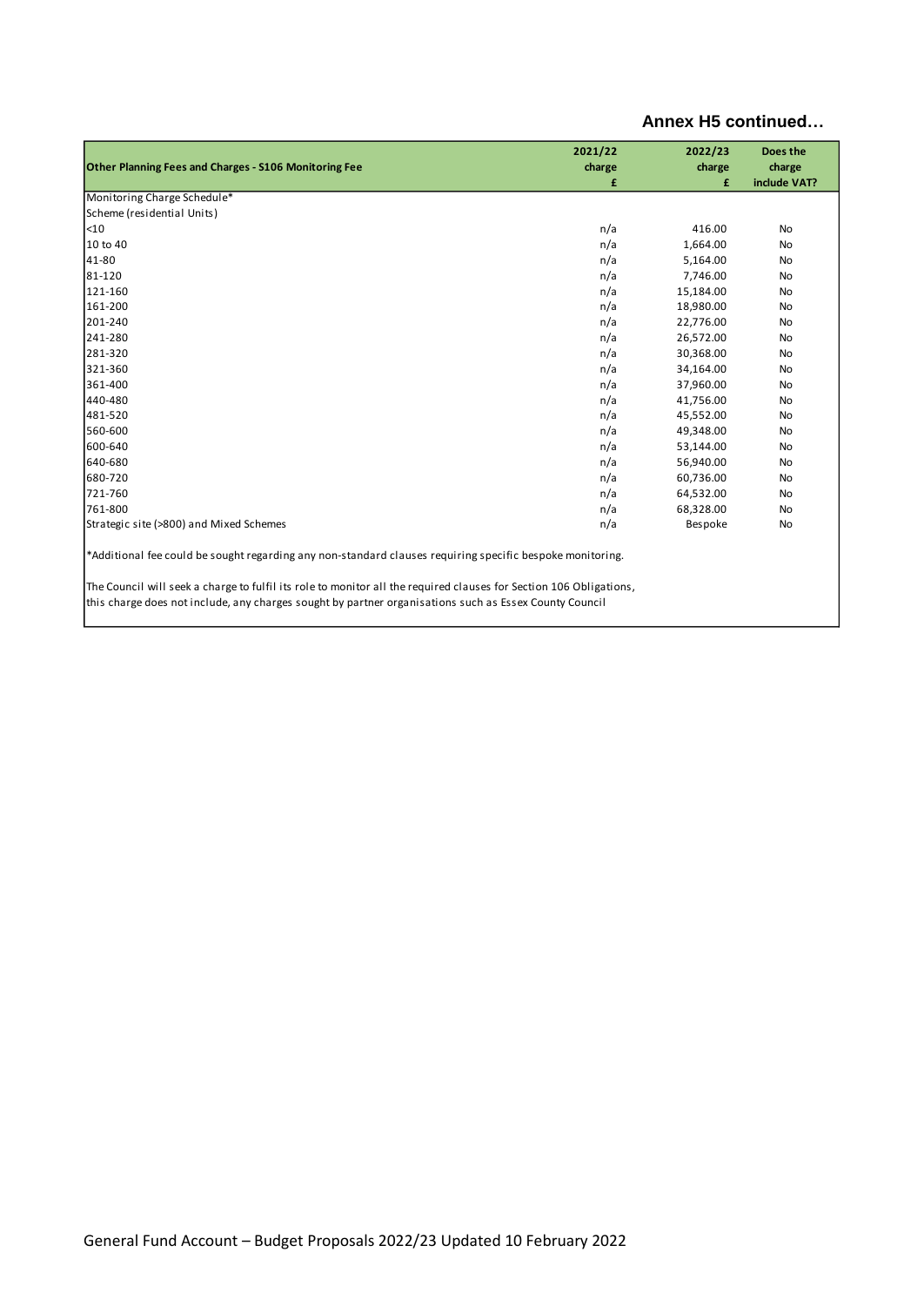**Annex H5 continued…**

| Other Planning Fees and Charges - S106 Monitoring Fee | 2021/22 charge £ | 2022/23 charge £ | Does the charge include VAT? |
|---|---|---|---|
| Monitoring Charge Schedule* | | | |
| Scheme (residential Units) | | | |
| <10 | n/a | 416.00 | No |
| 10 to 40 | n/a | 1,664.00 | No |
| 41-80 | n/a | 5,164.00 | No |
| 81-120 | n/a | 7,746.00 | No |
| 121-160 | n/a | 15,184.00 | No |
| 161-200 | n/a | 18,980.00 | No |
| 201-240 | n/a | 22,776.00 | No |
| 241-280 | n/a | 26,572.00 | No |
| 281-320 | n/a | 30,368.00 | No |
| 321-360 | n/a | 34,164.00 | No |
| 361-400 | n/a | 37,960.00 | No |
| 440-480 | n/a | 41,756.00 | No |
| 481-520 | n/a | 45,552.00 | No |
| 560-600 | n/a | 49,348.00 | No |
| 600-640 | n/a | 53,144.00 | No |
| 640-680 | n/a | 56,940.00 | No |
| 680-720 | n/a | 60,736.00 | No |
| 721-760 | n/a | 64,532.00 | No |
| 761-800 | n/a | 68,328.00 | No |
| Strategic site (>800) and Mixed Schemes | n/a | Bespoke | No |

*Additional fee could be sought regarding any non-standard clauses requiring specific bespoke monitoring.

The Council will seek a charge to fulfil its role to monitor all the required clauses for Section 106 Obligations, this charge does not include, any charges sought by partner organisations such as Essex County Council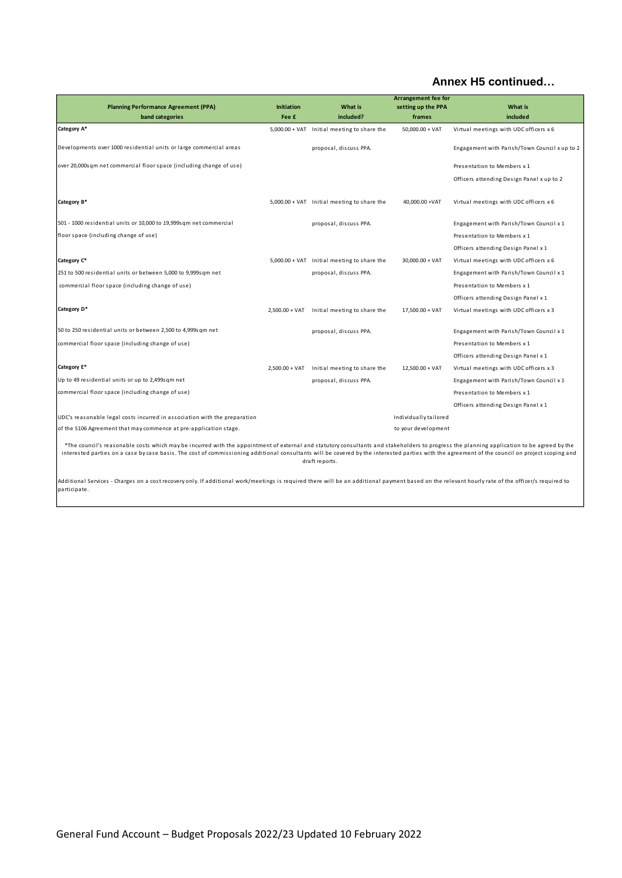## Annex H5 continued…

| Planning Performance Agreement (PPA) band categories | Initiation Fee £ | What is included? | Arrangement fee for setting up the PPA frames | What is included |
|---|---|---|---|---|
| **Category A*** | 5,000.00 + VAT | Initial meeting to share the | 50,000.00 + VAT | Virtual meetings with UDC officers x 6 |
| Developments over 1000 residential units or large commercial areas | | proposal, discuss PPA. | | Engagement with Parish/Town Council x up to 2 |
| over 20,000sqm net commercial floor space (including change of use) | | | | Presentation to Members x 1 |
| | | | | Officers attending Design Panel x up to 2 |
| **Category B*** | 5,000.00 + VAT | Initial meeting to share the | 40,000.00 +VAT | Virtual meetings with UDC officers x 6 |
| 501 - 1000 residential units or 10,000 to 19,999sqm net commercial | | proposal, discuss PPA. | | Engagement with Parish/Town Council x 1 |
| floor space (including change of use) | | | | Presentation to Members x 1 |
| | | | | Officers attending Design Panel x 1 |
| **Category C*** | 5,000.00 + VAT | Initial meeting to share the | 30,000.00 + VAT | Virtual meetings with UDC officers x 6 |
| 251 to 500 residential units or between 5,000 to 9,999sqm net | | proposal, discuss PPA. | | Engagement with Parish/Town Council x 1 |
| commercial floor space (including change of use) | | | | Presentation to Members x 1 |
| | | | | Officers attending Design Panel x 1 |
| **Category D*** | 2,500.00 + VAT | Initial meeting to share the | 17,500.00 + VAT | Virtual meetings with UDC officers x 3 |
| 50 to 250 residential units or between 2,500 to 4,999sqm net | | proposal, discuss PPA. | | Engagement with Parish/Town Council x 1 |
| commercial floor space (including change of use) | | | | Presentation to Members x 1 |
| | | | | Officers attending Design Panel x 1 |
| **Category E*** | 2,500.00 + VAT | Initial meeting to share the | 12,500.00 + VAT | Virtual meetings with UDC officers x 3 |
| Up to 49 residential units or up to 2,499sqm net | | proposal, discuss PPA. | | Engagement with Parish/Town Council x 1 |
| commercial floor space (including change of use) | | | | Presentation to Members x 1 |
| | | | | Officers attending Design Panel x 1 |
| UDC's reasonable legal costs incurred in association with the preparation | | | Individually tailored | |
| of the S106 Agreement that may commence at pre-application stage. | | | to your development | |

*The council's reasonable costs which may be incurred with the appointment of external and statutory consultants and stakeholders to progress the planning application to be agreed by the interested parties on a case by case basis. The cost of commissioning additional consultants will be covered by the interested parties with the agreement of the council on project scoping and draft reports.

Additional Services - Charges on a cost recovery only. If additional work/meetings is required there will be an additional payment based on the relevant hourly rate of the officer/s required to participate.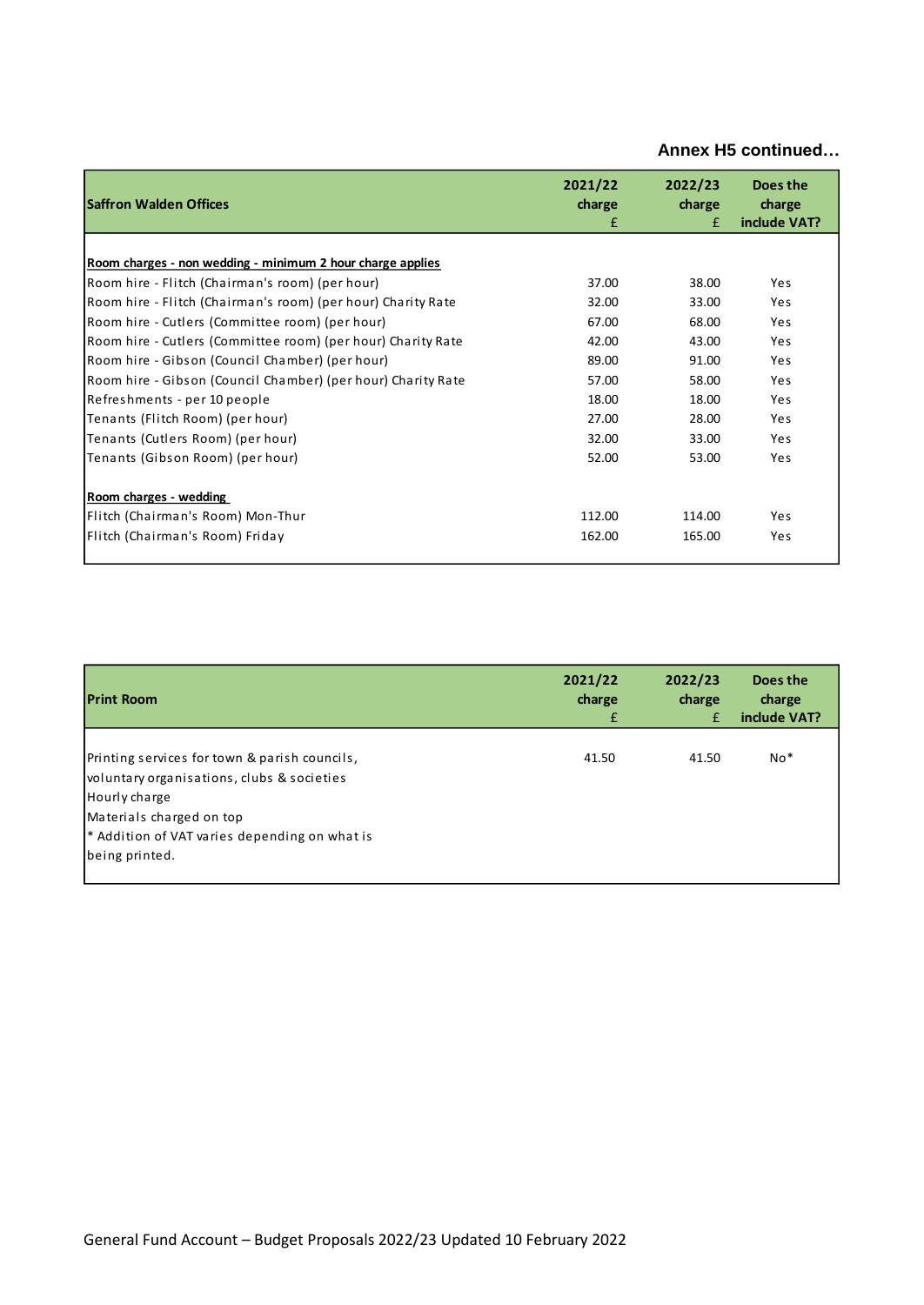**Annex H5 continued…**

| Saffron Walden Offices | 2021/22 charge £ | 2022/23 charge £ | Does the charge include VAT? |
|---|---|---|---|
| **<u>Room charges - non wedding - minimum 2 hour charge applies</u>** | | | |
| Room hire - Flitch (Chairman's room) (per hour) | 37.00 | 38.00 | Yes |
| Room hire - Flitch (Chairman's room) (per hour) Charity Rate | 32.00 | 33.00 | Yes |
| Room hire - Cutlers (Committee room) (per hour) | 67.00 | 68.00 | Yes |
| Room hire - Cutlers (Committee room) (per hour) Charity Rate | 42.00 | 43.00 | Yes |
| Room hire - Gibson (Council Chamber) (per hour) | 89.00 | 91.00 | Yes |
| Room hire - Gibson (Council Chamber) (per hour) Charity Rate | 57.00 | 58.00 | Yes |
| Refreshments - per 10 people | 18.00 | 18.00 | Yes |
| Tenants (Flitch Room) (per hour) | 27.00 | 28.00 | Yes |
| Tenants (Cutlers Room) (per hour) | 32.00 | 33.00 | Yes |
| Tenants (Gibson Room) (per hour) | 52.00 | 53.00 | Yes |
| **<u>Room charges - wedding</u>** | | | |
| Flitch (Chairman's Room) Mon-Thur | 112.00 | 114.00 | Yes |
| Flitch (Chairman's Room) Friday | 162.00 | 165.00 | Yes |

| Print Room | 2021/22 charge £ | 2022/23 charge £ | Does the charge include VAT? |
|---|---|---|---|
| Printing services for town & parish councils, voluntary organisations, clubs & societies<br>Hourly charge<br>Materials charged on top<br>* Addition of VAT varies depending on what is being printed. | 41.50 | 41.50 | No* |

General Fund Account – Budget Proposals 2022/23 Updated 10 February 2022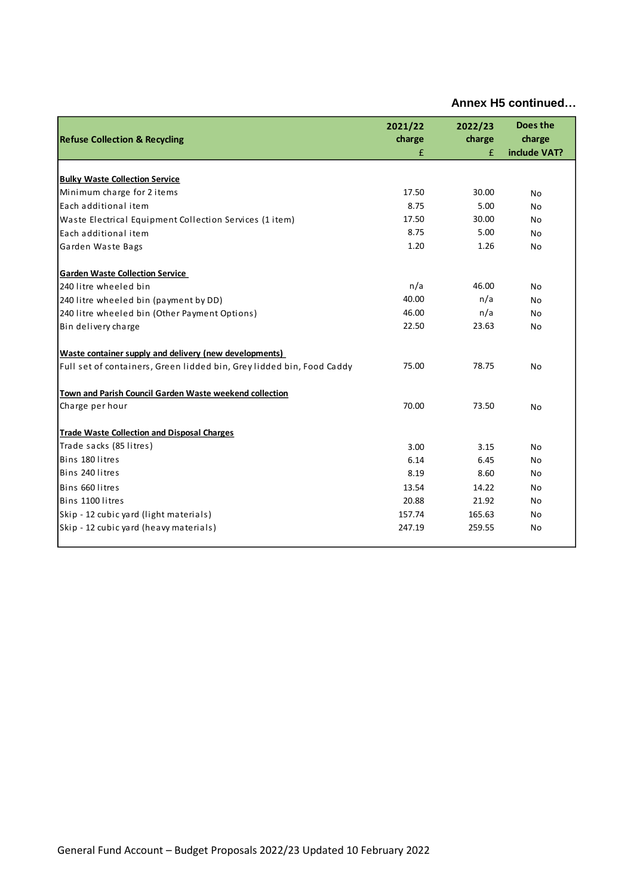**Annex H5 continued…**

| Refuse Collection & Recycling | 2021/22 charge £ | 2022/23 charge £ | Does the charge include VAT? |
|---|---|---|---|
| **Bulky Waste Collection Service** | | | |
| Minimum charge for 2 items | 17.50 | 30.00 | No |
| Each additional item | 8.75 | 5.00 | No |
| Waste Electrical Equipment Collection Services (1 item) | 17.50 | 30.00 | No |
| Each additional item | 8.75 | 5.00 | No |
| Garden Waste Bags | 1.20 | 1.26 | No |
| **Garden Waste Collection Service** | | | |
| 240 litre wheeled bin | n/a | 46.00 | No |
| 240 litre wheeled bin (payment by DD) | 40.00 | n/a | No |
| 240 litre wheeled bin (Other Payment Options) | 46.00 | n/a | No |
| Bin delivery charge | 22.50 | 23.63 | No |
| **Waste container supply and delivery (new developments)** | | | |
| Full set of containers, Green lidded bin, Grey lidded bin, Food Caddy | 75.00 | 78.75 | No |
| **Town and Parish Council Garden Waste weekend collection** | | | |
| Charge per hour | 70.00 | 73.50 | No |
| **Trade Waste Collection and Disposal Charges** | | | |
| Trade sacks (85 litres) | 3.00 | 3.15 | No |
| Bins 180 litres | 6.14 | 6.45 | No |
| Bins 240 litres | 8.19 | 8.60 | No |
| Bins 660 litres | 13.54 | 14.22 | No |
| Bins 1100 litres | 20.88 | 21.92 | No |
| Skip - 12 cubic yard (light materials) | 157.74 | 165.63 | No |
| Skip - 12 cubic yard (heavy materials) | 247.19 | 259.55 | No |